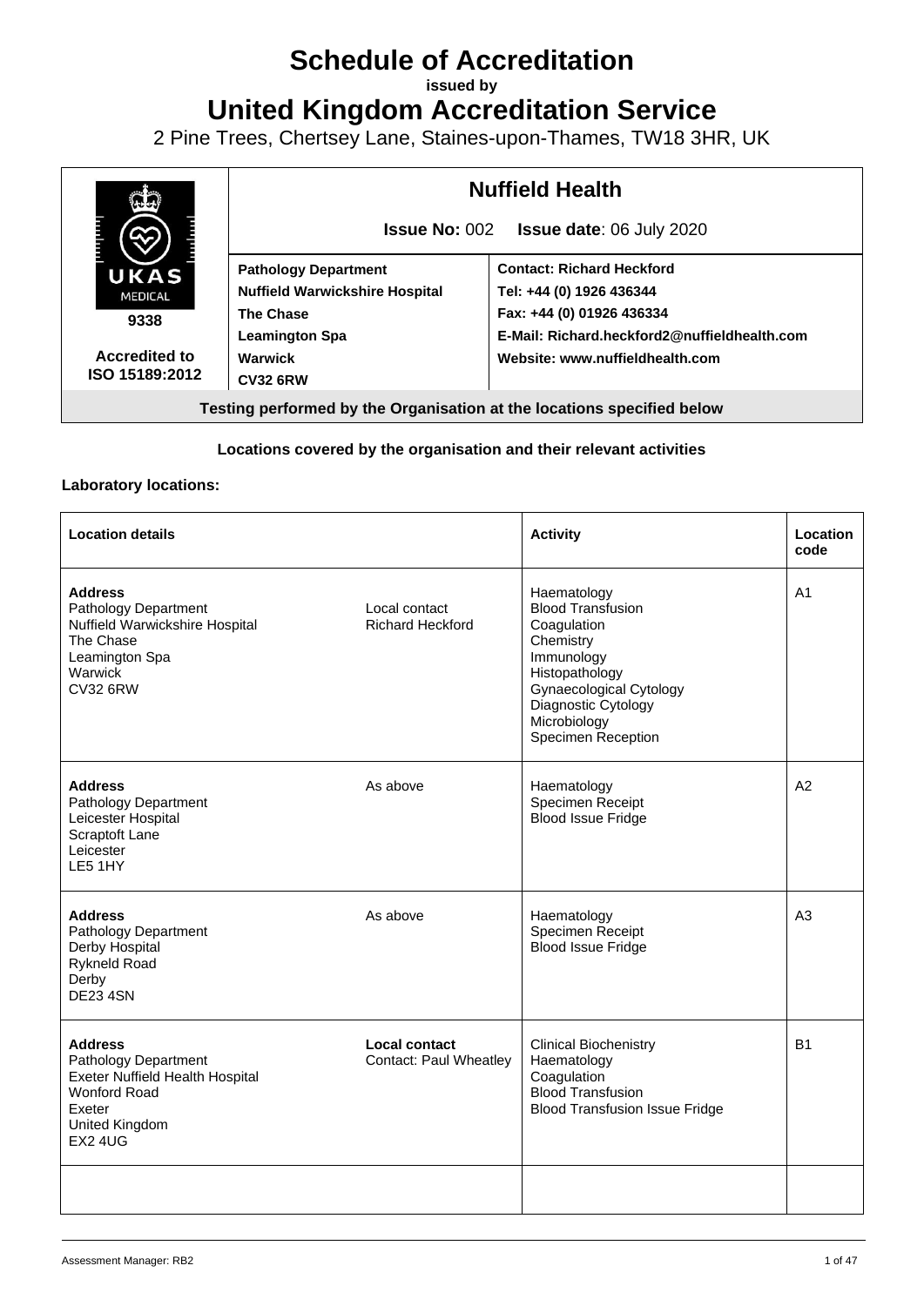# Schedule of Accreditation

**issued by**

# United Kingdom Accreditation Service

2 Pine Trees, Chertsey Lane, Staines-upon-Thames, TW18 3HR, UK

| UKAS MEDICAL 9338 **Accredited to ISO 15189:2012** | **Nuffield Health** **Issue No:** 002 **Issue date**: 06 July 2020 | |
|---|---|---|
| | **Pathology Department** **Nuffield Warwickshire Hospital** **The Chase** **Leamington Spa** **Warwick** **CV32 6RW** | **Contact: Richard Heckford** **Tel: +44 (0) 1926 436344** **Fax: +44 (0) 01926 436334** **E-Mail: Richard.heckford2@nuffieldhealth.com** **Website: www.nuffieldhealth.com** |

**Testing performed by the Organisation at the locations specified below**

**Locations covered by the organisation and their relevant activities**

**Laboratory locations:**

| Location details | | Activity | Location code |
|---|---|---|---|
| **Address** Pathology Department Nuffield Warwickshire Hospital The Chase Leamington Spa Warwick CV32 6RW | Local contact Richard Heckford | Haematology Blood Transfusion Coagulation Chemistry Immunology Histopathology Gynaecological Cytology Diagnostic Cytology Microbiology Specimen Reception | A1 |
| **Address** Pathology Department Leicester Hospital Scraptoft Lane Leicester LE5 1HY | As above | Haematology Specimen Receipt Blood Issue Fridge | A2 |
| **Address** Pathology Department Derby Hospital Rykneld Road Derby DE23 4SN | As above | Haematology Specimen Receipt Blood Issue Fridge | A3 |
| **Address** Pathology Department Exeter Nuffield Health Hospital Wonford Road Exeter United Kingdom EX2 4UG | **Local contact** Contact: Paul Wheatley | Clinical Biochenistry Haematology Coagulation Blood Transfusion Blood Transfusion Issue Fridge | B1 |
| | | | |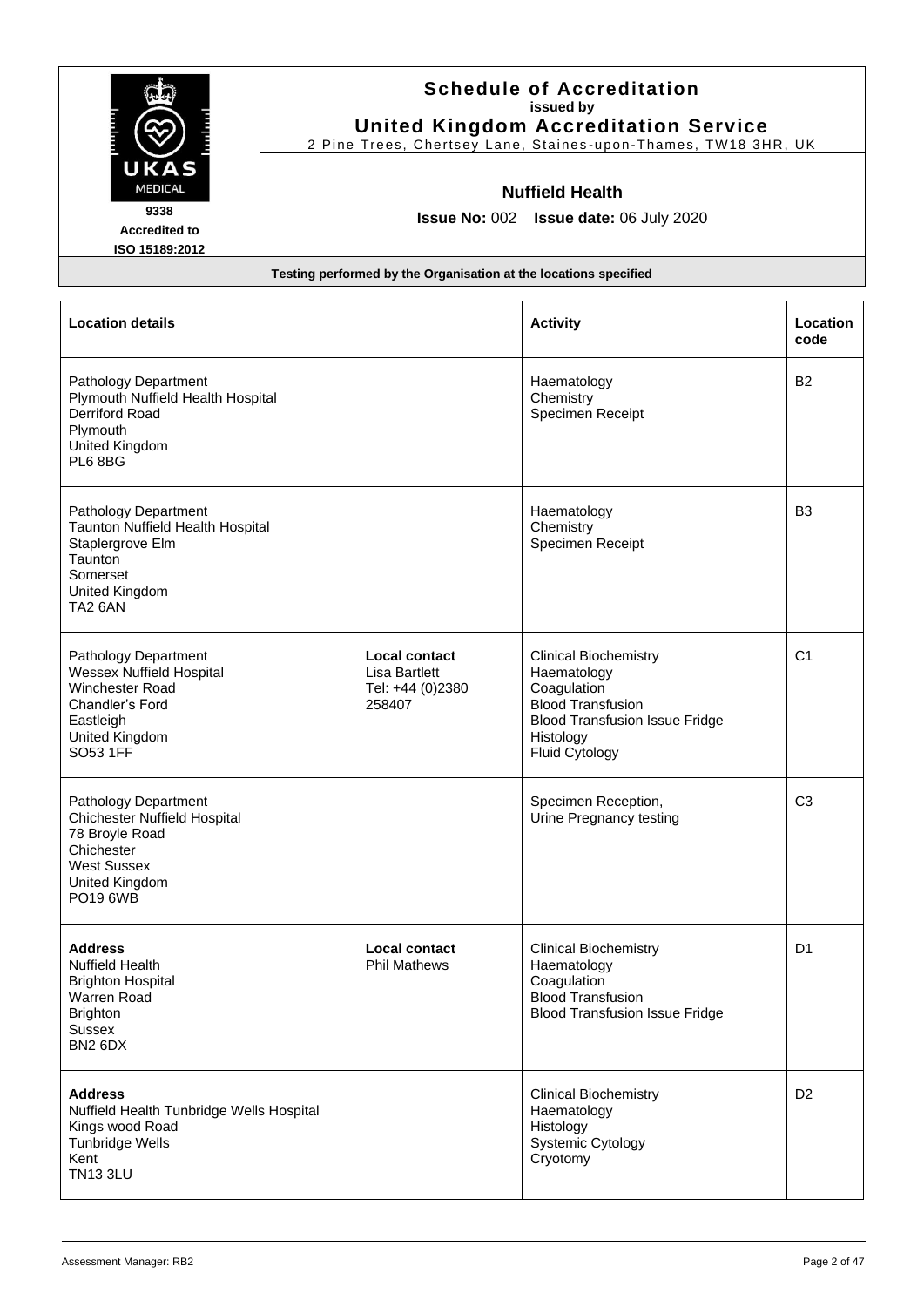**Schedule of Accreditation**
**issued by**
**United Kingdom Accreditation Service**
2 Pine Trees, Chertsey Lane, Staines-upon-Thames, TW18 3HR, UK

UKAS MEDICAL
**9338**
**Accredited to**
**ISO 15189:2012**

**Nuffield Health**

**Issue No:** 002 **Issue date:** 06 July 2020

**Testing performed by the Organisation at the locations specified**

| Location details | | Activity | Location code |
|---|---|---|---|
| Pathology Department<br>Plymouth Nuffield Health Hospital<br>Derriford Road<br>Plymouth<br>United Kingdom<br>PL6 8BG | | Haematology<br>Chemistry<br>Specimen Receipt | B2 |
| Pathology Department<br>Taunton Nuffield Health Hospital<br>Staplergrove Elm<br>Taunton<br>Somerset<br>United Kingdom<br>TA2 6AN | | Haematology<br>Chemistry<br>Specimen Receipt | B3 |
| Pathology Department<br>Wessex Nuffield Hospital<br>Winchester Road<br>Chandler's Ford<br>Eastleigh<br>United Kingdom<br>SO53 1FF | **Local contact**<br>Lisa Bartlett<br>Tel: +44 (0)2380 258407 | Clinical Biochemistry<br>Haematology<br>Coagulation<br>Blood Transfusion<br>Blood Transfusion Issue Fridge<br>Histology<br>Fluid Cytology | C1 |
| Pathology Department<br>Chichester Nuffield Hospital<br>78 Broyle Road<br>Chichester<br>West Sussex<br>United Kingdom<br>PO19 6WB | | Specimen Reception,<br>Urine Pregnancy testing | C3 |
| **Address**<br>Nuffield Health<br>Brighton Hospital<br>Warren Road<br>Brighton<br>Sussex<br>BN2 6DX | **Local contact**<br>Phil Mathews | Clinical Biochemistry<br>Haematology<br>Coagulation<br>Blood Transfusion<br>Blood Transfusion Issue Fridge | D1 |
| **Address**<br>Nuffield Health Tunbridge Wells Hospital<br>Kings wood Road<br>Tunbridge Wells<br>Kent<br>TN13 3LU | | Clinical Biochemistry<br>Haematology<br>Histology<br>Systemic Cytology<br>Cryotomy | D2 |

Assessment Manager: RB2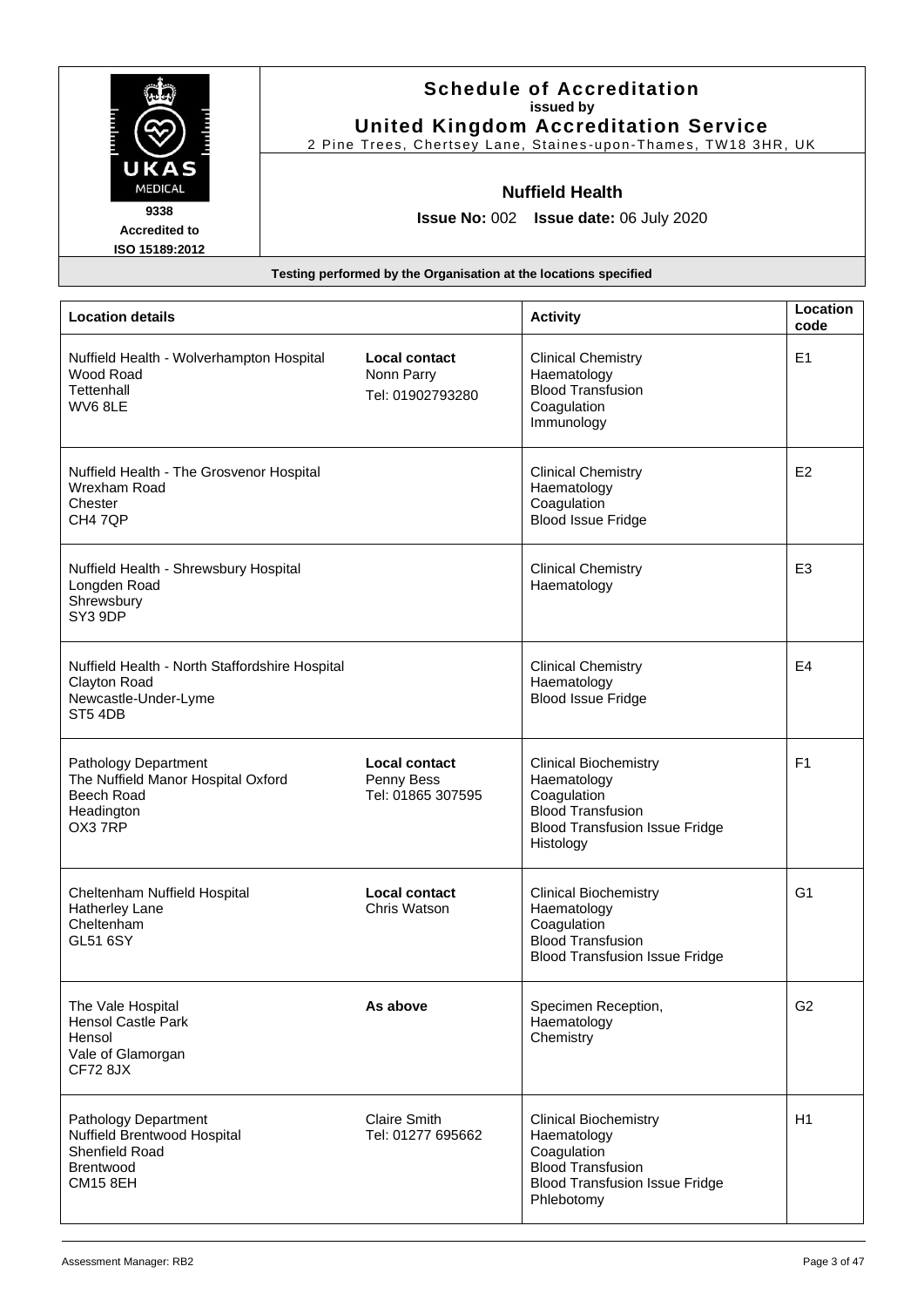# Schedule of Accreditation

**issued by**

**United Kingdom Accreditation Service**

2 Pine Trees, Chertsey Lane, Staines-upon-Thames, TW18 3HR, UK

UKAS MEDICAL
9338
Accredited to
ISO 15189:2012

## Nuffield Health

**Issue No:** 002 **Issue date:** 06 July 2020

**Testing performed by the Organisation at the locations specified**

| Location details | | Activity | Location code |
|---|---|---|---|
| Nuffield Health - Wolverhampton Hospital<br>Wood Road<br>Tettenhall<br>WV6 8LE | **Local contact**<br>Nonn Parry<br>Tel: 01902793280 | Clinical Chemistry<br>Haematology<br>Blood Transfusion<br>Coagulation<br>Immunology | E1 |
| Nuffield Health - The Grosvenor Hospital<br>Wrexham Road<br>Chester<br>CH4 7QP | | Clinical Chemistry<br>Haematology<br>Coagulation<br>Blood Issue Fridge | E2 |
| Nuffield Health - Shrewsbury Hospital<br>Longden Road<br>Shrewsbury<br>SY3 9DP | | Clinical Chemistry<br>Haematology | E3 |
| Nuffield Health - North Staffordshire Hospital<br>Clayton Road<br>Newcastle-Under-Lyme<br>ST5 4DB | | Clinical Chemistry<br>Haematology<br>Blood Issue Fridge | E4 |
| Pathology Department<br>The Nuffield Manor Hospital Oxford<br>Beech Road<br>Headington<br>OX3 7RP | **Local contact**<br>Penny Bess<br>Tel: 01865 307595 | Clinical Biochemistry<br>Haematology<br>Coagulation<br>Blood Transfusion<br>Blood Transfusion Issue Fridge<br>Histology | F1 |
| Cheltenham Nuffield Hospital<br>Hatherley Lane<br>Cheltenham<br>GL51 6SY | **Local contact**<br>Chris Watson | Clinical Biochemistry<br>Haematology<br>Coagulation<br>Blood Transfusion<br>Blood Transfusion Issue Fridge | G1 |
| The Vale Hospital<br>Hensol Castle Park<br>Hensol<br>Vale of Glamorgan<br>CF72 8JX | **As above** | Specimen Reception,<br>Haematology<br>Chemistry | G2 |
| Pathology Department<br>Nuffield Brentwood Hospital<br>Shenfield Road<br>Brentwood<br>CM15 8EH | Claire Smith<br>Tel: 01277 695662 | Clinical Biochemistry<br>Haematology<br>Coagulation<br>Blood Transfusion<br>Blood Transfusion Issue Fridge<br>Phlebotomy | H1 |

Assessment Manager: RB2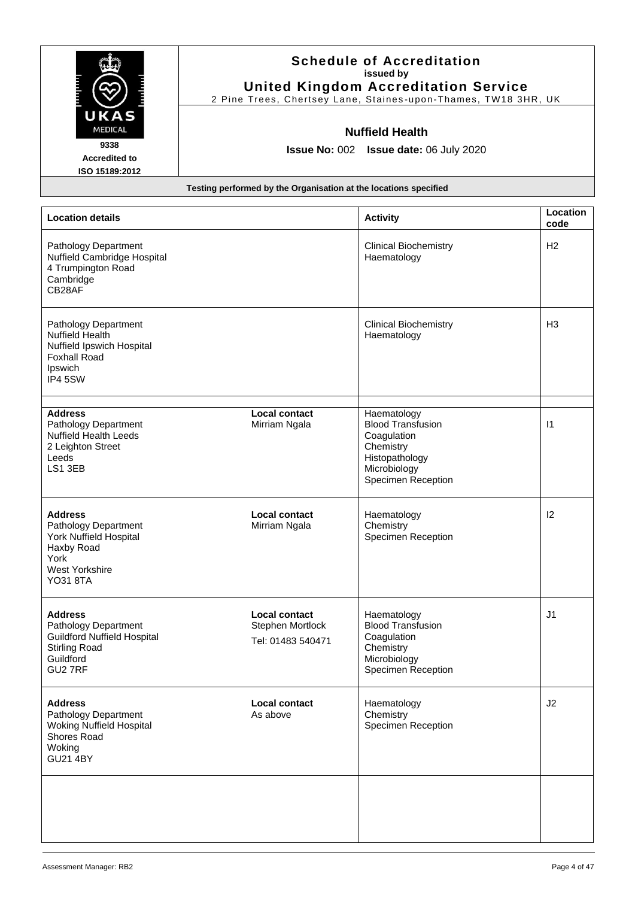# Schedule of Accreditation
**issued by**
**United Kingdom Accreditation Service**
2 Pine Trees, Chertsey Lane, Staines-upon-Thames, TW18 3HR, UK

9338
Accredited to
ISO 15189:2012

**Nuffield Health**

**Issue No:** 002 **Issue date:** 06 July 2020

**Testing performed by the Organisation at the locations specified**

| Location details | | Activity | Location code |
|---|---|---|---|
| Pathology Department<br>Nuffield Cambridge Hospital<br>4 Trumpington Road<br>Cambridge<br>CB28AF | | Clinical Biochemistry<br>Haematology | H2 |
| Pathology Department<br>Nuffield Health<br>Nuffield Ipswich Hospital<br>Foxhall Road<br>Ipswich<br>IP4 5SW | | Clinical Biochemistry<br>Haematology | H3 |
| | | | |
| **Address**<br>Pathology Department<br>Nuffield Health Leeds<br>2 Leighton Street<br>Leeds<br>LS1 3EB | **Local contact**<br>Mirriam Ngala | Haematology<br>Blood Transfusion<br>Coagulation<br>Chemistry<br>Histopathology<br>Microbiology<br>Specimen Reception | I1 |
| **Address**<br>Pathology Department<br>York Nuffield Hospital<br>Haxby Road<br>York<br>West Yorkshire<br>YO31 8TA | **Local contact**<br>Mirriam Ngala | Haematology<br>Chemistry<br>Specimen Reception | I2 |
| **Address**<br>Pathology Department<br>Guildford Nuffield Hospital<br>Stirling Road<br>Guildford<br>GU2 7RF | **Local contact**<br>Stephen Mortlock<br>Tel: 01483 540471 | Haematology<br>Blood Transfusion<br>Coagulation<br>Chemistry<br>Microbiology<br>Specimen Reception | J1 |
| **Address**<br>Pathology Department<br>Woking Nuffield Hospital<br>Shores Road<br>Woking<br>GU21 4BY | **Local contact**<br>As above | Haematology<br>Chemistry<br>Specimen Reception | J2 |
| | | | |

Assessment Manager: RB2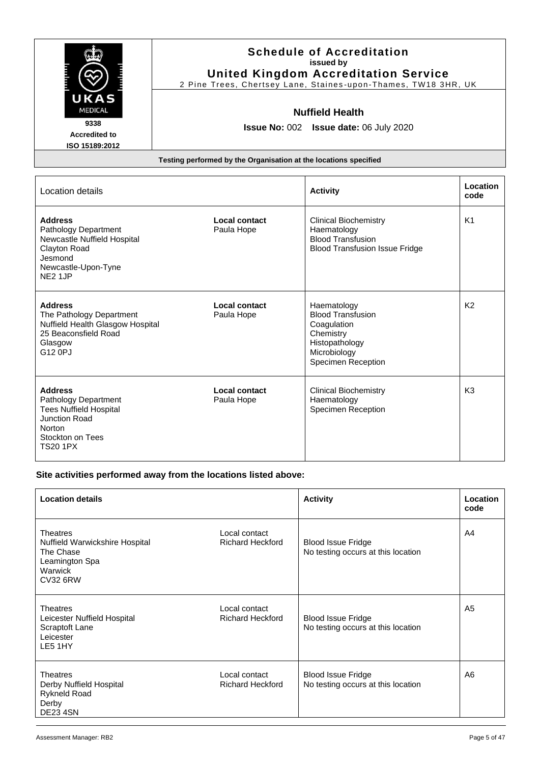**Schedule of Accreditation**
**issued by**
**United Kingdom Accreditation Service**
2 Pine Trees, Chertsey Lane, Staines-upon-Thames, TW18 3HR, UK

UKAS MEDICAL
9338
Accredited to
ISO 15189:2012

**Nuffield Health**

**Issue No:** 002 **Issue date:** 06 July 2020

**Testing performed by the Organisation at the locations specified**

| Location details | | Activity | Location code |
|---|---|---|---|
| **Address**<br>Pathology Department<br>Newcastle Nuffield Hospital<br>Clayton Road<br>Jesmond<br>Newcastle-Upon-Tyne<br>NE2 1JP | **Local contact**<br>Paula Hope | Clinical Biochemistry<br>Haematology<br>Blood Transfusion<br>Blood Transfusion Issue Fridge | K1 |
| **Address**<br>The Pathology Department<br>Nuffield Health Glasgow Hospital<br>25 Beaconsfield Road<br>Glasgow<br>G12 0PJ | **Local contact**<br>Paula Hope | Haematology<br>Blood Transfusion<br>Coagulation<br>Chemistry<br>Histopathology<br>Microbiology<br>Specimen Reception | K2 |
| **Address**<br>Pathology Department<br>Tees Nuffield Hospital<br>Junction Road<br>Norton<br>Stockton on Tees<br>TS20 1PX | **Local contact**<br>Paula Hope | Clinical Biochemistry<br>Haematology<br>Specimen Reception | K3 |

### Site activities performed away from the locations listed above:

| Location details | | Activity | Location code |
|---|---|---|---|
| Theatres<br>Nuffield Warwickshire Hospital<br>The Chase<br>Leamington Spa<br>Warwick<br>CV32 6RW | Local contact<br>Richard Heckford | Blood Issue Fridge<br>No testing occurs at this location | A4 |
| Theatres<br>Leicester Nuffield Hospital<br>Scraptoft Lane<br>Leicester<br>LE5 1HY | Local contact<br>Richard Heckford | Blood Issue Fridge<br>No testing occurs at this location | A5 |
| Theatres<br>Derby Nuffield Hospital<br>Rykneld Road<br>Derby<br>DE23 4SN | Local contact<br>Richard Heckford | Blood Issue Fridge<br>No testing occurs at this location | A6 |

Assessment Manager: RB2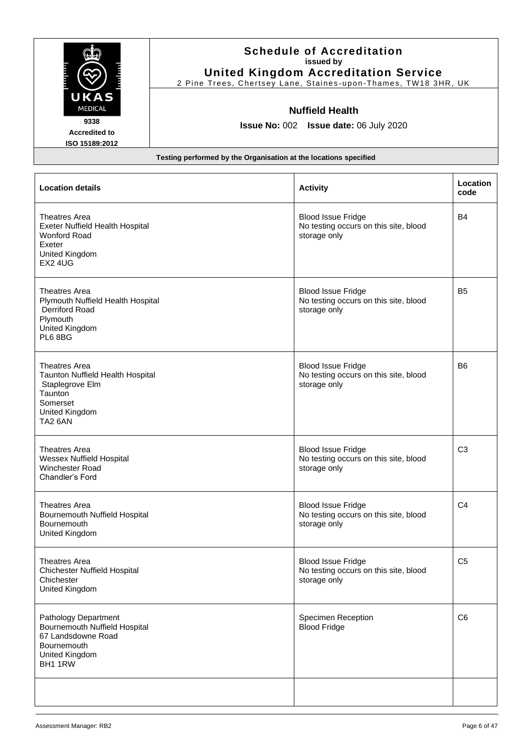**Schedule of Accreditation**
**issued by**
**United Kingdom Accreditation Service**
2 Pine Trees, Chertsey Lane, Staines-upon-Thames, TW18 3HR, UK

UKAS MEDICAL
**9338**
**Accredited to**
**ISO 15189:2012**

**Nuffield Health**

**Issue No:** 002 **Issue date:** 06 July 2020

**Testing performed by the Organisation at the locations specified**

| Location details | Activity | Location code |
|---|---|---|
| Theatres Area<br>Exeter Nuffield Health Hospital<br>Wonford Road<br>Exeter<br>United Kingdom<br>EX2 4UG | Blood Issue Fridge<br>No testing occurs on this site, blood storage only | B4 |
| Theatres Area<br>Plymouth Nuffield Health Hospital<br>Derriford Road<br>Plymouth<br>United Kingdom<br>PL6 8BG | Blood Issue Fridge<br>No testing occurs on this site, blood storage only | B5 |
| Theatres Area<br>Taunton Nuffield Health Hospital<br>Staplegrove Elm<br>Taunton<br>Somerset<br>United Kingdom<br>TA2 6AN | Blood Issue Fridge<br>No testing occurs on this site, blood storage only | B6 |
| Theatres Area<br>Wessex Nuffield Hospital<br>Winchester Road<br>Chandler's Ford | Blood Issue Fridge<br>No testing occurs on this site, blood storage only | C3 |
| Theatres Area<br>Bournemouth Nuffield Hospital<br>Bournemouth<br>United Kingdom | Blood Issue Fridge<br>No testing occurs on this site, blood storage only | C4 |
| Theatres Area<br>Chichester Nuffield Hospital<br>Chichester<br>United Kingdom | Blood Issue Fridge<br>No testing occurs on this site, blood storage only | C5 |
| Pathology Department<br>Bournemouth Nuffield Hospital<br>67 Landsdowne Road<br>Bournemouth<br>United Kingdom<br>BH1 1RW | Specimen Reception<br>Blood Fridge | C6 |
| | | |

Assessment Manager: RB2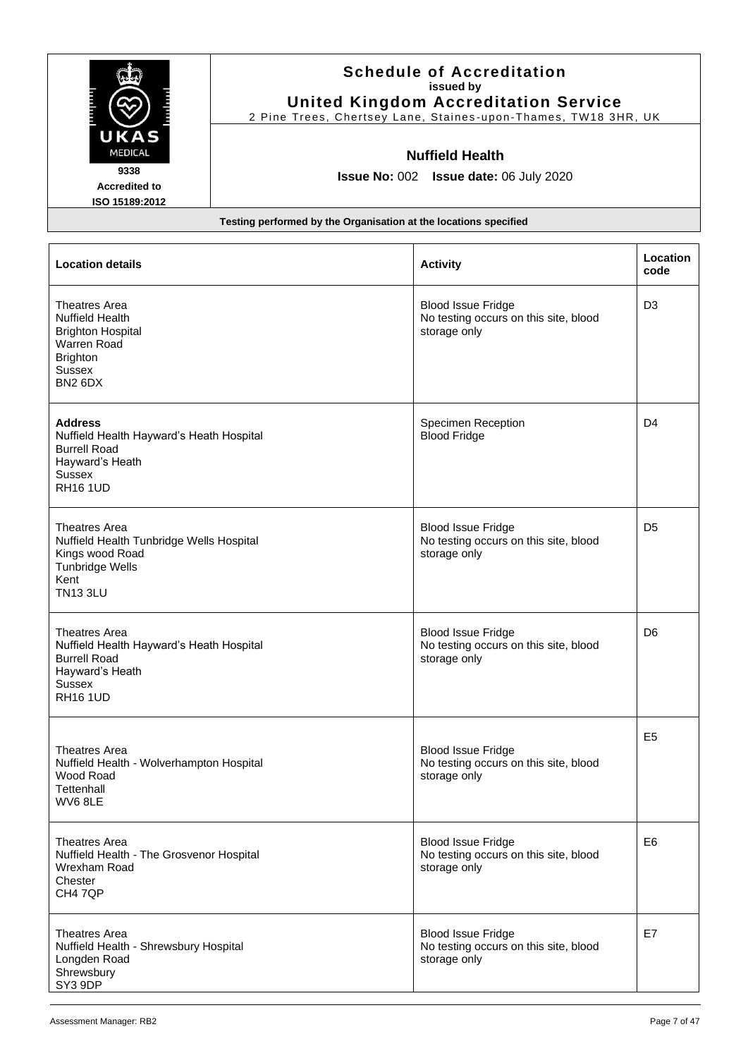# Schedule of Accreditation
issued by
**United Kingdom Accreditation Service**
2 Pine Trees, Chertsey Lane, Staines-upon-Thames, TW18 3HR, UK

UKAS MEDICAL
9338
Accredited to
ISO 15189:2012

**Nuffield Health**

**Issue No:** 002 **Issue date:** 06 July 2020

**Testing performed by the Organisation at the locations specified**

| Location details | Activity | Location code |
|---|---|---|
| Theatres Area<br>Nuffield Health<br>Brighton Hospital<br>Warren Road<br>Brighton<br>Sussex<br>BN2 6DX | Blood Issue Fridge<br>No testing occurs on this site, blood storage only | D3 |
| **Address**<br>Nuffield Health Hayward's Heath Hospital<br>Burrell Road<br>Hayward's Heath<br>Sussex<br>RH16 1UD | Specimen Reception<br>Blood Fridge | D4 |
| Theatres Area<br>Nuffield Health Tunbridge Wells Hospital<br>Kings wood Road<br>Tunbridge Wells<br>Kent<br>TN13 3LU | Blood Issue Fridge<br>No testing occurs on this site, blood storage only | D5 |
| Theatres Area<br>Nuffield Health Hayward's Heath Hospital<br>Burrell Road<br>Hayward's Heath<br>Sussex<br>RH16 1UD | Blood Issue Fridge<br>No testing occurs on this site, blood storage only | D6 |
| Theatres Area<br>Nuffield Health - Wolverhampton Hospital<br>Wood Road<br>Tettenhall<br>WV6 8LE | Blood Issue Fridge<br>No testing occurs on this site, blood storage only | E5 |
| Theatres Area<br>Nuffield Health - The Grosvenor Hospital<br>Wrexham Road<br>Chester<br>CH4 7QP | Blood Issue Fridge<br>No testing occurs on this site, blood storage only | E6 |
| Theatres Area<br>Nuffield Health - Shrewsbury Hospital<br>Longden Road<br>Shrewsbury<br>SY3 9DP | Blood Issue Fridge<br>No testing occurs on this site, blood storage only | E7 |

Assessment Manager: RB2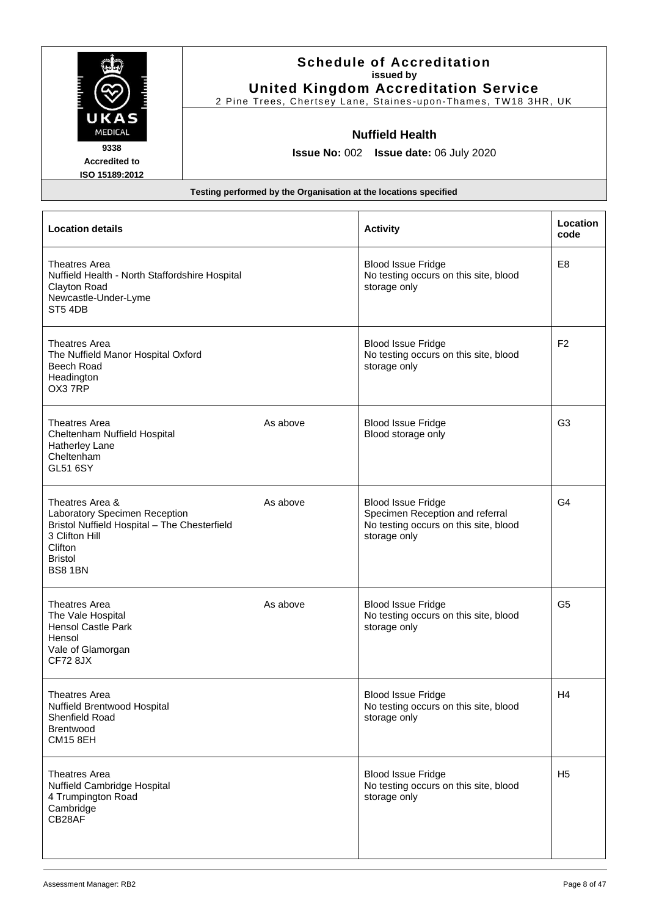# Schedule of Accreditation

issued by

**United Kingdom Accreditation Service**

2 Pine Trees, Chertsey Lane, Staines-upon-Thames, TW18 3HR, UK

9338

Accredited to ISO 15189:2012

**Nuffield Health**

**Issue No:** 002 **Issue date:** 06 July 2020

**Testing performed by the Organisation at the locations specified**

| Location details | | Activity | Location code |
|---|---|---|---|
| Theatres Area<br>Nuffield Health - North Staffordshire Hospital<br>Clayton Road<br>Newcastle-Under-Lyme<br>ST5 4DB | | Blood Issue Fridge<br>No testing occurs on this site, blood storage only | E8 |
| Theatres Area<br>The Nuffield Manor Hospital Oxford<br>Beech Road<br>Headington<br>OX3 7RP | | Blood Issue Fridge<br>No testing occurs on this site, blood storage only | F2 |
| Theatres Area<br>Cheltenham Nuffield Hospital<br>Hatherley Lane<br>Cheltenham<br>GL51 6SY | As above | Blood Issue Fridge<br>Blood storage only | G3 |
| Theatres Area &<br>Laboratory Specimen Reception<br>Bristol Nuffield Hospital – The Chesterfield<br>3 Clifton Hill<br>Clifton<br>Bristol<br>BS8 1BN | As above | Blood Issue Fridge<br>Specimen Reception and referral<br>No testing occurs on this site, blood storage only | G4 |
| Theatres Area<br>The Vale Hospital<br>Hensol Castle Park<br>Hensol<br>Vale of Glamorgan<br>CF72 8JX | As above | Blood Issue Fridge<br>No testing occurs on this site, blood storage only | G5 |
| Theatres Area<br>Nuffield Brentwood Hospital<br>Shenfield Road<br>Brentwood<br>CM15 8EH | | Blood Issue Fridge<br>No testing occurs on this site, blood storage only | H4 |
| Theatres Area<br>Nuffield Cambridge Hospital<br>4 Trumpington Road<br>Cambridge<br>CB28AF | | Blood Issue Fridge<br>No testing occurs on this site, blood storage only | H5 |

Assessment Manager: RB2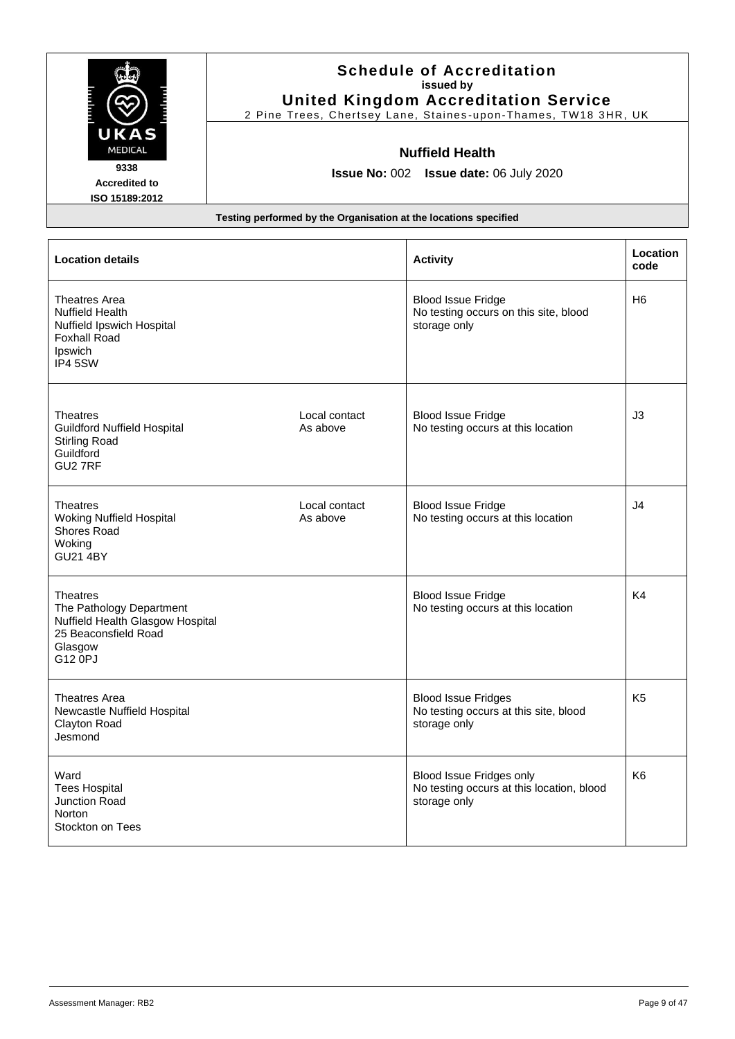# Schedule of Accreditation

**issued by**

**United Kingdom Accreditation Service**

2 Pine Trees, Chertsey Lane, Staines-upon-Thames, TW18 3HR, UK

UKAS MEDICAL

9338

Accredited to

ISO 15189:2012

**Nuffield Health**

**Issue No:** 002 **Issue date:** 06 July 2020

**Testing performed by the Organisation at the locations specified**

| Location details | | Activity | Location code |
|---|---|---|---|
| Theatres Area<br>Nuffield Health<br>Nuffield Ipswich Hospital<br>Foxhall Road<br>Ipswich<br>IP4 5SW | | Blood Issue Fridge<br>No testing occurs on this site, blood storage only | H6 |
| Theatres<br>Guildford Nuffield Hospital<br>Stirling Road<br>Guildford<br>GU2 7RF | Local contact<br>As above | Blood Issue Fridge<br>No testing occurs at this location | J3 |
| Theatres<br>Woking Nuffield Hospital<br>Shores Road<br>Woking<br>GU21 4BY | Local contact<br>As above | Blood Issue Fridge<br>No testing occurs at this location | J4 |
| Theatres<br>The Pathology Department<br>Nuffield Health Glasgow Hospital<br>25 Beaconsfield Road<br>Glasgow<br>G12 0PJ | | Blood Issue Fridge<br>No testing occurs at this location | K4 |
| Theatres Area<br>Newcastle Nuffield Hospital<br>Clayton Road<br>Jesmond | | Blood Issue Fridges<br>No testing occurs at this site, blood storage only | K5 |
| Ward<br>Tees Hospital<br>Junction Road<br>Norton<br>Stockton on Tees | | Blood Issue Fridges only<br>No testing occurs at this location, blood storage only | K6 |

Assessment Manager: RB2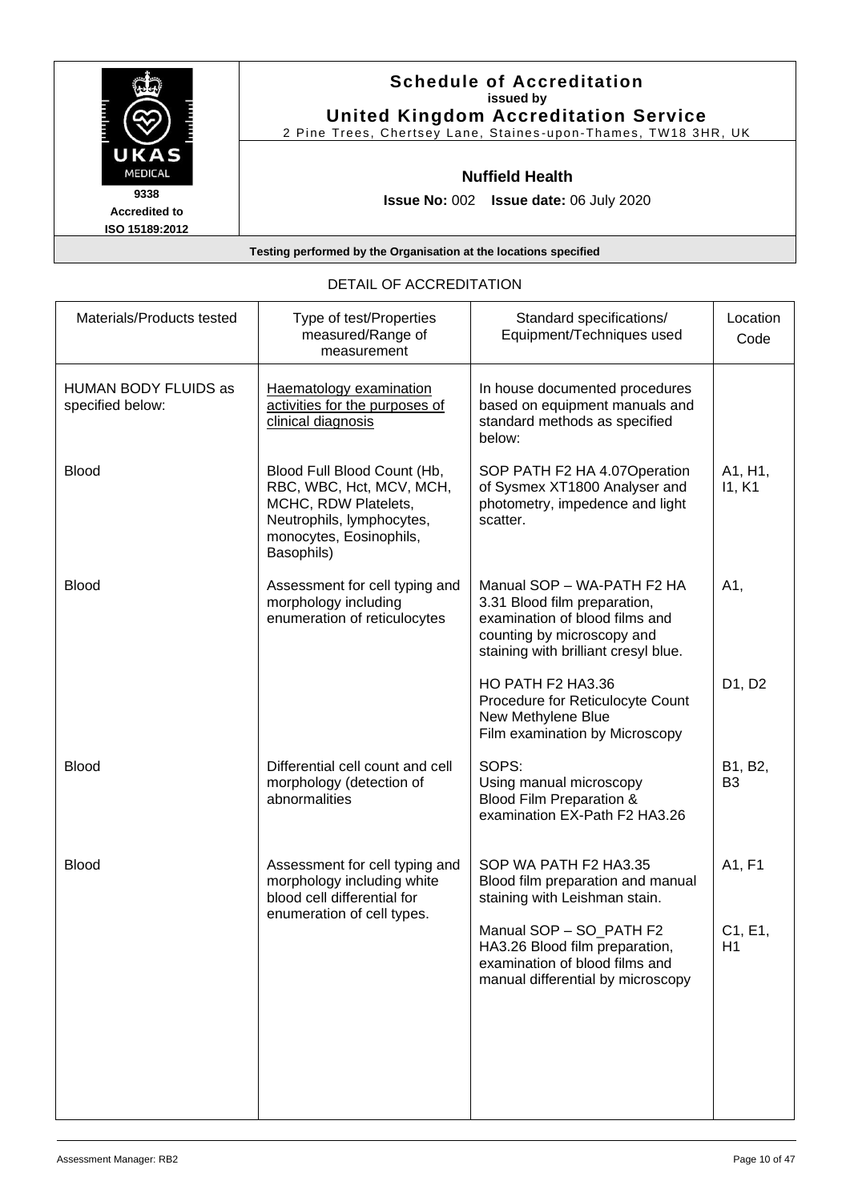**Schedule of Accreditation**
**issued by**
**United Kingdom Accreditation Service**
2 Pine Trees, Chertsey Lane, Staines-upon-Thames, TW18 3HR, UK

UKAS MEDICAL
9338
Accredited to
ISO 15189:2012

**Nuffield Health**

**Issue No:** 002 **Issue date:** 06 July 2020

**Testing performed by the Organisation at the locations specified**

DETAIL OF ACCREDITATION

| Materials/Products tested | Type of test/Properties measured/Range of measurement | Standard specifications/ Equipment/Techniques used | Location Code |
|---|---|---|---|
| HUMAN BODY FLUIDS as specified below: | Haematology examination activities for the purposes of clinical diagnosis | In house documented procedures based on equipment manuals and standard methods as specified below: | |
| Blood | Blood Full Blood Count (Hb, RBC, WBC, Hct, MCV, MCH, MCHC, RDW Platelets, Neutrophils, lymphocytes, monocytes, Eosinophils, Basophils) | SOP PATH F2 HA 4.07Operation of Sysmex XT1800 Analyser and photometry, impedence and light scatter. | A1, H1, I1, K1 |
| Blood | Assessment for cell typing and morphology including enumeration of reticulocytes | Manual SOP – WA-PATH F2 HA 3.31 Blood film preparation, examination of blood films and counting by microscopy and staining with brilliant cresyl blue. | A1, |
| | | HO PATH F2 HA3.36 Procedure for Reticulocyte Count New Methylene Blue Film examination by Microscopy | D1, D2 |
| Blood | Differential cell count and cell morphology (detection of abnormalities | SOPS: Using manual microscopy Blood Film Preparation & examination EX-Path F2 HA3.26 | B1, B2, B3 |
| Blood | Assessment for cell typing and morphology including white blood cell differential for enumeration of cell types. | SOP WA PATH F2 HA3.35 Blood film preparation and manual staining with Leishman stain. | A1, F1 |
| | | Manual SOP – SO_PATH F2 HA3.26 Blood film preparation, examination of blood films and manual differential by microscopy | C1, E1, H1 |

Assessment Manager: RB2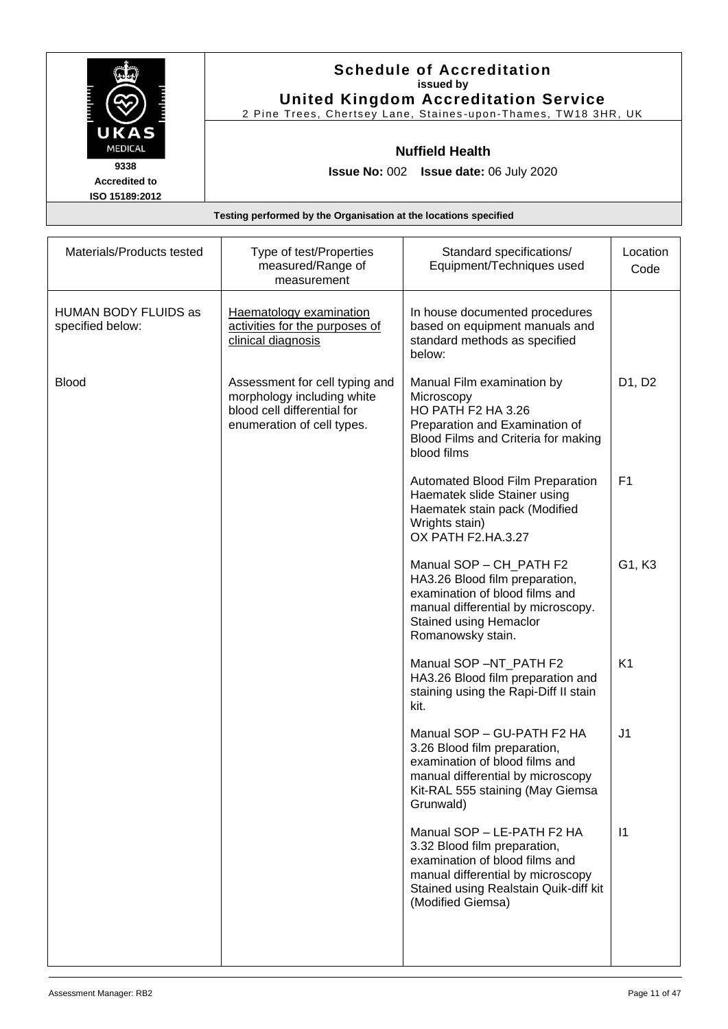# Schedule of Accreditation
issued by
**United Kingdom Accreditation Service**
2 Pine Trees, Chertsey Lane, Staines-upon-Thames, TW18 3HR, UK

9338
Accredited to
ISO 15189:2012

**Nuffield Health**

**Issue No:** 002 **Issue date:** 06 July 2020

**Testing performed by the Organisation at the locations specified**

| Materials/Products tested | Type of test/Properties measured/Range of measurement | Standard specifications/ Equipment/Techniques used | Location Code |
|---|---|---|---|
| HUMAN BODY FLUIDS as specified below: | Haematology examination activities for the purposes of clinical diagnosis | In house documented procedures based on equipment manuals and standard methods as specified below: | |
| Blood | Assessment for cell typing and morphology including white blood cell differential for enumeration of cell types. | Manual Film examination by Microscopy<br>HO PATH F2 HA 3.26<br>Preparation and Examination of Blood Films and Criteria for making blood films | D1, D2 |
| | | Automated Blood Film Preparation Haematek slide Stainer using Haematek stain pack (Modified Wrights stain)<br>OX PATH F2.HA.3.27 | F1 |
| | | Manual SOP – CH_PATH F2 HA3.26 Blood film preparation, examination of blood films and manual differential by microscopy. Stained using Hemaclor Romanowsky stain. | G1, K3 |
| | | Manual SOP –NT_PATH F2 HA3.26 Blood film preparation and staining using the Rapi-Diff II stain kit. | K1 |
| | | Manual SOP – GU-PATH F2 HA 3.26 Blood film preparation, examination of blood films and manual differential by microscopy Kit-RAL 555 staining (May Giemsa Grunwald) | J1 |
| | | Manual SOP – LE-PATH F2 HA 3.32 Blood film preparation, examination of blood films and manual differential by microscopy Stained using Realstain Quik-diff kit (Modified Giemsa) | I1 |

Assessment Manager: RB2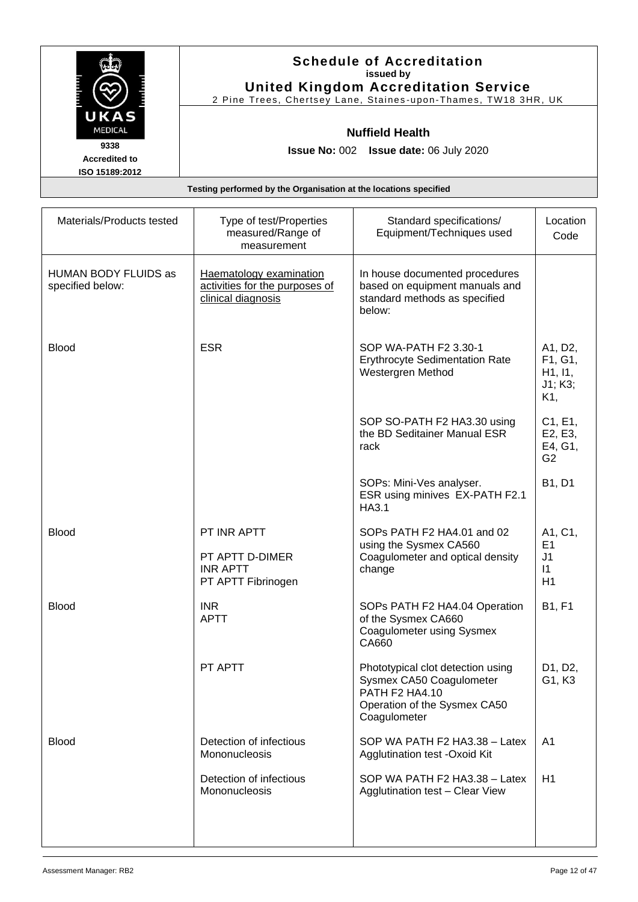# Schedule of Accreditation

**issued by**

**United Kingdom Accreditation Service**

2 Pine Trees, Chertsey Lane, Staines-upon-Thames, TW18 3HR, UK

UKAS MEDICAL

9338

Accredited to ISO 15189:2012

## Nuffield Health

**Issue No:** 002 **Issue date:** 06 July 2020

**Testing performed by the Organisation at the locations specified**

| Materials/Products tested | Type of test/Properties measured/Range of measurement | Standard specifications/ Equipment/Techniques used | Location Code |
|---|---|---|---|
| HUMAN BODY FLUIDS as specified below: | Haematology examination activities for the purposes of clinical diagnosis | In house documented procedures based on equipment manuals and standard methods as specified below: | |
| Blood | ESR | SOP WA-PATH F2 3.30-1 Erythrocyte Sedimentation Rate Westergren Method | A1, D2, F1, G1, H1, I1, J1; K3; K1, |
| | | SOP SO-PATH F2 HA3.30 using the BD Seditainer Manual ESR rack | C1, E1, E2, E3, E4, G1, G2 |
| | | SOPs: Mini-Ves analyser. ESR using minives EX-PATH F2.1 HA3.1 | B1, D1 |
| Blood | PT INR APTT<br><br>PT APTT D-DIMER<br>INR APTT<br>PT APTT Fibrinogen | SOPs PATH F2 HA4.01 and 02 using the Sysmex CA560 Coagulometer and optical density change | A1, C1, E1<br>J1<br>I1<br>H1 |
| Blood | INR<br>APTT | SOPs PATH F2 HA4.04 Operation of the Sysmex CA660 Coagulometer using Sysmex CA660 | B1, F1 |
| | PT APTT | Phototypical clot detection using Sysmex CA50 Coagulometer PATH F2 HA4.10 Operation of the Sysmex CA50 Coagulometer | D1, D2, G1, K3 |
| Blood | Detection of infectious Mononucleosis | SOP WA PATH F2 HA3.38 – Latex Agglutination test -Oxoid Kit | A1 |
| | Detection of infectious Mononucleosis | SOP WA PATH F2 HA3.38 – Latex Agglutination test – Clear View | H1 |

Assessment Manager: RB2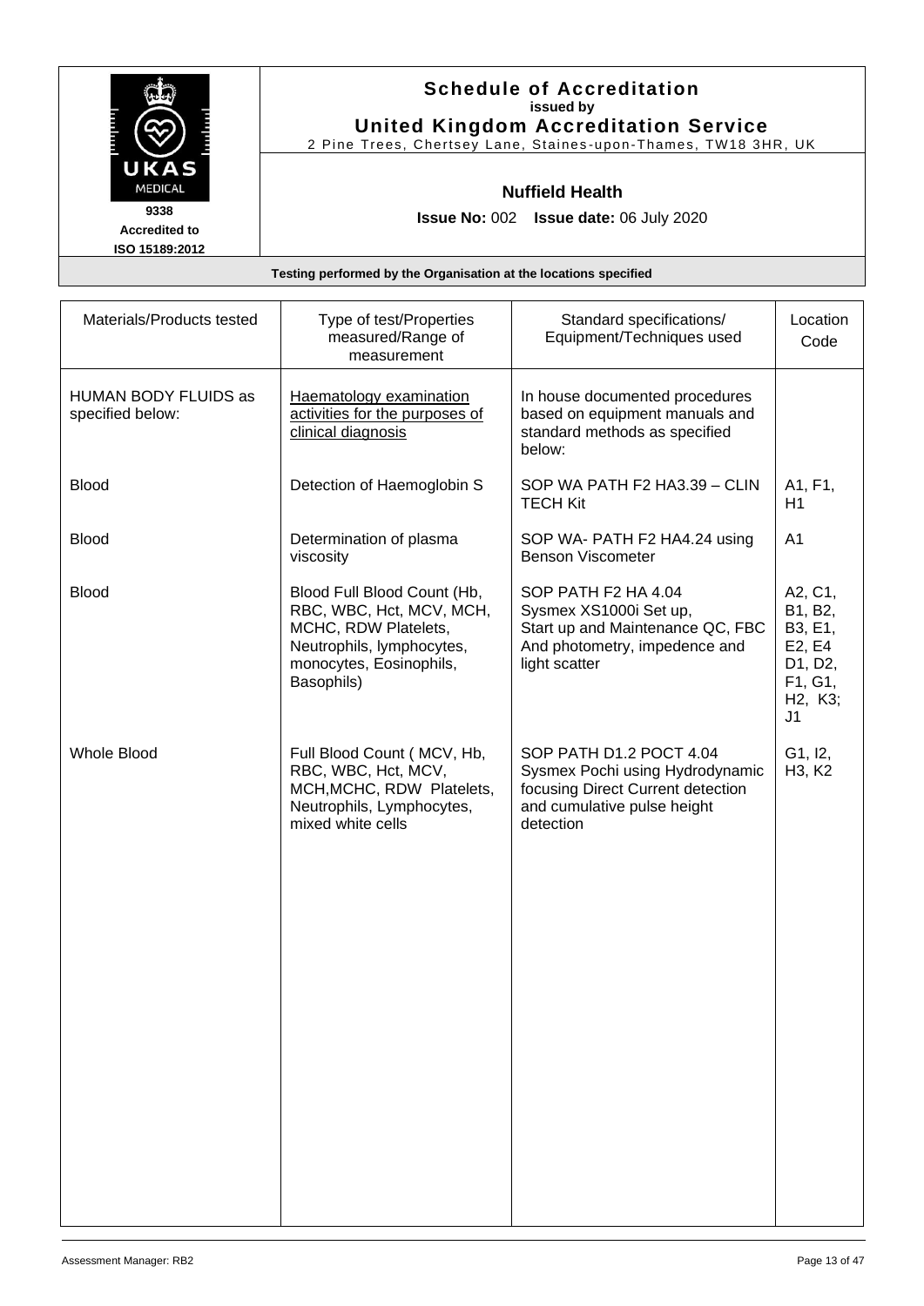# Schedule of Accreditation

**issued by**

**United Kingdom Accreditation Service**

2 Pine Trees, Chertsey Lane, Staines-upon-Thames, TW18 3HR, UK

UKAS MEDICAL

9338

Accredited to ISO 15189:2012

**Nuffield Health**

**Issue No:** 002 **Issue date:** 06 July 2020

**Testing performed by the Organisation at the locations specified**

| Materials/Products tested | Type of test/Properties measured/Range of measurement | Standard specifications/ Equipment/Techniques used | Location Code |
|---|---|---|---|
| HUMAN BODY FLUIDS as specified below: | Haematology examination activities for the purposes of clinical diagnosis | In house documented procedures based on equipment manuals and standard methods as specified below: | |
| Blood | Detection of Haemoglobin S | SOP WA PATH F2 HA3.39 – CLIN TECH Kit | A1, F1, H1 |
| Blood | Determination of plasma viscosity | SOP WA- PATH F2 HA4.24 using Benson Viscometer | A1 |
| Blood | Blood Full Blood Count (Hb, RBC, WBC, Hct, MCV, MCH, MCHC, RDW Platelets, Neutrophils, lymphocytes, monocytes, Eosinophils, Basophils) | SOP PATH F2 HA 4.04 Sysmex XS1000i Set up, Start up and Maintenance QC, FBC And photometry, impedence and light scatter | A2, C1, B1, B2, B3, E1, E2, E4 D1, D2, F1, G1, H2, K3; J1 |
| Whole Blood | Full Blood Count ( MCV, Hb, RBC, WBC, Hct, MCV, MCH,MCHC, RDW Platelets, Neutrophils, Lymphocytes, mixed white cells | SOP PATH D1.2 POCT 4.04 Sysmex Pochi using Hydrodynamic focusing Direct Current detection and cumulative pulse height detection | G1, I2, H3, K2 |

Assessment Manager: RB2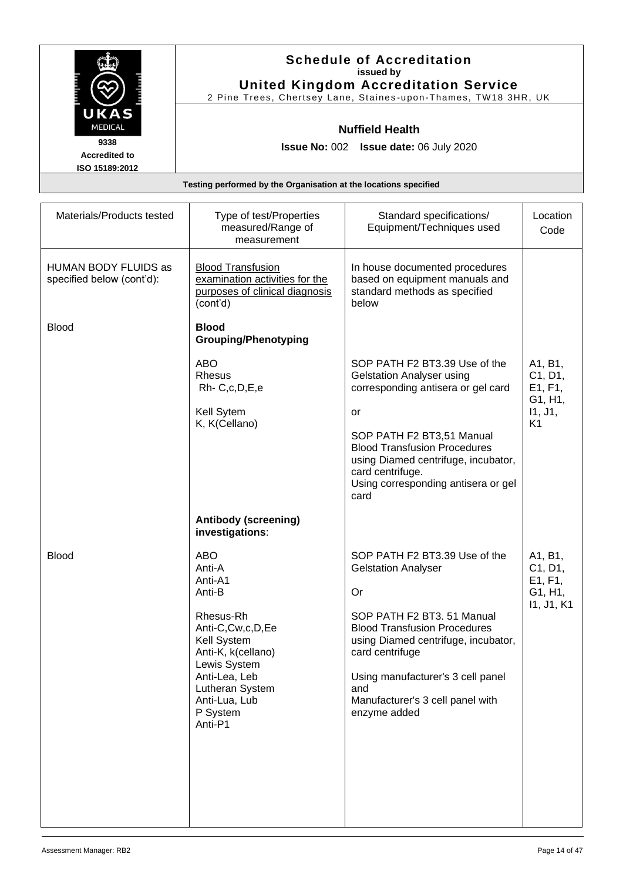**Schedule of Accreditation**
**issued by**
**United Kingdom Accreditation Service**
2 Pine Trees, Chertsey Lane, Staines-upon-Thames, TW18 3HR, UK

UKAS MEDICAL
9338
Accredited to
ISO 15189:2012

**Nuffield Health**

**Issue No:** 002 **Issue date:** 06 July 2020

**Testing performed by the Organisation at the locations specified**

| Materials/Products tested | Type of test/Properties measured/Range of measurement | Standard specifications/ Equipment/Techniques used | Location Code |
|---|---|---|---|
| HUMAN BODY FLUIDS as specified below (cont'd): | Blood Transfusion examination activities for the purposes of clinical diagnosis (cont'd) | In house documented procedures based on equipment manuals and standard methods as specified below | |
| Blood | **Blood Grouping/Phenotyping** | | |
| | ABO<br>Rhesus<br>Rh- C,c,D,E,e<br><br>Kell Sytem<br>K, K(Cellano) | SOP PATH F2 BT3.39 Use of the Gelstation Analyser using corresponding antisera or gel card<br><br>or<br><br>SOP PATH F2 BT3,51 Manual Blood Transfusion Procedures using Diamed centrifuge, incubator, card centrifuge.<br>Using corresponding antisera or gel card | A1, B1, C1, D1, E1, F1, G1, H1, I1, J1, K1 |
| | **Antibody (screening) investigations**: | | |
| Blood | ABO<br>Anti-A<br>Anti-A1<br>Anti-B<br><br>Rhesus-Rh<br>Anti-C,Cw,c,D,Ee<br>Kell System<br>Anti-K, k(cellano)<br>Lewis System<br>Anti-Lea, Leb<br>Lutheran System<br>Anti-Lua, Lub<br>P System<br>Anti-P1 | SOP PATH F2 BT3.39 Use of the Gelstation Analyser<br><br>Or<br><br>SOP PATH F2 BT3. 51 Manual Blood Transfusion Procedures using Diamed centrifuge, incubator, card centrifuge<br><br>Using manufacturer's 3 cell panel and<br>Manufacturer's 3 cell panel with enzyme added | A1, B1, C1, D1, E1, F1, G1, H1, I1, J1, K1 |

Assessment Manager: RB2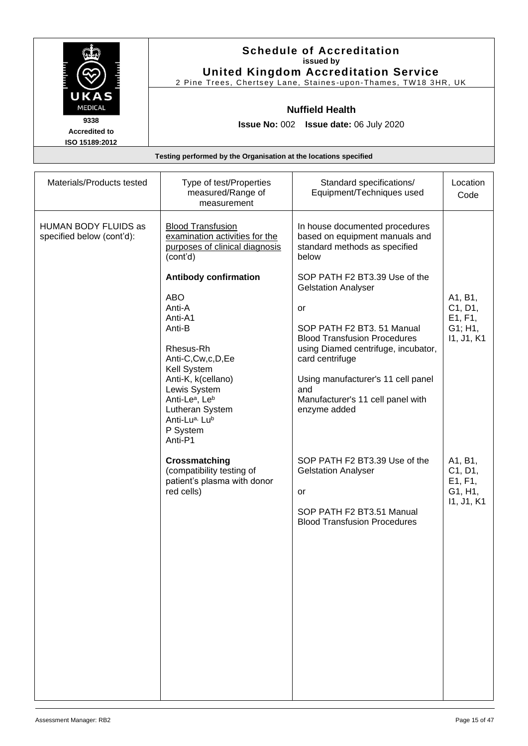# Schedule of Accreditation
issued by
**United Kingdom Accreditation Service**
2 Pine Trees, Chertsey Lane, Staines-upon-Thames, TW18 3HR, UK

UKAS MEDICAL
9338
Accredited to
ISO 15189:2012

**Nuffield Health**

**Issue No:** 002 **Issue date:** 06 July 2020

**Testing performed by the Organisation at the locations specified**

| Materials/Products tested | Type of test/Properties measured/Range of measurement | Standard specifications/ Equipment/Techniques used | Location Code |
|---|---|---|---|
| HUMAN BODY FLUIDS as specified below (cont'd): | Blood Transfusion examination activities for the purposes of clinical diagnosis (cont'd) | In house documented procedures based on equipment manuals and standard methods as specified below | |
| | **Antibody confirmation**<br><br>ABO<br>Anti-A<br>Anti-A1<br>Anti-B<br><br>Rhesus-Rh<br>Anti-C,Cw,c,D,Ee<br>Kell System<br>Anti-K, k(cellano)<br>Lewis System<br>Anti-Le$^a$, Le$^b$<br>Lutheran System<br>Anti-Lu$^a$, Lu$^b$<br>P System<br>Anti-P1 | SOP PATH F2 BT3.39 Use of the Gelstation Analyser<br><br>or<br><br>SOP PATH F2 BT3. 51 Manual Blood Transfusion Procedures using Diamed centrifuge, incubator, card centrifuge<br><br>Using manufacturer's 11 cell panel and<br>Manufacturer's 11 cell panel with enzyme added | A1, B1, C1, D1, E1, F1, G1; H1, I1, J1, K1 |
| | **Crossmatching**<br>(compatibility testing of patient's plasma with donor red cells) | SOP PATH F2 BT3.39 Use of the Gelstation Analyser<br><br>or<br><br>SOP PATH F2 BT3.51 Manual Blood Transfusion Procedures | A1, B1, C1, D1, E1, F1, G1, H1, I1, J1, K1 |

Assessment Manager: RB2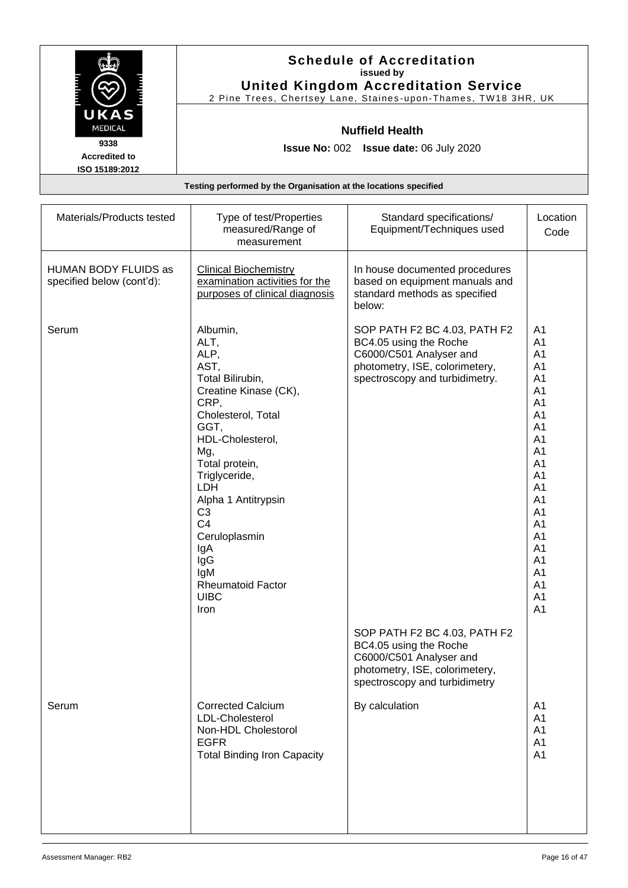# Schedule of Accreditation

**issued by**

**United Kingdom Accreditation Service**

2 Pine Trees, Chertsey Lane, Staines-upon-Thames, TW18 3HR, UK

UKAS MEDICAL

**9338**

**Accredited to ISO 15189:2012**

**Nuffield Health**

**Issue No:** 002 **Issue date:** 06 July 2020

**Testing performed by the Organisation at the locations specified**

| Materials/Products tested | Type of test/Properties measured/Range of measurement | Standard specifications/ Equipment/Techniques used | Location Code |
|---|---|---|---|
| HUMAN BODY FLUIDS as specified below (cont'd): | Clinical Biochemistry examination activities for the purposes of clinical diagnosis | In house documented procedures based on equipment manuals and standard methods as specified below: | |
| Serum | Albumin,<br>ALT,<br>ALP,<br>AST,<br>Total Bilirubin,<br>Creatine Kinase (CK),<br>CRP,<br>Cholesterol, Total<br>GGT,<br>HDL-Cholesterol,<br>Mg,<br>Total protein,<br>Triglyceride,<br>LDH<br>Alpha 1 Antitrypsin<br>C3<br>C4<br>Ceruloplasmin<br>IgA<br>IgG<br>IgM<br>Rheumatoid Factor<br>UIBC<br>Iron | SOP PATH F2 BC 4.03, PATH F2 BC4.05 using the Roche C6000/C501 Analyser and photometry, ISE, colorimetery, spectroscopy and turbidimetry. | A1<br>A1<br>A1<br>A1<br>A1<br>A1<br>A1<br>A1<br>A1<br>A1<br>A1<br>A1<br>A1<br>A1<br>A1<br>A1<br>A1<br>A1<br>A1<br>A1<br>A1<br>A1<br>A1<br>A1 |
| | | SOP PATH F2 BC 4.03, PATH F2 BC4.05 using the Roche C6000/C501 Analyser and photometry, ISE, colorimetery, spectroscopy and turbidimetry | |
| Serum | Corrected Calcium<br>LDL-Cholesterol<br>Non-HDL Cholestorol<br>EGFR<br>Total Binding Iron Capacity | By calculation | A1<br>A1<br>A1<br>A1<br>A1 |

Assessment Manager: RB2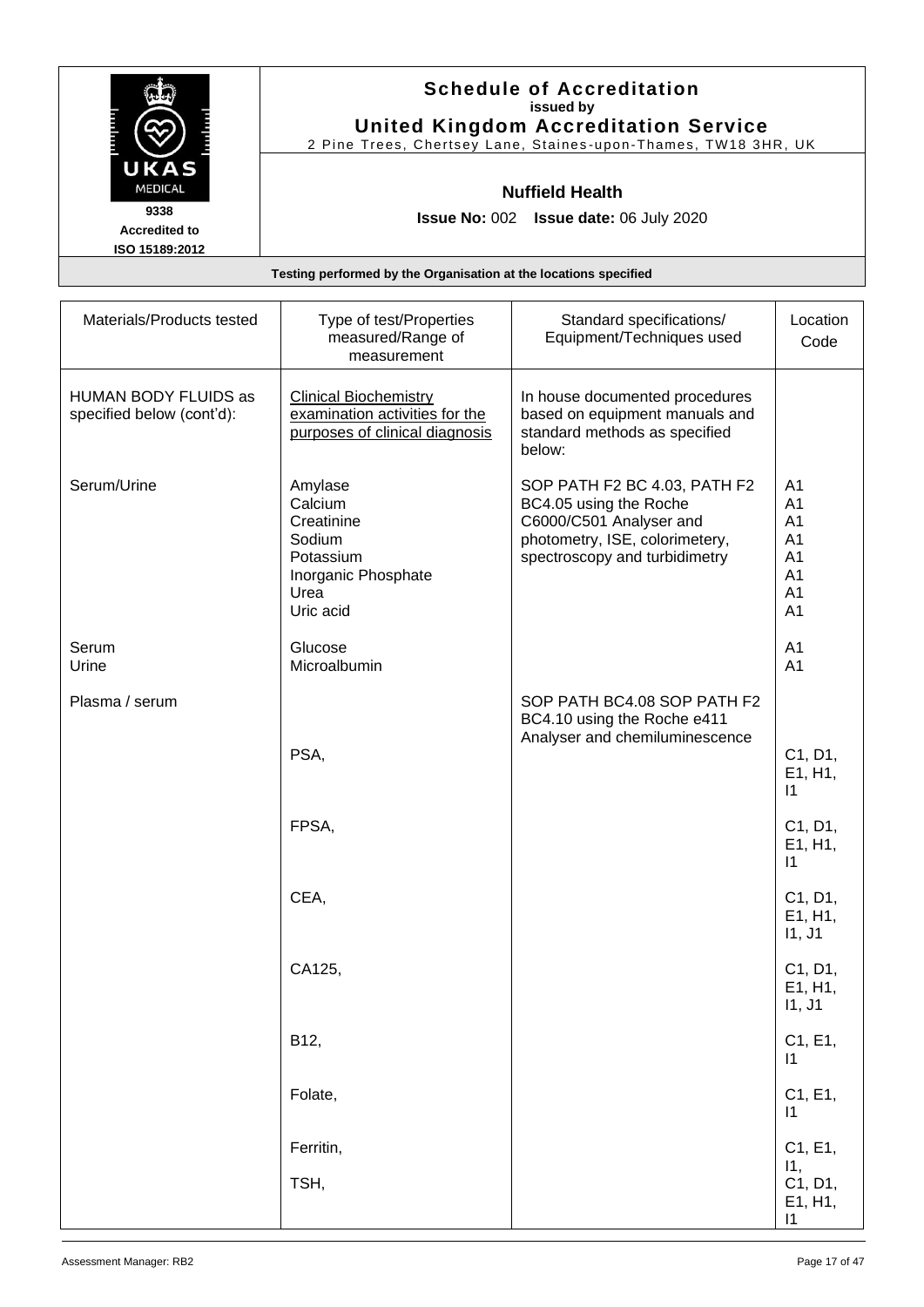# Schedule of Accreditation

issued by

**United Kingdom Accreditation Service**

2 Pine Trees, Chertsey Lane, Staines-upon-Thames, TW18 3HR, UK

UKAS MEDICAL

9338

Accredited to ISO 15189:2012

**Nuffield Health**

**Issue No:** 002 **Issue date:** 06 July 2020

**Testing performed by the Organisation at the locations specified**

| Materials/Products tested | Type of test/Properties measured/Range of measurement | Standard specifications/ Equipment/Techniques used | Location Code |
|---|---|---|---|
| HUMAN BODY FLUIDS as specified below (cont'd): | Clinical Biochemistry examination activities for the purposes of clinical diagnosis | In house documented procedures based on equipment manuals and standard methods as specified below: | |
| Serum/Urine | Amylase<br>Calcium<br>Creatinine<br>Sodium<br>Potassium<br>Inorganic Phosphate<br>Urea<br>Uric acid | SOP PATH F2 BC 4.03, PATH F2 BC4.05 using the Roche C6000/C501 Analyser and photometry, ISE, colorimetery, spectroscopy and turbidimetry | A1<br>A1<br>A1<br>A1<br>A1<br>A1<br>A1<br>A1 |
| Serum<br>Urine | Glucose<br>Microalbumin | | A1<br>A1 |
| Plasma / serum | | SOP PATH BC4.08 SOP PATH F2 BC4.10 using the Roche e411 Analyser and chemiluminescence | |
| | PSA, | | C1, D1, E1, H1, I1 |
| | FPSA, | | C1, D1, E1, H1, I1 |
| | CEA, | | C1, D1, E1, H1, I1, J1 |
| | CA125, | | C1, D1, E1, H1, I1, J1 |
| | B12, | | C1, E1, I1 |
| | Folate, | | C1, E1, I1 |
| | Ferritin, | | C1, E1, I1, |
| | TSH, | | C1, D1, E1, H1, I1 |

Assessment Manager: RB2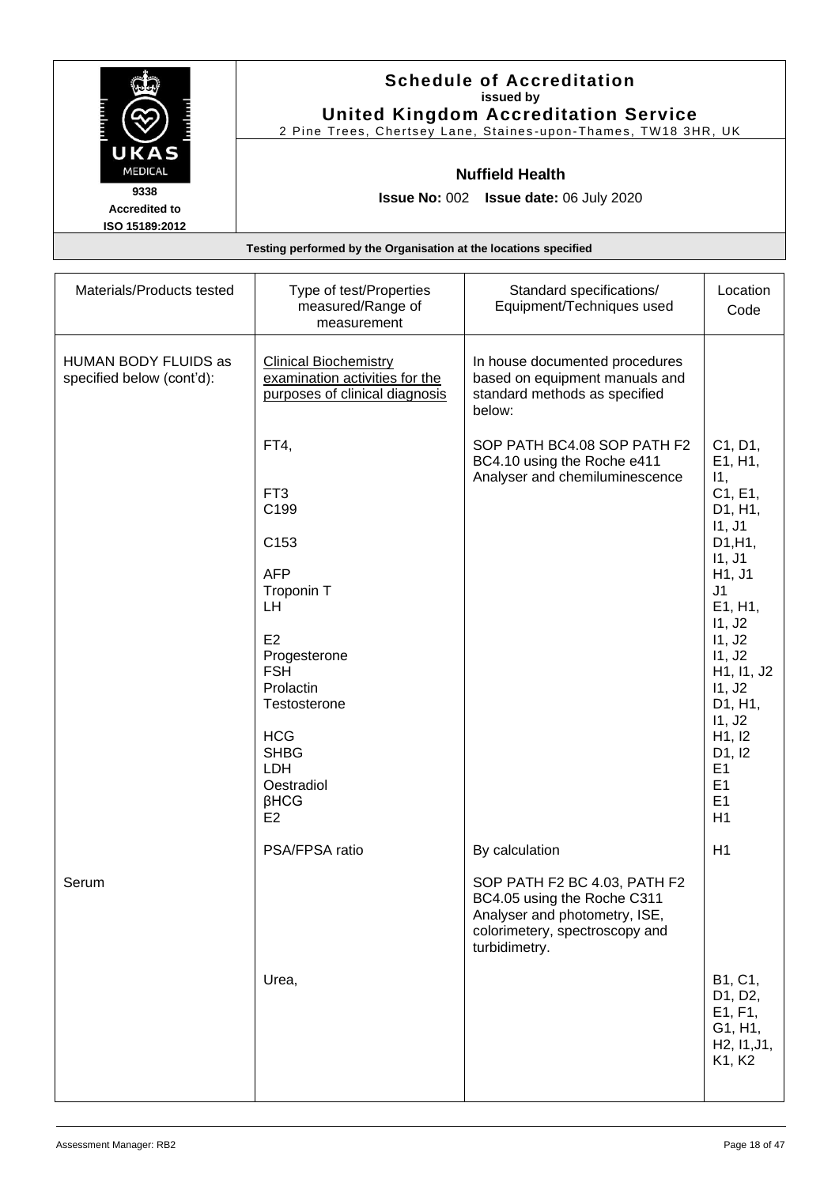# Schedule of Accreditation

**issued by**

**United Kingdom Accreditation Service**

2 Pine Trees, Chertsey Lane, Staines-upon-Thames, TW18 3HR, UK

UKAS MEDICAL

9338

Accredited to ISO 15189:2012

**Nuffield Health**

**Issue No:** 002 **Issue date:** 06 July 2020

**Testing performed by the Organisation at the locations specified**

| Materials/Products tested | Type of test/Properties measured/Range of measurement | Standard specifications/ Equipment/Techniques used | Location Code |
|---|---|---|---|
| HUMAN BODY FLUIDS as specified below (cont'd): | Clinical Biochemistry examination activities for the purposes of clinical diagnosis | In house documented procedures based on equipment manuals and standard methods as specified below: | |
| | FT4, | SOP PATH BC4.08 SOP PATH F2 BC4.10 using the Roche e411 Analyser and chemiluminescence | C1, D1, E1, H1, I1, |
| | FT3 | | C1, E1, D1, H1, I1, J1 |
| | C199 | | |
| | C153 | | D1,H1, I1, J1 |
| | AFP | | H1, J1 |
| | Troponin T | | J1 |
| | LH | | E1, H1, I1, J2 |
| | E2 | | I1, J2 |
| | Progesterone | | I1, J2 |
| | FSH | | H1, I1, J2 |
| | Prolactin | | I1, J2 |
| | Testosterone | | D1, H1, I1, J2 |
| | HCG | | H1, I2 |
| | SHBG | | D1, I2 |
| | LDH | | E1 |
| | Oestradiol | | E1 |
| | βHCG | | E1 |
| | E2 | | H1 |
| | PSA/FPSA ratio | By calculation | H1 |
| Serum | | SOP PATH F2 BC 4.03, PATH F2 BC4.05 using the Roche C311 Analyser and photometry, ISE, colorimetery, spectroscopy and turbidimetry. | |
| | Urea, | | B1, C1, D1, D2, E1, F1, G1, H1, H2, I1,J1, K1, K2 |

Assessment Manager: RB2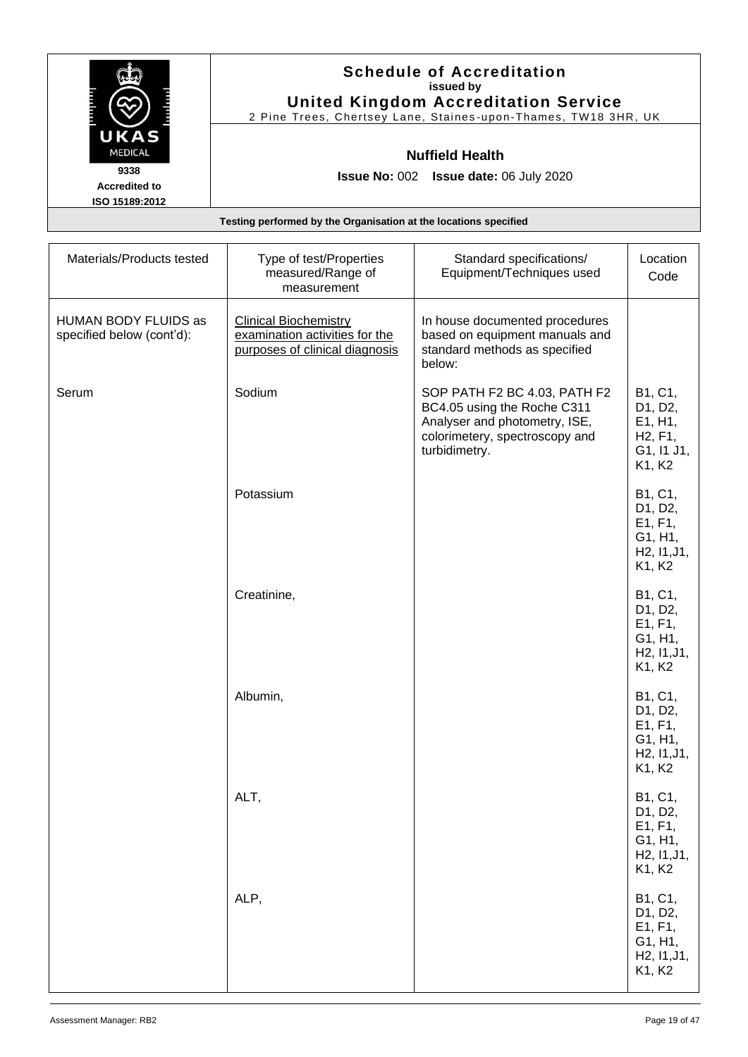# Schedule of Accreditation

issued by

**United Kingdom Accreditation Service**

2 Pine Trees, Chertsey Lane, Staines-upon-Thames, TW18 3HR, UK

UKAS MEDICAL

9338

Accredited to ISO 15189:2012

**Nuffield Health**

**Issue No:** 002 **Issue date:** 06 July 2020

**Testing performed by the Organisation at the locations specified**

| Materials/Products tested | Type of test/Properties measured/Range of measurement | Standard specifications/ Equipment/Techniques used | Location Code |
|---|---|---|---|
| HUMAN BODY FLUIDS as specified below (cont'd): | Clinical Biochemistry examination activities for the purposes of clinical diagnosis | In house documented procedures based on equipment manuals and standard methods as specified below: | |
| Serum | Sodium | SOP PATH F2 BC 4.03, PATH F2 BC4.05 using the Roche C311 Analyser and photometry, ISE, colorimetery, spectroscopy and turbidimetry. | B1, C1, D1, D2, E1, H1, H2, F1, G1, I1 J1, K1, K2 |
| | Potassium | | B1, C1, D1, D2, E1, F1, G1, H1, H2, I1,J1, K1, K2 |
| | Creatinine, | | B1, C1, D1, D2, E1, F1, G1, H1, H2, I1,J1, K1, K2 |
| | Albumin, | | B1, C1, D1, D2, E1, F1, G1, H1, H2, I1,J1, K1, K2 |
| | ALT, | | B1, C1, D1, D2, E1, F1, G1, H1, H2, I1,J1, K1, K2 |
| | ALP, | | B1, C1, D1, D2, E1, F1, G1, H1, H2, I1,J1, K1, K2 |

Assessment Manager: RB2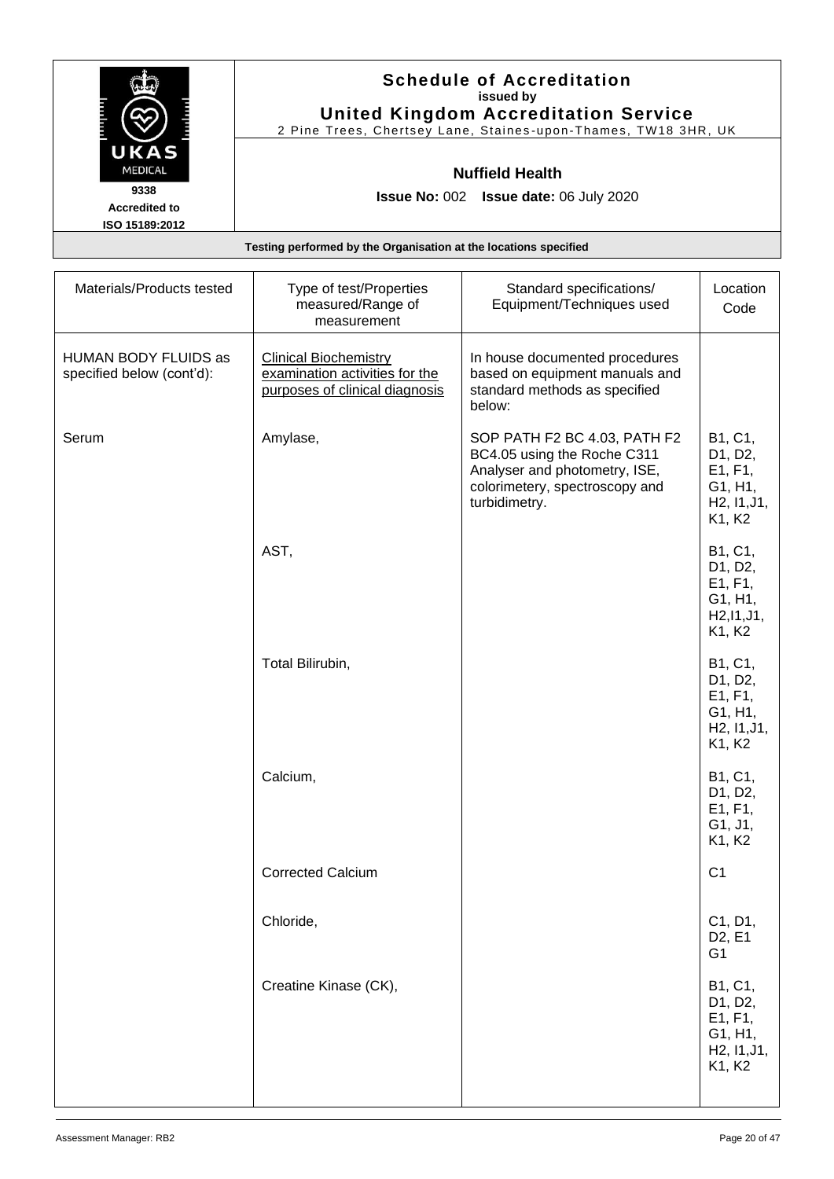**Schedule of Accreditation**
**issued by**
**United Kingdom Accreditation Service**
2 Pine Trees, Chertsey Lane, Staines-upon-Thames, TW18 3HR, UK

UKAS MEDICAL
**9338**
**Accredited to ISO 15189:2012**

**Nuffield Health**

**Issue No:** 002 **Issue date:** 06 July 2020

**Testing performed by the Organisation at the locations specified**

| Materials/Products tested | Type of test/Properties measured/Range of measurement | Standard specifications/ Equipment/Techniques used | Location Code |
|---|---|---|---|
| HUMAN BODY FLUIDS as specified below (cont'd): | Clinical Biochemistry examination activities for the purposes of clinical diagnosis | In house documented procedures based on equipment manuals and standard methods as specified below: | |
| Serum | Amylase, | SOP PATH F2 BC 4.03, PATH F2 BC4.05 using the Roche C311 Analyser and photometry, ISE, colorimetry, spectroscopy and turbidimetry. | B1, C1, D1, D2, E1, F1, G1, H1, H2, I1,J1, K1, K2 |
| | AST, | | B1, C1, D1, D2, E1, F1, G1, H1, H2,I1,J1, K1, K2 |
| | Total Bilirubin, | | B1, C1, D1, D2, E1, F1, G1, H1, H2, I1,J1, K1, K2 |
| | Calcium, | | B1, C1, D1, D2, E1, F1, G1, J1, K1, K2 |
| | Corrected Calcium | | C1 |
| | Chloride, | | C1, D1, D2, E1 G1 |
| | Creatine Kinase (CK), | | B1, C1, D1, D2, E1, F1, G1, H1, H2, I1,J1, K1, K2 |

Assessment Manager: RB2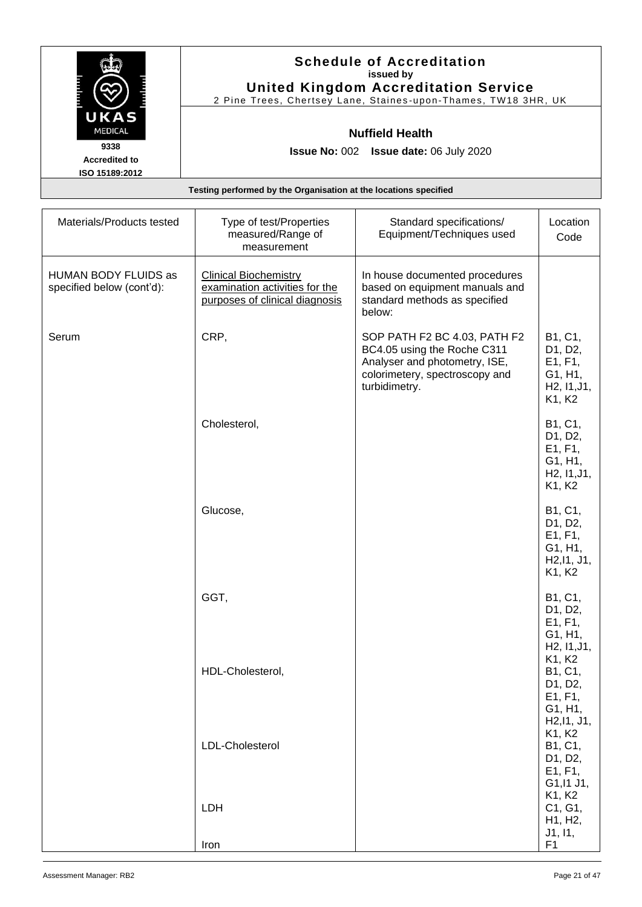**Schedule of Accreditation**
**issued by**
**United Kingdom Accreditation Service**
2 Pine Trees, Chertsey Lane, Staines-upon-Thames, TW18 3HR, UK

9338
Accredited to
ISO 15189:2012

**Nuffield Health**

**Issue No:** 002 **Issue date:** 06 July 2020

**Testing performed by the Organisation at the locations specified**

| Materials/Products tested | Type of test/Properties measured/Range of measurement | Standard specifications/ Equipment/Techniques used | Location Code |
|---|---|---|---|
| HUMAN BODY FLUIDS as specified below (cont'd): | Clinical Biochemistry examination activities for the purposes of clinical diagnosis | In house documented procedures based on equipment manuals and standard methods as specified below: | |
| Serum | CRP, | SOP PATH F2 BC 4.03, PATH F2 BC4.05 using the Roche C311 Analyser and photometry, ISE, colorimetery, spectroscopy and turbidimetry. | B1, C1, D1, D2, E1, F1, G1, H1, H2, I1,J1, K1, K2 |
| | Cholesterol, | | B1, C1, D1, D2, E1, F1, G1, H1, H2, I1,J1, K1, K2 |
| | Glucose, | | B1, C1, D1, D2, E1, F1, G1, H1, H2,I1, J1, K1, K2 |
| | GGT, | | B1, C1, D1, D2, E1, F1, G1, H1, H2, I1,J1, K1, K2 |
| | HDL-Cholesterol, | | B1, C1, D1, D2, E1, F1, G1, H1, H2,I1, J1, K1, K2 |
| | LDL-Cholesterol | | B1, C1, D1, D2, E1, F1, G1,I1 J1, K1, K2 |
| | LDH | | C1, G1, H1, H2, J1, I1, F1 |
| | Iron | | |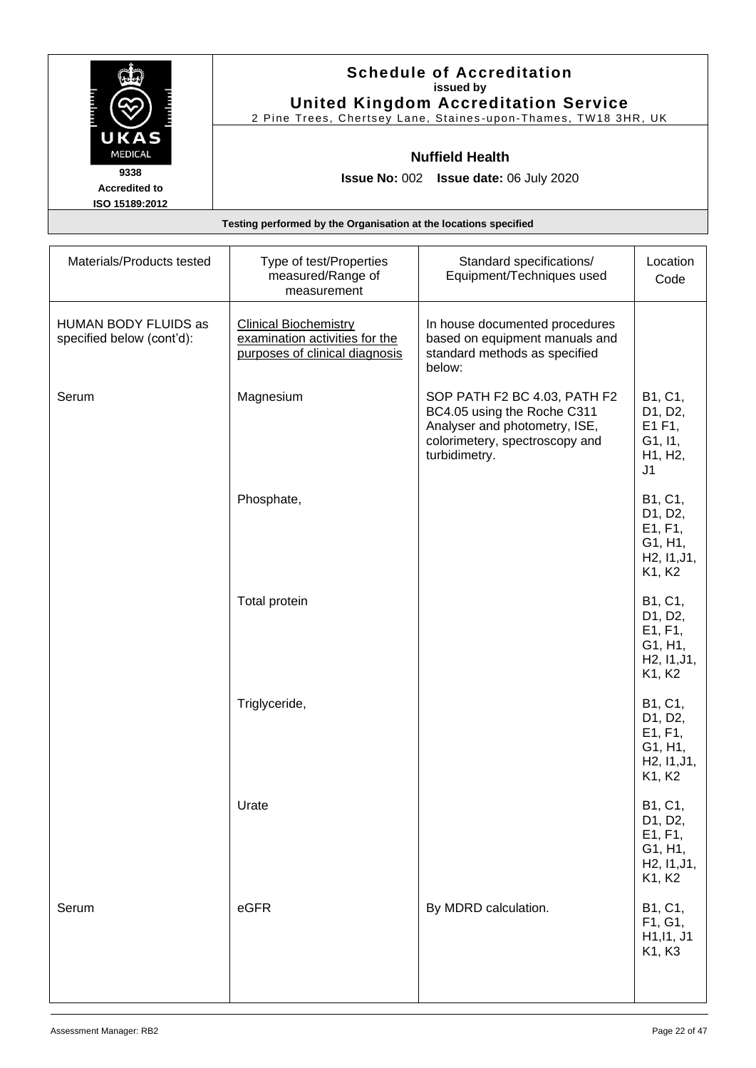# Schedule of Accreditation

**issued by**

**United Kingdom Accreditation Service**

2 Pine Trees, Chertsey Lane, Staines-upon-Thames, TW18 3HR, UK

UKAS MEDICAL

9338

Accredited to ISO 15189:2012

**Nuffield Health**

**Issue No:** 002 **Issue date:** 06 July 2020

**Testing performed by the Organisation at the locations specified**

| Materials/Products tested | Type of test/Properties measured/Range of measurement | Standard specifications/ Equipment/Techniques used | Location Code |
|---|---|---|---|
| HUMAN BODY FLUIDS as specified below (cont'd): | Clinical Biochemistry examination activities for the purposes of clinical diagnosis | In house documented procedures based on equipment manuals and standard methods as specified below: | |
| Serum | Magnesium | SOP PATH F2 BC 4.03, PATH F2 BC4.05 using the Roche C311 Analyser and photometry, ISE, colorimetery, spectroscopy and turbidimetry. | B1, C1, D1, D2, E1 F1, G1, I1, H1, H2, J1 |
| | Phosphate, | | B1, C1, D1, D2, E1, F1, G1, H1, H2, I1,J1, K1, K2 |
| | Total protein | | B1, C1, D1, D2, E1, F1, G1, H1, H2, I1,J1, K1, K2 |
| | Triglyceride, | | B1, C1, D1, D2, E1, F1, G1, H1, H2, I1,J1, K1, K2 |
| | Urate | | B1, C1, D1, D2, E1, F1, G1, H1, H2, I1,J1, K1, K2 |
| Serum | eGFR | By MDRD calculation. | B1, C1, F1, G1, H1,I1, J1 K1, K3 |

Assessment Manager: RB2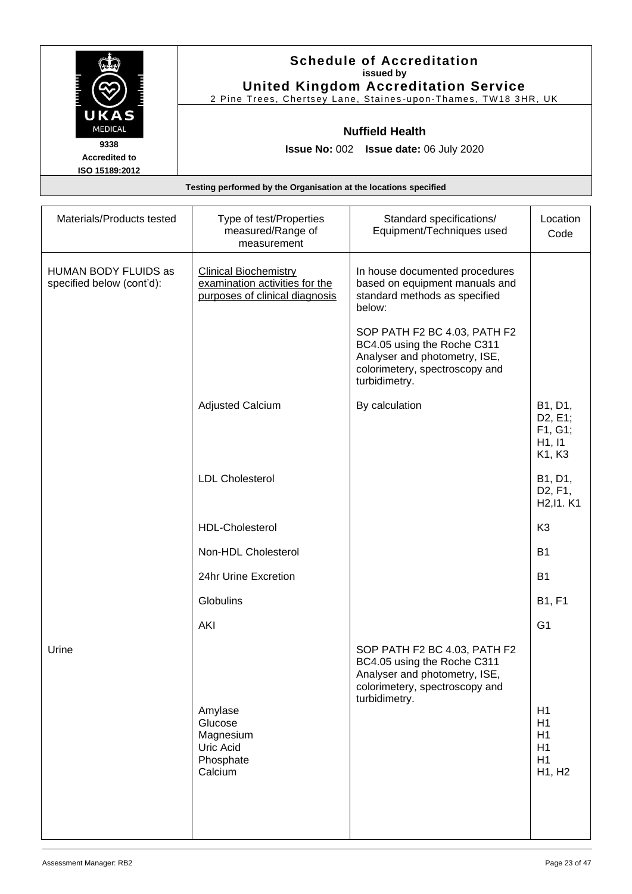**Schedule of Accreditation**
**issued by**
**United Kingdom Accreditation Service**
2 Pine Trees, Chertsey Lane, Staines-upon-Thames, TW18 3HR, UK

UKAS MEDICAL
9338
Accredited to
ISO 15189:2012

**Nuffield Health**

**Issue No:** 002 **Issue date:** 06 July 2020

**Testing performed by the Organisation at the locations specified**

| Materials/Products tested | Type of test/Properties measured/Range of measurement | Standard specifications/ Equipment/Techniques used | Location Code |
|---|---|---|---|
| HUMAN BODY FLUIDS as specified below (cont'd): | Clinical Biochemistry examination activities for the purposes of clinical diagnosis | In house documented procedures based on equipment manuals and standard methods as specified below:<br><br>SOP PATH F2 BC 4.03, PATH F2 BC4.05 using the Roche C311 Analyser and photometry, ISE, colorimetery, spectroscopy and turbidimetry. | |
| | Adjusted Calcium | By calculation | B1, D1, D2, E1; F1, G1; H1, I1 K1, K3 |
| | LDL Cholesterol | | B1, D1, D2, F1, H2,I1. K1 |
| | HDL-Cholesterol | | K3 |
| | Non-HDL Cholesterol | | B1 |
| | 24hr Urine Excretion | | B1 |
| | Globulins | | B1, F1 |
| | AKI | | G1 |
| Urine | | SOP PATH F2 BC 4.03, PATH F2 BC4.05 using the Roche C311 Analyser and photometry, ISE, colorimetery, spectroscopy and turbidimetry. | |
| | Amylase | | H1 |
| | Glucose | | H1 |
| | Magnesium | | H1 |
| | Uric Acid | | H1 |
| | Phosphate | | H1 |
| | Calcium | | H1, H2 |

Assessment Manager: RB2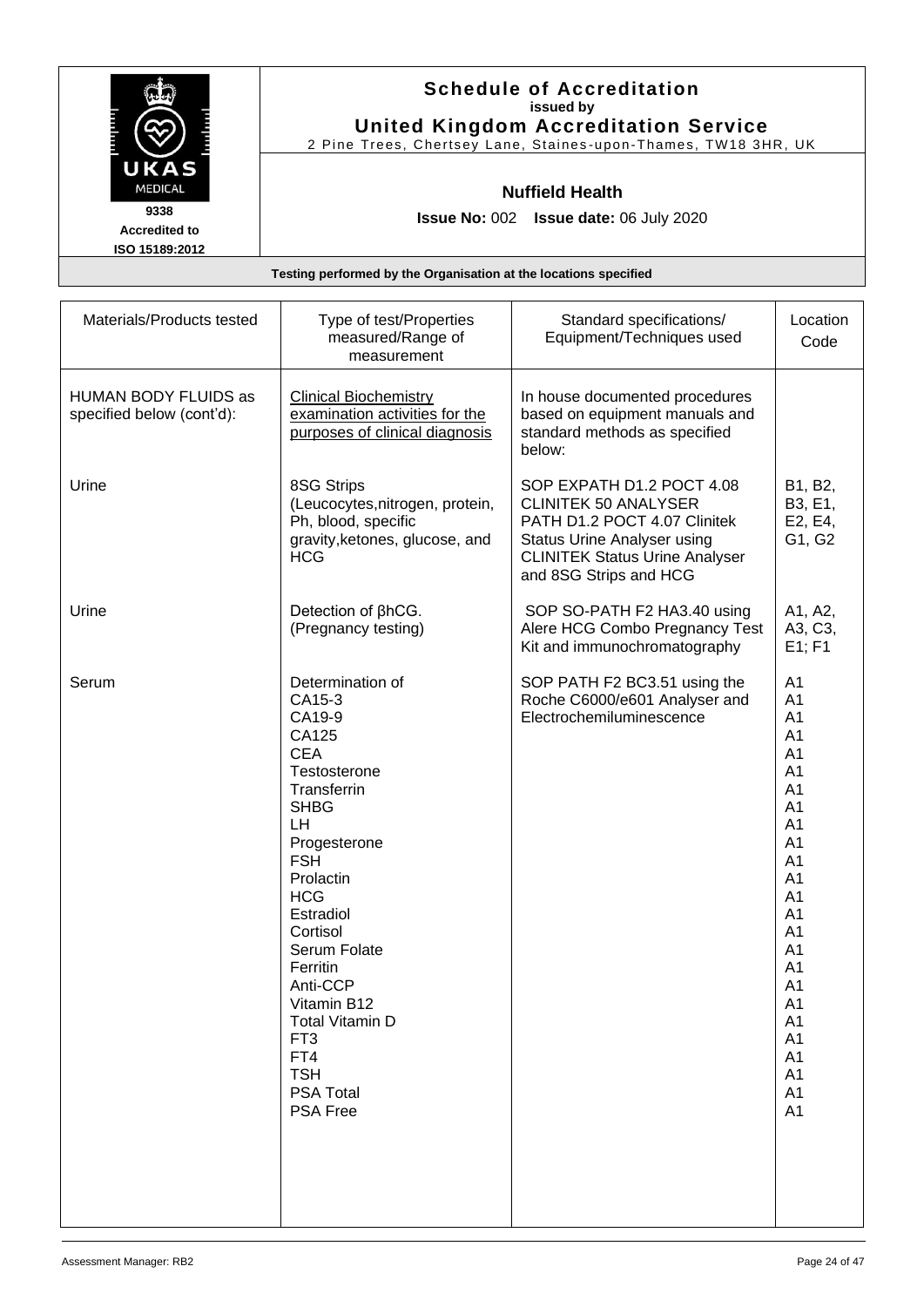# Schedule of Accreditation
**issued by**
**United Kingdom Accreditation Service**
2 Pine Trees, Chertsey Lane, Staines-upon-Thames, TW18 3HR, UK

UKAS MEDICAL
9338
Accredited to
ISO 15189:2012

**Nuffield Health**

**Issue No:** 002 **Issue date:** 06 July 2020

**Testing performed by the Organisation at the locations specified**

| Materials/Products tested | Type of test/Properties measured/Range of measurement | Standard specifications/ Equipment/Techniques used | Location Code |
|---|---|---|---|
| HUMAN BODY FLUIDS as specified below (cont'd): | Clinical Biochemistry examination activities for the purposes of clinical diagnosis | In house documented procedures based on equipment manuals and standard methods as specified below: | |
| Urine | 8SG Strips (Leucocytes,nitrogen, protein, Ph, blood, specific gravity,ketones, glucose, and HCG | SOP EXPATH D1.2 POCT 4.08 CLINITEK 50 ANALYSER PATH D1.2 POCT 4.07 Clinitek Status Urine Analyser using CLINITEK Status Urine Analyser and 8SG Strips and HCG | B1, B2, B3, E1, E2, E4, G1, G2 |
| Urine | Detection of βhCG. (Pregnancy testing) | SOP SO-PATH F2 HA3.40 using Alere HCG Combo Pregnancy Test Kit and immunochromatography | A1, A2, A3, C3, E1; F1 |
| Serum | Determination of<br>CA15-3<br>CA19-9<br>CA125<br>CEA<br>Testosterone<br>Transferrin<br>SHBG<br>LH<br>Progesterone<br>FSH<br>Prolactin<br>HCG<br>Estradiol<br>Cortisol<br>Serum Folate<br>Ferritin<br>Anti-CCP<br>Vitamin B12<br>Total Vitamin D<br>FT3<br>FT4<br>TSH<br>PSA Total<br>PSA Free | SOP PATH F2 BC3.51 using the Roche C6000/e601 Analyser and Electrochemiluminescence | <br>A1<br>A1<br>A1<br>A1<br>A1<br>A1<br>A1<br>A1<br>A1<br>A1<br>A1<br>A1<br>A1<br>A1<br>A1<br>A1<br>A1<br>A1<br>A1<br>A1<br>A1<br>A1<br>A1<br>A1 |

Assessment Manager: RB2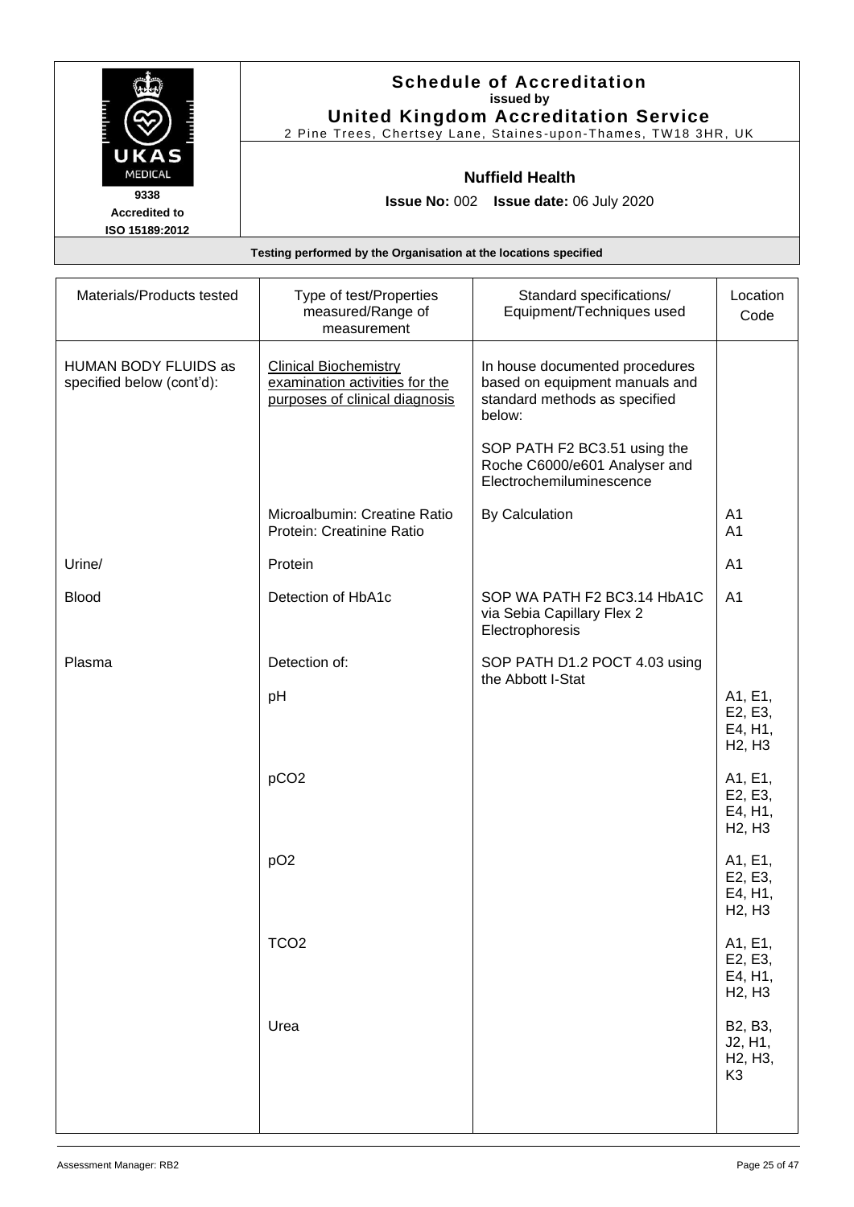**Schedule of Accreditation**
**issued by**
**United Kingdom Accreditation Service**
2 Pine Trees, Chertsey Lane, Staines-upon-Thames, TW18 3HR, UK

UKAS MEDICAL
9338
Accredited to
ISO 15189:2012

**Nuffield Health**

**Issue No:** 002 **Issue date:** 06 July 2020

**Testing performed by the Organisation at the locations specified**

| Materials/Products tested | Type of test/Properties measured/Range of measurement | Standard specifications/ Equipment/Techniques used | Location Code |
|---|---|---|---|
| HUMAN BODY FLUIDS as specified below (cont'd): | Clinical Biochemistry examination activities for the purposes of clinical diagnosis | In house documented procedures based on equipment manuals and standard methods as specified below:<br><br>SOP PATH F2 BC3.51 using the Roche C6000/e601 Analyser and Electrochemiluminescence | |
| | Microalbumin: Creatine Ratio<br>Protein: Creatinine Ratio | By Calculation | A1<br>A1 |
| Urine/ | Protein | | A1 |
| Blood | Detection of HbA1c | SOP WA PATH F2 BC3.14 HbA1C via Sebia Capillary Flex 2 Electrophoresis | A1 |
| Plasma | Detection of: | SOP PATH D1.2 POCT 4.03 using the Abbott I-Stat | |
| | pH | | A1, E1, E2, E3, E4, H1, H2, H3 |
| | $pCO_2$ | | A1, E1, E2, E3, E4, H1, H2, H3 |
| | $pO_2$ | | A1, E1, E2, E3, E4, H1, H2, H3 |
| | $TCO_2$ | | A1, E1, E2, E3, E4, H1, H2, H3 |
| | Urea | | B2, B3, J2, H1, H2, H3, K3 |

Assessment Manager: RB2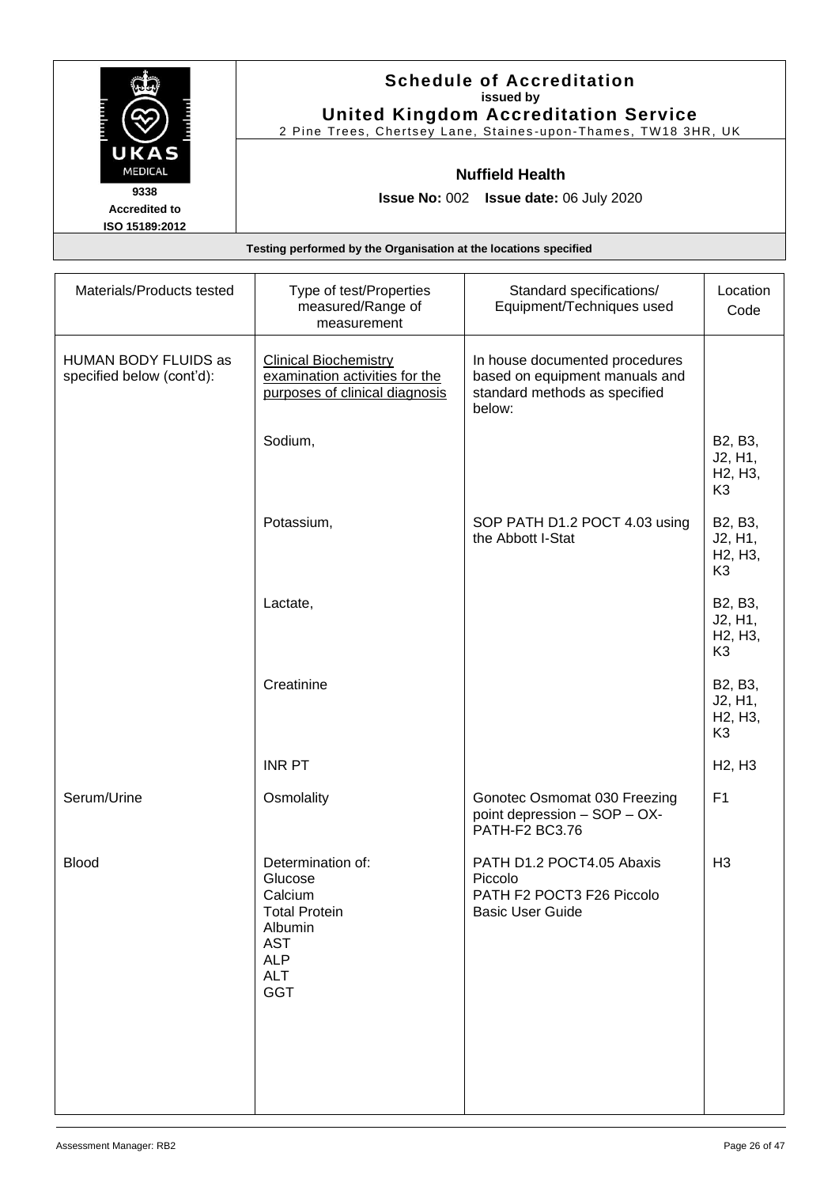# Schedule of Accreditation

**issued by**

**United Kingdom Accreditation Service**

2 Pine Trees, Chertsey Lane, Staines-upon-Thames, TW18 3HR, UK

UKAS MEDICAL

9338

Accredited to ISO 15189:2012

**Nuffield Health**

**Issue No:** 002 **Issue date:** 06 July 2020

**Testing performed by the Organisation at the locations specified**

| Materials/Products tested | Type of test/Properties measured/Range of measurement | Standard specifications/ Equipment/Techniques used | Location Code |
|---|---|---|---|
| HUMAN BODY FLUIDS as specified below (cont'd): | Clinical Biochemistry examination activities for the purposes of clinical diagnosis | In house documented procedures based on equipment manuals and standard methods as specified below: | |
| | Sodium, | | B2, B3, J2, H1, H2, H3, K3 |
| | Potassium, | SOP PATH D1.2 POCT 4.03 using the Abbott I-Stat | B2, B3, J2, H1, H2, H3, K3 |
| | Lactate, | | B2, B3, J2, H1, H2, H3, K3 |
| | Creatinine | | B2, B3, J2, H1, H2, H3, K3 |
| | INR PT | | H2, H3 |
| Serum/Urine | Osmolality | Gonotec Osmomat 030 Freezing point depression – SOP – OX-PATH-F2 BC3.76 | F1 |
| Blood | Determination of:<br>Glucose<br>Calcium<br>Total Protein<br>Albumin<br>AST<br>ALP<br>ALT<br>GGT | PATH D1.2 POCT4.05 Abaxis Piccolo<br>PATH F2 POCT3 F26 Piccolo Basic User Guide | H3 |

Assessment Manager: RB2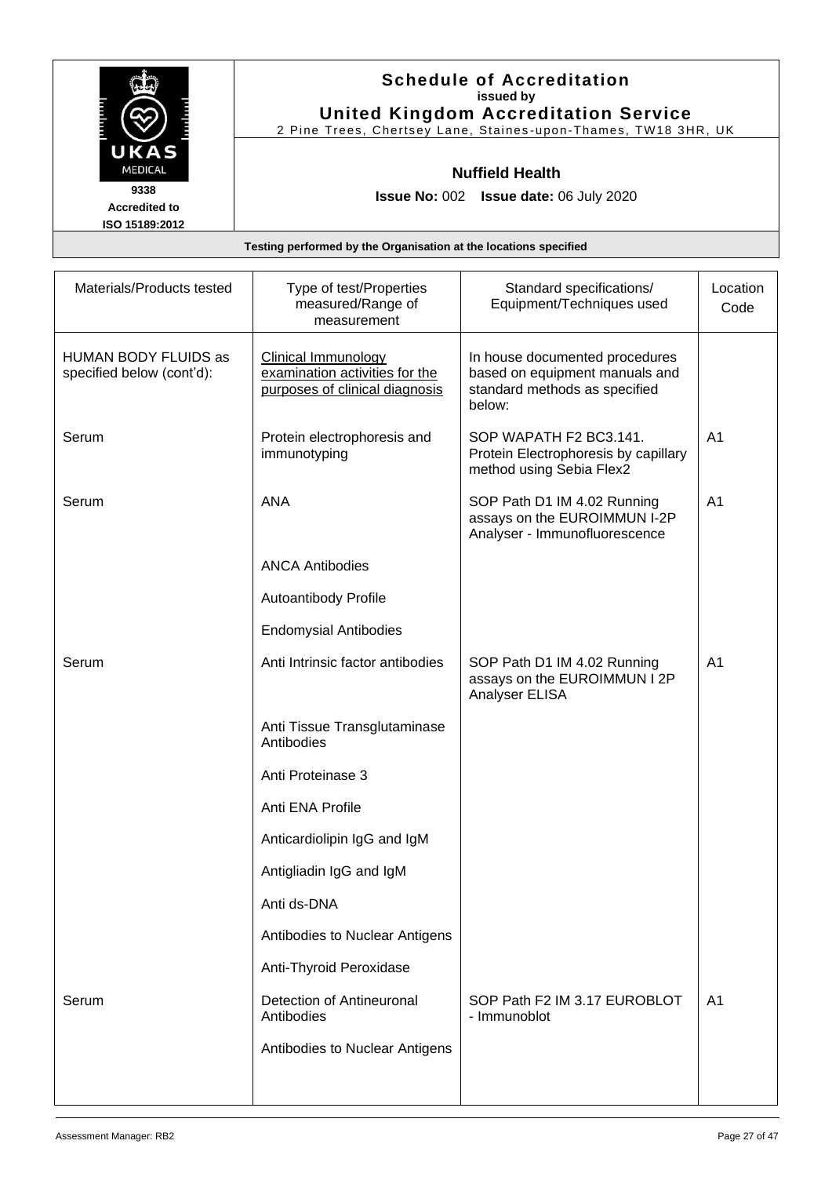# Schedule of Accreditation
**issued by**
**United Kingdom Accreditation Service**
2 Pine Trees, Chertsey Lane, Staines-upon-Thames, TW18 3HR, UK

UKAS MEDICAL
9338
Accredited to
ISO 15189:2012

**Nuffield Health**

**Issue No:** 002 **Issue date:** 06 July 2020

**Testing performed by the Organisation at the locations specified**

| Materials/Products tested | Type of test/Properties measured/Range of measurement | Standard specifications/ Equipment/Techniques used | Location Code |
|---|---|---|---|
| HUMAN BODY FLUIDS as specified below (cont'd): | Clinical Immunology examination activities for the purposes of clinical diagnosis | In house documented procedures based on equipment manuals and standard methods as specified below: | |
| Serum | Protein electrophoresis and immunotyping | SOP WAPATH F2 BC3.141. Protein Electrophoresis by capillary method using Sebia Flex2 | A1 |
| Serum | ANA | SOP Path D1 IM 4.02 Running assays on the EUROIMMUN I-2P Analyser - Immunofluorescence | A1 |
| | ANCA Antibodies | | |
| | Autoantibody Profile | | |
| | Endomysial Antibodies | | |
| Serum | Anti Intrinsic factor antibodies | SOP Path D1 IM 4.02 Running assays on the EUROIMMUN I 2P Analyser ELISA | A1 |
| | Anti Tissue Transglutaminase Antibodies | | |
| | Anti Proteinase 3 | | |
| | Anti ENA Profile | | |
| | Anticardiolipin IgG and IgM | | |
| | Antigliadin IgG and IgM | | |
| | Anti ds-DNA | | |
| | Antibodies to Nuclear Antigens | | |
| | Anti-Thyroid Peroxidase | | |
| Serum | Detection of Antineuronal Antibodies | SOP Path F2 IM 3.17 EUROBLOT - Immunoblot | A1 |
| | Antibodies to Nuclear Antigens | | |

Assessment Manager: RB2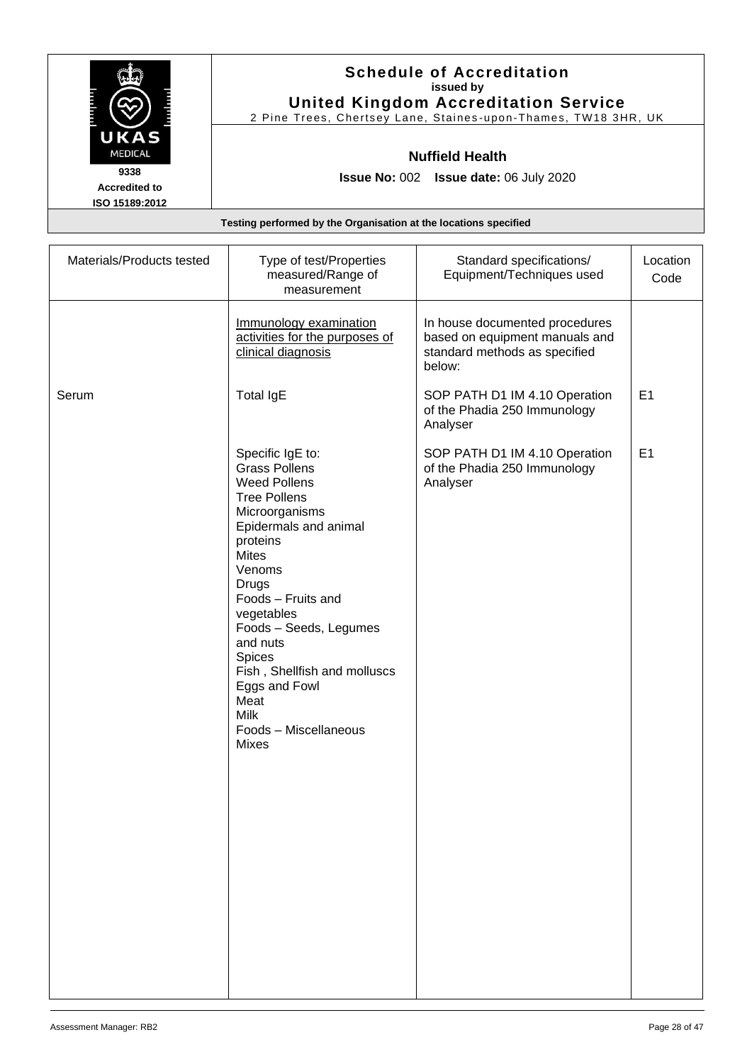**Schedule of Accreditation**
**issued by**
**United Kingdom Accreditation Service**
2 Pine Trees, Chertsey Lane, Staines-upon-Thames, TW18 3HR, UK

UKAS MEDICAL
**9338**
**Accredited to ISO 15189:2012**

**Nuffield Health**

**Issue No:** 002 **Issue date:** 06 July 2020

**Testing performed by the Organisation at the locations specified**

| Materials/Products tested | Type of test/Properties measured/Range of measurement | Standard specifications/ Equipment/Techniques used | Location Code |
|---|---|---|---|
| | Immunology examination activities for the purposes of clinical diagnosis | In house documented procedures based on equipment manuals and standard methods as specified below: | |
| Serum | Total IgE | SOP PATH D1 IM 4.10 Operation of the Phadia 250 Immunology Analyser | E1 |
| | Specific IgE to:<br>Grass Pollens<br>Weed Pollens<br>Tree Pollens<br>Microorganisms<br>Epidermals and animal proteins<br>Mites<br>Venoms<br>Drugs<br>Foods – Fruits and vegetables<br>Foods – Seeds, Legumes and nuts<br>Spices<br>Fish , Shellfish and molluscs<br>Eggs and Fowl<br>Meat<br>Milk<br>Foods – Miscellaneous<br>Mixes | SOP PATH D1 IM 4.10 Operation of the Phadia 250 Immunology Analyser | E1 |

Assessment Manager: RB2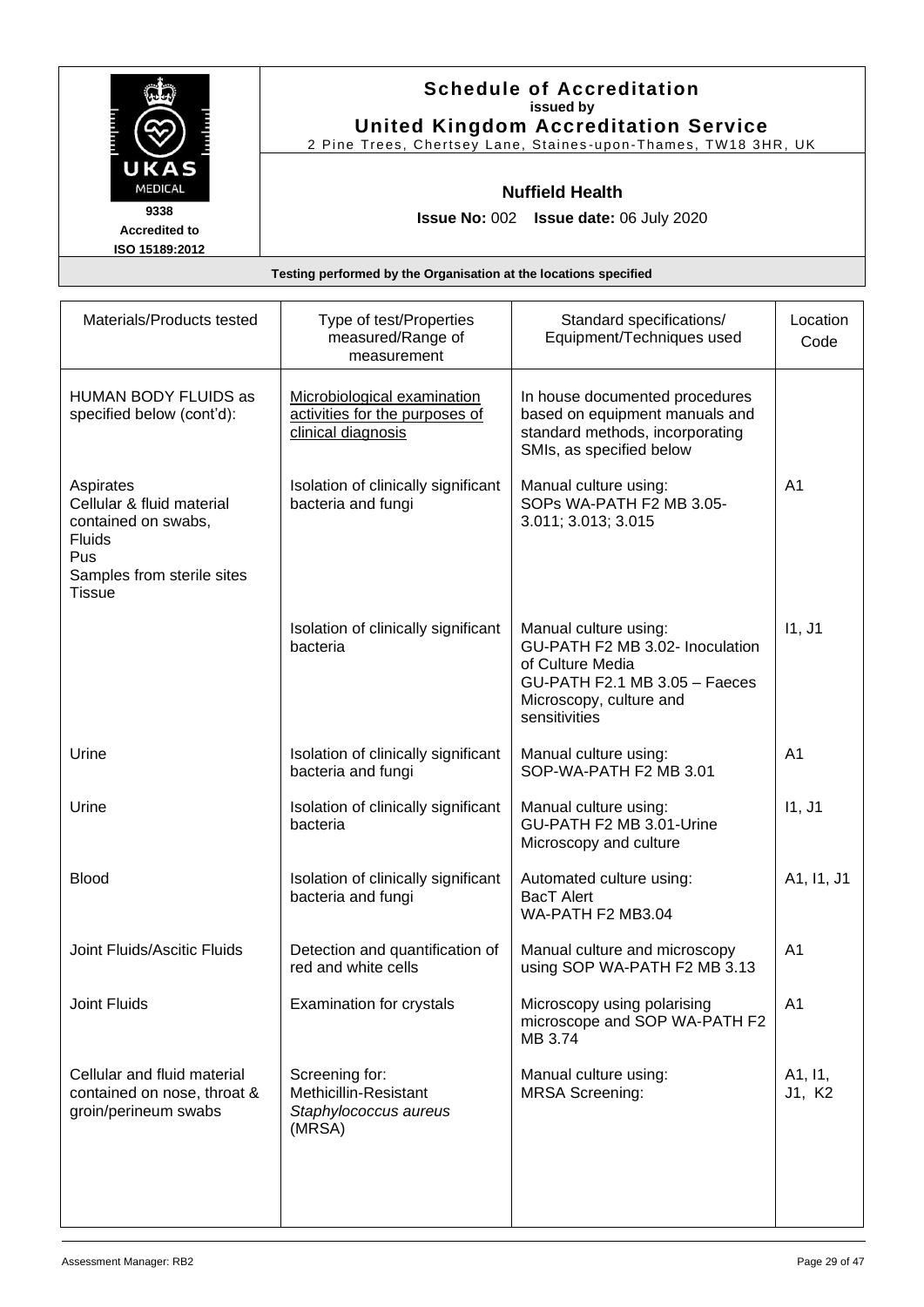# Schedule of Accreditation
**issued by**
**United Kingdom Accreditation Service**
2 Pine Trees, Chertsey Lane, Staines-upon-Thames, TW18 3HR, UK

UKAS MEDICAL
9338
Accredited to
ISO 15189:2012

**Nuffield Health**

**Issue No:** 002 **Issue date:** 06 July 2020

**Testing performed by the Organisation at the locations specified**

| Materials/Products tested | Type of test/Properties measured/Range of measurement | Standard specifications/ Equipment/Techniques used | Location Code |
|---|---|---|---|
| HUMAN BODY FLUIDS as specified below (cont'd): | Microbiological examination activities for the purposes of clinical diagnosis | In house documented procedures based on equipment manuals and standard methods, incorporating SMIs, as specified below | |
| Aspirates<br>Cellular & fluid material contained on swabs,<br>Fluids<br>Pus<br>Samples from sterile sites<br>Tissue | Isolation of clinically significant bacteria and fungi | Manual culture using:<br>SOPs WA-PATH F2 MB 3.05-3.011; 3.013; 3.015 | A1 |
| | Isolation of clinically significant bacteria | Manual culture using:<br>GU-PATH F2 MB 3.02- Inoculation of Culture Media<br>GU-PATH F2.1 MB 3.05 – Faeces Microscopy, culture and sensitivities | I1, J1 |
| Urine | Isolation of clinically significant bacteria and fungi | Manual culture using:<br>SOP-WA-PATH F2 MB 3.01 | A1 |
| Urine | Isolation of clinically significant bacteria | Manual culture using:<br>GU-PATH F2 MB 3.01-Urine Microscopy and culture | I1, J1 |
| Blood | Isolation of clinically significant bacteria and fungi | Automated culture using:<br>BacT Alert<br>WA-PATH F2 MB3.04 | A1, I1, J1 |
| Joint Fluids/Ascitic Fluids | Detection and quantification of red and white cells | Manual culture and microscopy using SOP WA-PATH F2 MB 3.13 | A1 |
| Joint Fluids | Examination for crystals | Microscopy using polarising microscope and SOP WA-PATH F2 MB 3.74 | A1 |
| Cellular and fluid material contained on nose, throat & groin/perineum swabs | Screening for:<br>Methicillin-Resistant *Staphylococcus aureus* (MRSA) | Manual culture using:<br>MRSA Screening: | A1, I1, J1, K2 |

Assessment Manager: RB2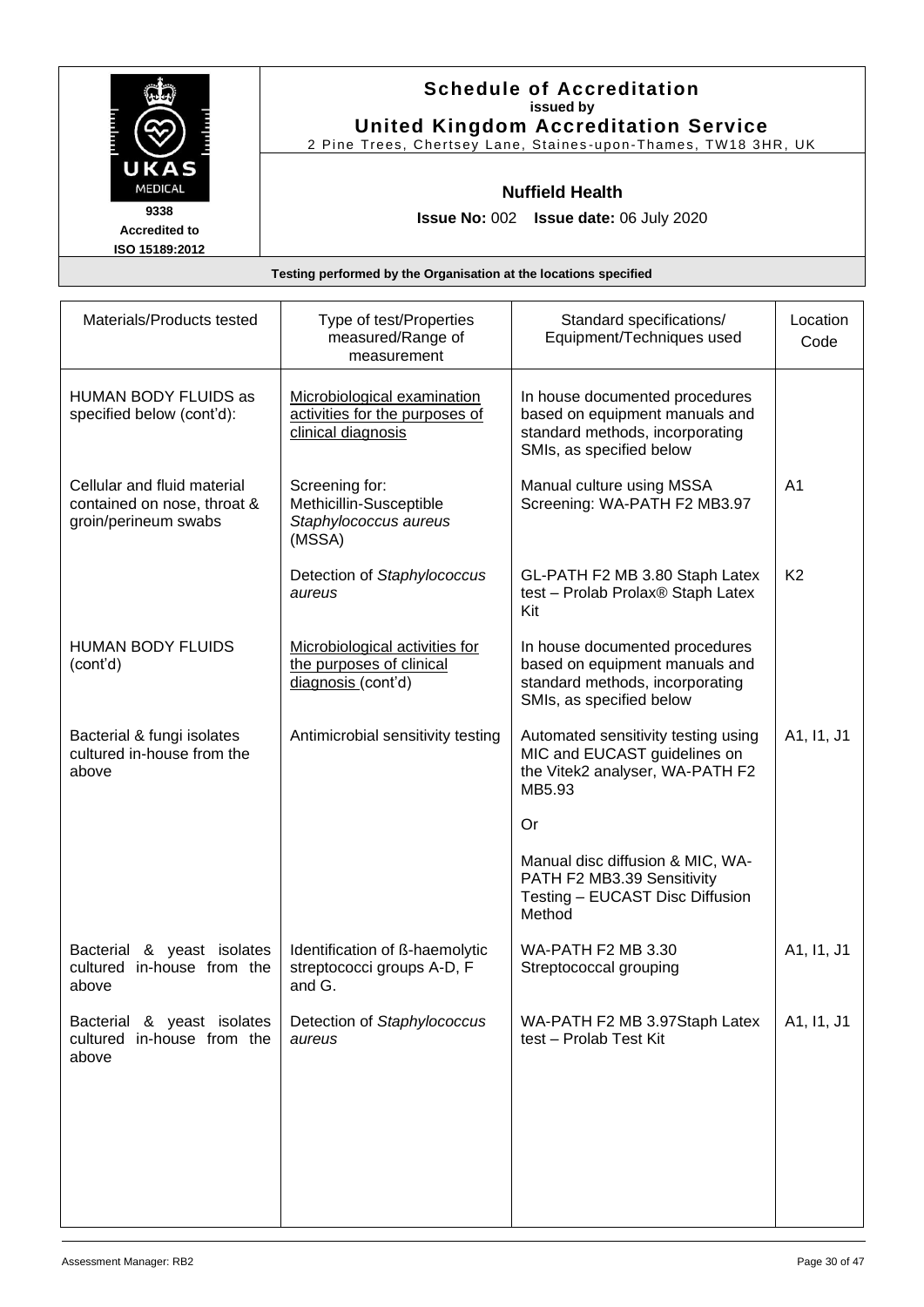**Schedule of Accreditation**
**issued by**
**United Kingdom Accreditation Service**
2 Pine Trees, Chertsey Lane, Staines-upon-Thames, TW18 3HR, UK

UKAS MEDICAL
**9338**
**Accredited to ISO 15189:2012**

**Nuffield Health**

**Issue No:** 002 **Issue date:** 06 July 2020

**Testing performed by the Organisation at the locations specified**

| Materials/Products tested | Type of test/Properties measured/Range of measurement | Standard specifications/ Equipment/Techniques used | Location Code |
|---|---|---|---|
| HUMAN BODY FLUIDS as specified below (cont'd): | Microbiological examination activities for the purposes of clinical diagnosis | In house documented procedures based on equipment manuals and standard methods, incorporating SMIs, as specified below | |
| Cellular and fluid material contained on nose, throat & groin/perineum swabs | Screening for: Methicillin-Susceptible *Staphylococcus aureus* (MSSA) | Manual culture using MSSA Screening: WA-PATH F2 MB3.97 | A1 |
| | Detection of *Staphylococcus aureus* | GL-PATH F2 MB 3.80 Staph Latex test – Prolab Prolax® Staph Latex Kit | K2 |
| HUMAN BODY FLUIDS (cont'd) | Microbiological activities for the purposes of clinical diagnosis (cont'd) | In house documented procedures based on equipment manuals and standard methods, incorporating SMIs, as specified below | |
| Bacterial & fungi isolates cultured in-house from the above | Antimicrobial sensitivity testing | Automated sensitivity testing using MIC and EUCAST guidelines on the Vitek2 analyser, WA-PATH F2 MB5.93<br><br>Or<br><br>Manual disc diffusion & MIC, WA-PATH F2 MB3.39 Sensitivity Testing – EUCAST Disc Diffusion Method | A1, I1, J1 |
| Bacterial & yeast isolates cultured in-house from the above | Identification of ß-haemolytic streptococci groups A-D, F and G. | WA-PATH F2 MB 3.30 Streptococcal grouping | A1, I1, J1 |
| Bacterial & yeast isolates cultured in-house from the above | Detection of *Staphylococcus aureus* | WA-PATH F2 MB 3.97Staph Latex test – Prolab Test Kit | A1, I1, J1 |

Assessment Manager: RB2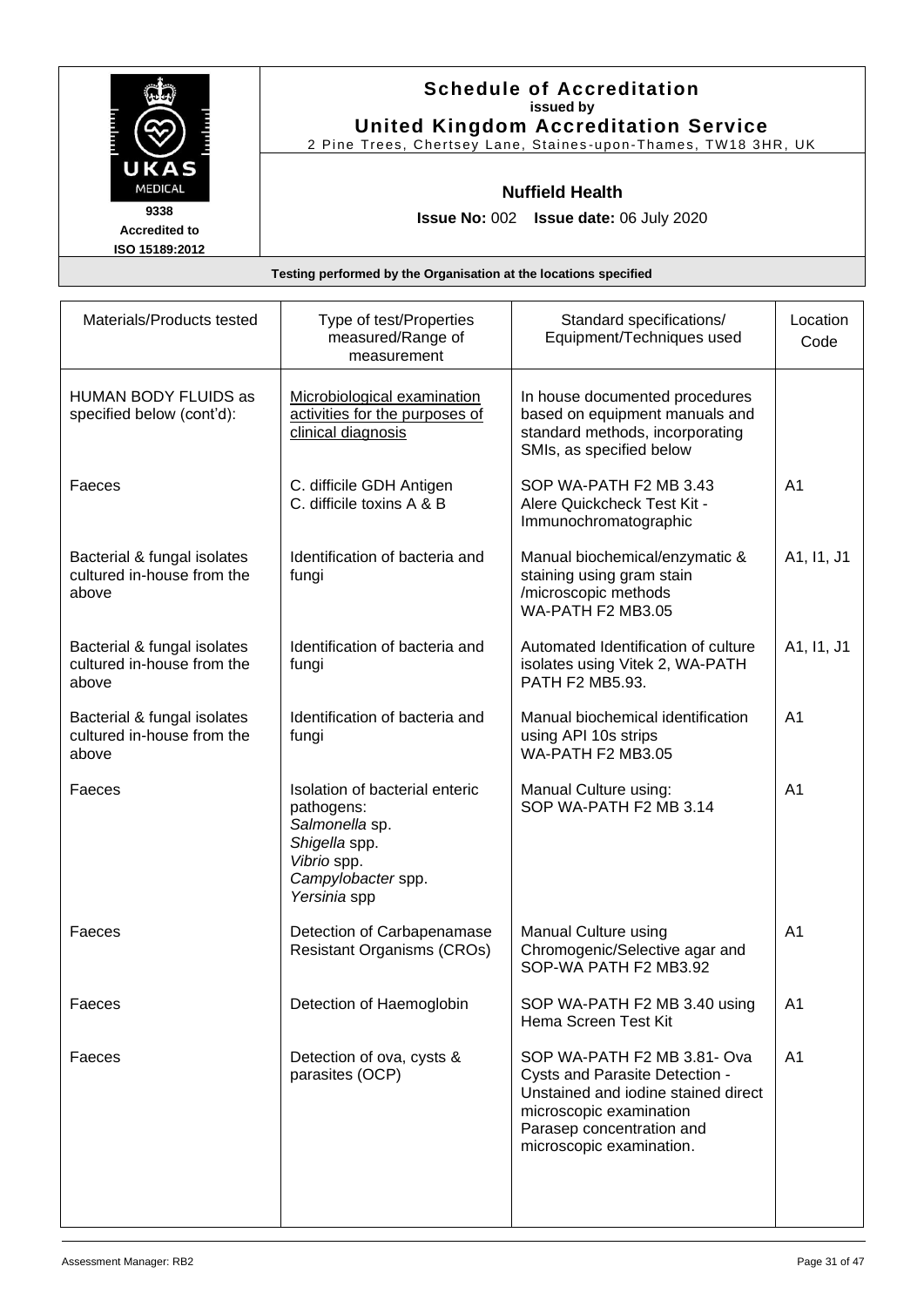# Schedule of Accreditation

**issued by**

**United Kingdom Accreditation Service**

2 Pine Trees, Chertsey Lane, Staines-upon-Thames, TW18 3HR, UK

UKAS MEDICAL

9338

Accredited to ISO 15189:2012

**Nuffield Health**

**Issue No:** 002 **Issue date:** 06 July 2020

**Testing performed by the Organisation at the locations specified**

| Materials/Products tested | Type of test/Properties measured/Range of measurement | Standard specifications/ Equipment/Techniques used | Location Code |
|---|---|---|---|
| HUMAN BODY FLUIDS as specified below (cont'd): | Microbiological examination activities for the purposes of clinical diagnosis | In house documented procedures based on equipment manuals and standard methods, incorporating SMIs, as specified below | |
| Faeces | C. difficile GDH Antigen<br>C. difficile toxins A & B | SOP WA-PATH F2 MB 3.43<br>Alere Quickcheck Test Kit - Immunochromatographic | A1 |
| Bacterial & fungal isolates cultured in-house from the above | Identification of bacteria and fungi | Manual biochemical/enzymatic & staining using gram stain /microscopic methods<br>WA-PATH F2 MB3.05 | A1, I1, J1 |
| Bacterial & fungal isolates cultured in-house from the above | Identification of bacteria and fungi | Automated Identification of culture isolates using Vitek 2, WA-PATH PATH F2 MB5.93. | A1, I1, J1 |
| Bacterial & fungal isolates cultured in-house from the above | Identification of bacteria and fungi | Manual biochemical identification using API 10s strips<br>WA-PATH F2 MB3.05 | A1 |
| Faeces | Isolation of bacterial enteric pathogens:<br>*Salmonella* sp.<br>*Shigella* spp.<br>*Vibrio* spp.<br>*Campylobacter* spp.<br>*Yersinia* spp | Manual Culture using:<br>SOP WA-PATH F2 MB 3.14 | A1 |
| Faeces | Detection of Carbapenamase Resistant Organisms (CROs) | Manual Culture using Chromogenic/Selective agar and SOP-WA PATH F2 MB3.92 | A1 |
| Faeces | Detection of Haemoglobin | SOP WA-PATH F2 MB 3.40 using Hema Screen Test Kit | A1 |
| Faeces | Detection of ova, cysts & parasites (OCP) | SOP WA-PATH F2 MB 3.81- Ova Cysts and Parasite Detection - Unstained and iodine stained direct microscopic examination<br>Parasep concentration and microscopic examination. | A1 |

Assessment Manager: RB2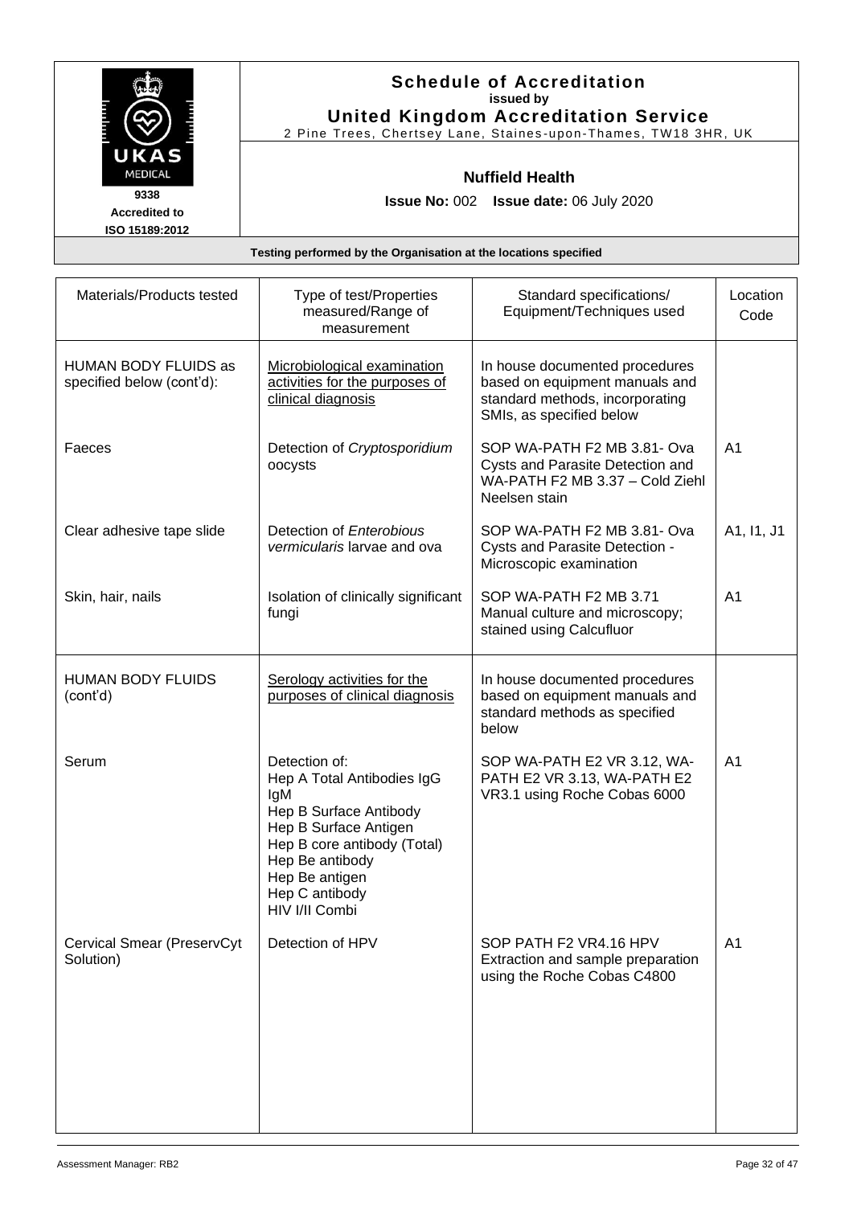# Schedule of Accreditation

**issued by**

**United Kingdom Accreditation Service**

2 Pine Trees, Chertsey Lane, Staines-upon-Thames, TW18 3HR, UK

UKAS MEDICAL 9338 Accredited to ISO 15189:2012

**Nuffield Health**

**Issue No:** 002 **Issue date:** 06 July 2020

**Testing performed by the Organisation at the locations specified**

| Materials/Products tested | Type of test/Properties measured/Range of measurement | Standard specifications/ Equipment/Techniques used | Location Code |
|---|---|---|---|
| HUMAN BODY FLUIDS as specified below (cont'd): | Microbiological examination activities for the purposes of clinical diagnosis | In house documented procedures based on equipment manuals and standard methods, incorporating SMIs, as specified below | |
| Faeces | Detection of *Cryptosporidium* oocysts | SOP WA-PATH F2 MB 3.81- Ova Cysts and Parasite Detection and WA-PATH F2 MB 3.37 – Cold Ziehl Neelsen stain | A1 |
| Clear adhesive tape slide | Detection of *Enterobious vermicularis* larvae and ova | SOP WA-PATH F2 MB 3.81- Ova Cysts and Parasite Detection - Microscopic examination | A1, I1, J1 |
| Skin, hair, nails | Isolation of clinically significant fungi | SOP WA-PATH F2 MB 3.71 Manual culture and microscopy; stained using Calcufluor | A1 |
| HUMAN BODY FLUIDS (cont'd) | Serology activities for the purposes of clinical diagnosis | In house documented procedures based on equipment manuals and standard methods as specified below | |
| Serum | Detection of:<br>Hep A Total Antibodies IgG IgM<br>Hep B Surface Antibody<br>Hep B Surface Antigen<br>Hep B core antibody (Total)<br>Hep Be antibody<br>Hep Be antigen<br>Hep C antibody<br>HIV I/II Combi | SOP WA-PATH E2 VR 3.12, WA-PATH E2 VR 3.13, WA-PATH E2 VR3.1 using Roche Cobas 6000 | A1 |
| Cervical Smear (PreservCyt Solution) | Detection of HPV | SOP PATH F2 VR4.16 HPV Extraction and sample preparation using the Roche Cobas C4800 | A1 |

Assessment Manager: RB2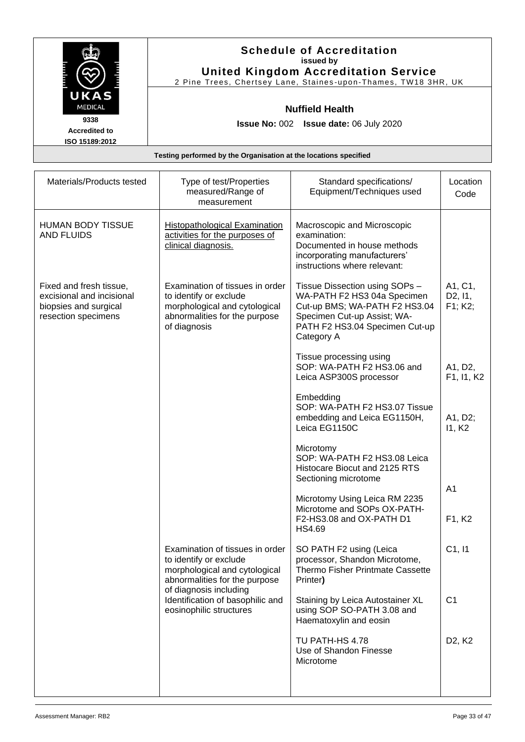# Schedule of Accreditation

**issued by**

**United Kingdom Accreditation Service**

2 Pine Trees, Chertsey Lane, Staines-upon-Thames, TW18 3HR, UK

UKAS MEDICAL
9338
Accredited to
ISO 15189:2012

**Nuffield Health**

**Issue No:** 002 **Issue date:** 06 July 2020

**Testing performed by the Organisation at the locations specified**

| Materials/Products tested | Type of test/Properties measured/Range of measurement | Standard specifications/ Equipment/Techniques used | Location Code |
|---|---|---|---|
| HUMAN BODY TISSUE AND FLUIDS | Histopathological Examination activities for the purposes of clinical diagnosis. | Macroscopic and Microscopic examination: Documented in house methods incorporating manufacturers' instructions where relevant: | |
| Fixed and fresh tissue, excisional and incisional biopsies and surgical resection specimens | Examination of tissues in order to identify or exclude morphological and cytological abnormalities for the purpose of diagnosis | Tissue Dissection using SOPs – WA-PATH F2 HS3 04a Specimen Cut-up BMS; WA-PATH F2 HS3.04 Specimen Cut-up Assist; WA-PATH F2 HS3.04 Specimen Cut-up Category A | A1, C1, D2, I1, F1; K2; |
| | | Tissue processing using SOP: WA-PATH F2 HS3.06 and Leica ASP300S processor | A1, D2, F1, I1, K2 |
| | | Embedding SOP: WA-PATH F2 HS3.07 Tissue embedding and Leica EG1150H, Leica EG1150C | A1, D2; I1, K2 |
| | | Microtomy SOP: WA-PATH F2 HS3.08 Leica Histocare Biocut and 2125 RTS Sectioning microtome | A1 |
| | | Microtomy Using Leica RM 2235 Microtome and SOPs OX-PATH-F2-HS3.08 and OX-PATH D1 HS4.69 | F1, K2 |
| | Examination of tissues in order to identify or exclude morphological and cytological abnormalities for the purpose of diagnosis including Identification of basophilic and eosinophilic structures | SO PATH F2 using (Leica processor, Shandon Microtome, Thermo Fisher Printmate Cassette Printer**)** | C1, I1 |
| | | Staining by Leica Autostainer XL using SOP SO-PATH 3.08 and Haematoxylin and eosin | C1 |
| | | TU PATH-HS 4.78 Use of Shandon Finesse Microtome | D2, K2 |

Assessment Manager: RB2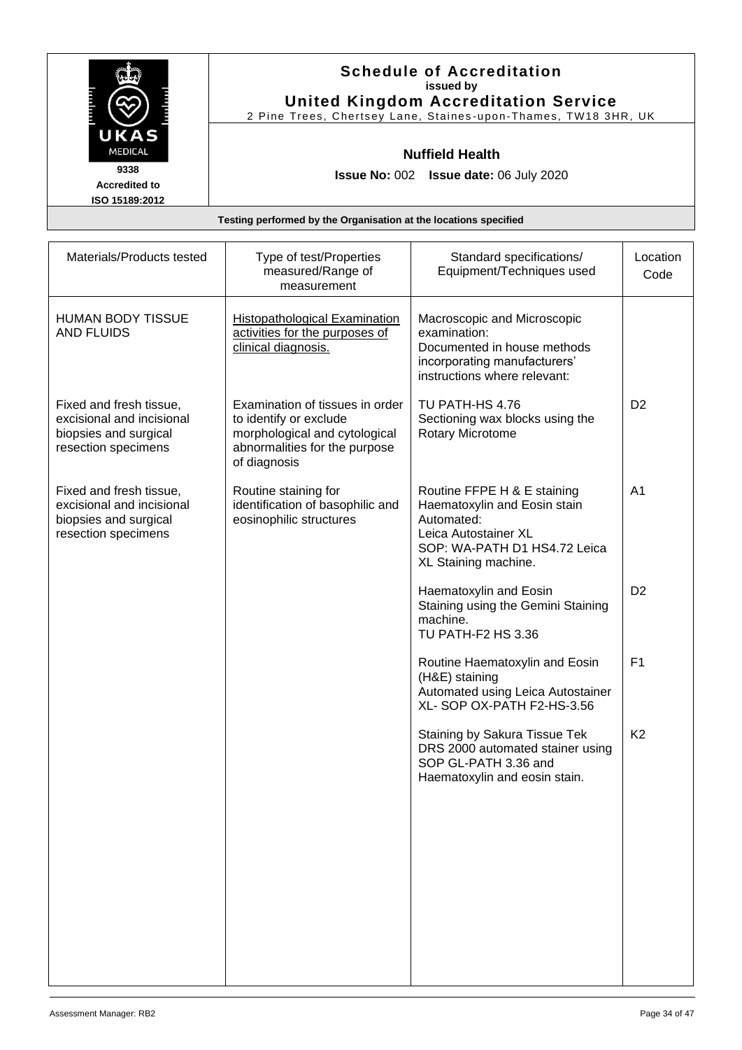# Schedule of Accreditation
issued by
**United Kingdom Accreditation Service**
2 Pine Trees, Chertsey Lane, Staines-upon-Thames, TW18 3HR, UK

**UKAS MEDICAL**
**9338**
**Accredited to ISO 15189:2012**

## Nuffield Health

**Issue No:** 002 **Issue date:** 06 July 2020

**Testing performed by the Organisation at the locations specified**

| Materials/Products tested | Type of test/Properties measured/Range of measurement | Standard specifications/ Equipment/Techniques used | Location Code |
|---|---|---|---|
| HUMAN BODY TISSUE AND FLUIDS | <u>Histopathological Examination activities for the purposes of clinical diagnosis.</u> | Macroscopic and Microscopic examination:<br>Documented in house methods incorporating manufacturers' instructions where relevant: | |
| Fixed and fresh tissue, excisional and incisional biopsies and surgical resection specimens | Examination of tissues in order to identify or exclude morphological and cytological abnormalities for the purpose of diagnosis | TU PATH-HS 4.76<br>Sectioning wax blocks using the Rotary Microtome | D2 |
| Fixed and fresh tissue, excisional and incisional biopsies and surgical resection specimens | Routine staining for identification of basophilic and eosinophilic structures | Routine FFPE H & E staining Haematoxylin and Eosin stain Automated:<br>Leica Autostainer XL<br>SOP: WA-PATH D1 HS4.72 Leica XL Staining machine. | A1 |
| | | Haematoxylin and Eosin Staining using the Gemini Staining machine.<br>TU PATH-F2 HS 3.36 | D2 |
| | | Routine Haematoxylin and Eosin (H&E) staining<br>Automated using Leica Autostainer XL- SOP OX-PATH F2-HS-3.56 | F1 |
| | | Staining by Sakura Tissue Tek DRS 2000 automated stainer using SOP GL-PATH 3.36 and Haematoxylin and eosin stain. | K2 |

Assessment Manager: RB2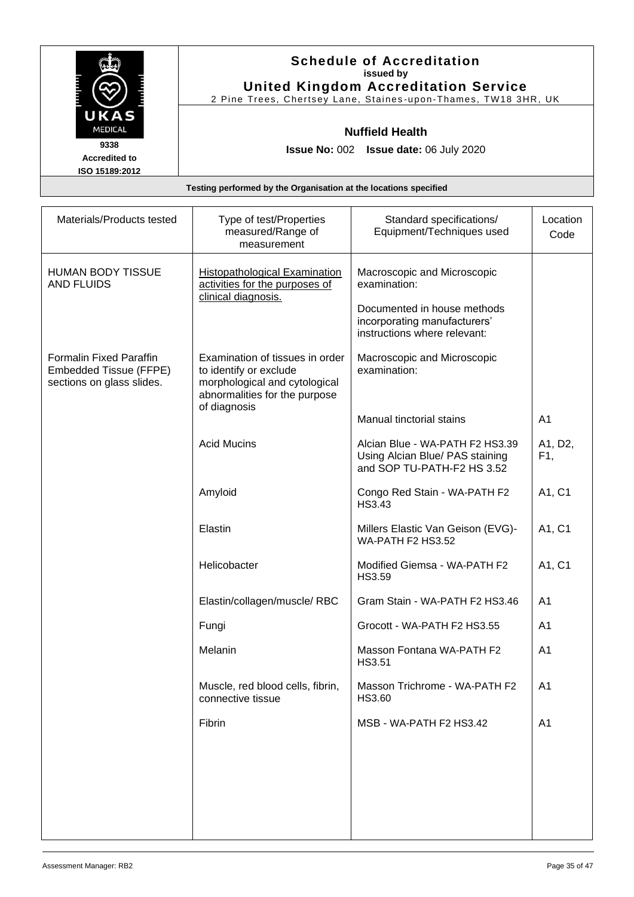**Schedule of Accreditation**
**issued by**
**United Kingdom Accreditation Service**
2 Pine Trees, Chertsey Lane, Staines-upon-Thames, TW18 3HR, UK

UKAS MEDICAL
9338
Accredited to
ISO 15189:2012

**Nuffield Health**

**Issue No:** 002 **Issue date:** 06 July 2020

**Testing performed by the Organisation at the locations specified**

| Materials/Products tested | Type of test/Properties measured/Range of measurement | Standard specifications/ Equipment/Techniques used | Location Code |
|---|---|---|---|
| HUMAN BODY TISSUE AND FLUIDS | Histopathological Examination activities for the purposes of clinical diagnosis. | Macroscopic and Microscopic examination:<br><br>Documented in house methods incorporating manufacturers' instructions where relevant: | |
| Formalin Fixed Paraffin Embedded Tissue (FFPE) sections on glass slides. | Examination of tissues in order to identify or exclude morphological and cytological abnormalities for the purpose of diagnosis | Macroscopic and Microscopic examination: | |
| | | Manual tinctorial stains | A1 |
| | Acid Mucins | Alcian Blue - WA-PATH F2 HS3.39 Using Alcian Blue/ PAS staining and SOP TU-PATH-F2 HS 3.52 | A1, D2, F1, |
| | Amyloid | Congo Red Stain - WA-PATH F2 HS3.43 | A1, C1 |
| | Elastin | Millers Elastic Van Geison (EVG)- WA-PATH F2 HS3.52 | A1, C1 |
| | Helicobacter | Modified Giemsa - WA-PATH F2 HS3.59 | A1, C1 |
| | Elastin/collagen/muscle/ RBC | Gram Stain - WA-PATH F2 HS3.46 | A1 |
| | Fungi | Grocott - WA-PATH F2 HS3.55 | A1 |
| | Melanin | Masson Fontana WA-PATH F2 HS3.51 | A1 |
| | Muscle, red blood cells, fibrin, connective tissue | Masson Trichrome - WA-PATH F2 HS3.60 | A1 |
| | Fibrin | MSB - WA-PATH F2 HS3.42 | A1 |

Assessment Manager: RB2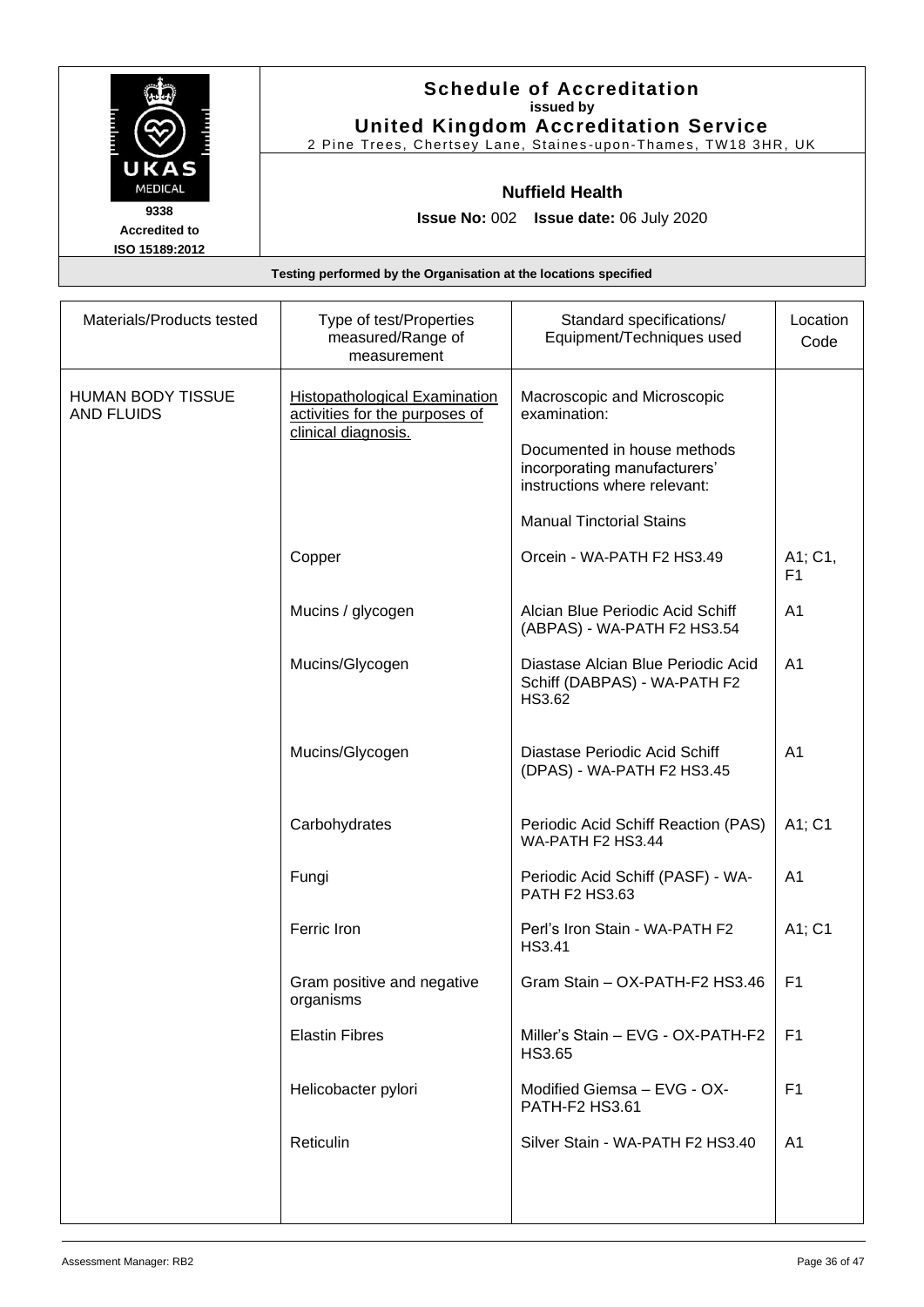# Schedule of Accreditation

issued by

**United Kingdom Accreditation Service**

2 Pine Trees, Chertsey Lane, Staines-upon-Thames, TW18 3HR, UK

UKAS MEDICAL

9338

Accredited to ISO 15189:2012

**Nuffield Health**

**Issue No:** 002 **Issue date:** 06 July 2020

**Testing performed by the Organisation at the locations specified**

| Materials/Products tested | Type of test/Properties measured/Range of measurement | Standard specifications/ Equipment/Techniques used | Location Code |
|---|---|---|---|
| HUMAN BODY TISSUE AND FLUIDS | Histopathological Examination activities for the purposes of clinical diagnosis. | Macroscopic and Microscopic examination:<br><br>Documented in house methods incorporating manufacturers' instructions where relevant:<br><br>Manual Tinctorial Stains | |
| | Copper | Orcein - WA-PATH F2 HS3.49 | A1; C1, F1 |
| | Mucins / glycogen | Alcian Blue Periodic Acid Schiff (ABPAS) - WA-PATH F2 HS3.54 | A1 |
| | Mucins/Glycogen | Diastase Alcian Blue Periodic Acid Schiff (DABPAS) - WA-PATH F2 HS3.62 | A1 |
| | Mucins/Glycogen | Diastase Periodic Acid Schiff (DPAS) - WA-PATH F2 HS3.45 | A1 |
| | Carbohydrates | Periodic Acid Schiff Reaction (PAS) WA-PATH F2 HS3.44 | A1; C1 |
| | Fungi | Periodic Acid Schiff (PASF) - WA-PATH F2 HS3.63 | A1 |
| | Ferric Iron | Perl's Iron Stain - WA-PATH F2 HS3.41 | A1; C1 |
| | Gram positive and negative organisms | Gram Stain – OX-PATH-F2 HS3.46 | F1 |
| | Elastin Fibres | Miller's Stain – EVG - OX-PATH-F2 HS3.65 | F1 |
| | Helicobacter pylori | Modified Giemsa – EVG - OX-PATH-F2 HS3.61 | F1 |
| | Reticulin | Silver Stain - WA-PATH F2 HS3.40 | A1 |

Assessment Manager: RB2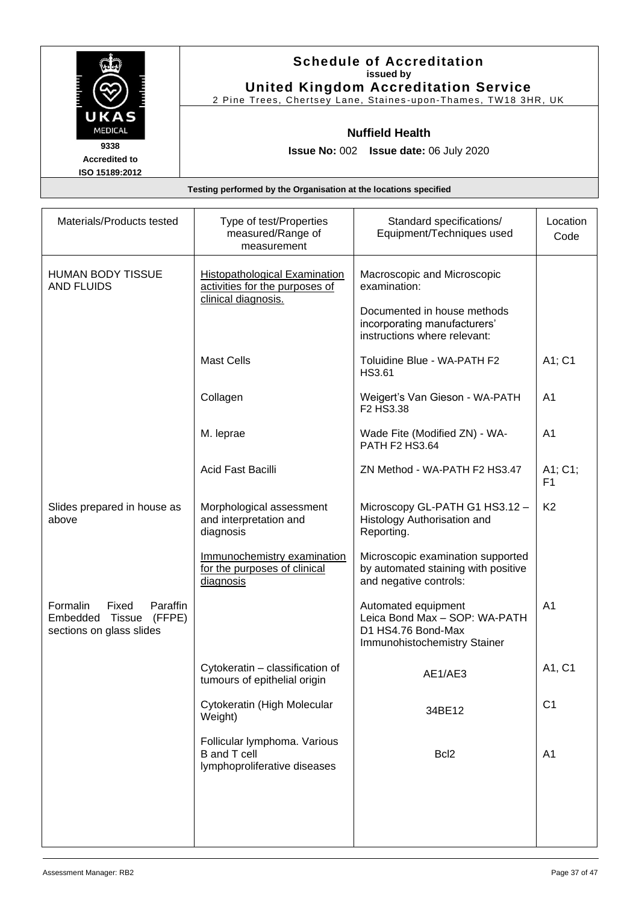**Schedule of Accreditation**
**issued by**
**United Kingdom Accreditation Service**
2 Pine Trees, Chertsey Lane, Staines-upon-Thames, TW18 3HR, UK

UKAS MEDICAL
**9338**
**Accredited to**
**ISO 15189:2012**

**Nuffield Health**

**Issue No:** 002 **Issue date:** 06 July 2020

**Testing performed by the Organisation at the locations specified**

| Materials/Products tested | Type of test/Properties measured/Range of measurement | Standard specifications/ Equipment/Techniques used | Location Code |
|---|---|---|---|
| HUMAN BODY TISSUE AND FLUIDS | Histopathological Examination activities for the purposes of clinical diagnosis. | Macroscopic and Microscopic examination: | |
| | | Documented in house methods incorporating manufacturers' instructions where relevant: | |
| | Mast Cells | Toluidine Blue - WA-PATH F2 HS3.61 | A1; C1 |
| | Collagen | Weigert's Van Gieson - WA-PATH F2 HS3.38 | A1 |
| | M. leprae | Wade Fite (Modified ZN) - WA-PATH F2 HS3.64 | A1 |
| | Acid Fast Bacilli | ZN Method - WA-PATH F2 HS3.47 | A1; C1; F1 |
| Slides prepared in house as above | Morphological assessment and interpretation and diagnosis | Microscopy GL-PATH G1 HS3.12 – Histology Authorisation and Reporting. | K2 |
| | Immunochemistry examination for the purposes of clinical diagnosis | Microscopic examination supported by automated staining with positive and negative controls: | |
| Formalin Fixed Paraffin Embedded Tissue (FFPE) sections on glass slides | | Automated equipment Leica Bond Max – SOP: WA-PATH D1 HS4.76 Bond-Max Immunohistochemistry Stainer | A1 |
| | Cytokeratin – classification of tumours of epithelial origin | AE1/AE3 | A1, C1 |
| | Cytokeratin (High Molecular Weight) | 34BE12 | C1 |
| | Follicular lymphoma. Various B and T cell lymphoproliferative diseases | Bcl2 | A1 |

Assessment Manager: RB2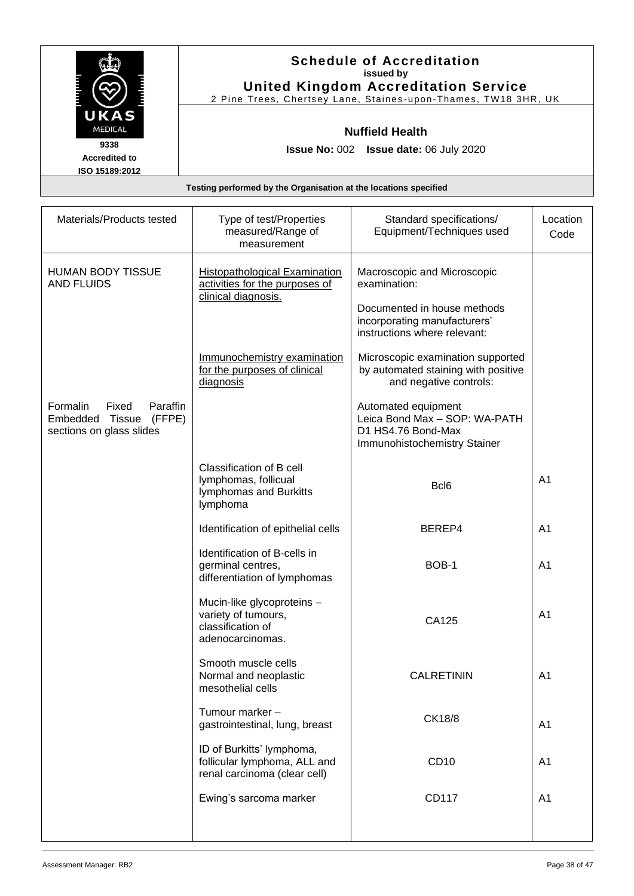# Schedule of Accreditation

**issued by**

**United Kingdom Accreditation Service**

2 Pine Trees, Chertsey Lane, Staines-upon-Thames, TW18 3HR, UK

9338
Accredited to
ISO 15189:2012

**Nuffield Health**

**Issue No:** 002 **Issue date:** 06 July 2020

**Testing performed by the Organisation at the locations specified**

| Materials/Products tested | Type of test/Properties measured/Range of measurement | Standard specifications/ Equipment/Techniques used | Location Code |
|---|---|---|---|
| HUMAN BODY TISSUE AND FLUIDS | Histopathological Examination activities for the purposes of clinical diagnosis. | Macroscopic and Microscopic examination:<br><br>Documented in house methods incorporating manufacturers' instructions where relevant: | |
| | Immunochemistry examination for the purposes of clinical diagnosis | Microscopic examination supported by automated staining with positive and negative controls: | |
| Formalin Fixed Paraffin Embedded Tissue (FFPE) sections on glass slides | | Automated equipment Leica Bond Max – SOP: WA-PATH D1 HS4.76 Bond-Max Immunohistochemistry Stainer | |
| | Classification of B cell lymphomas, follicual lymphomas and Burkitts lymphoma | Bcl6 | A1 |
| | Identification of epithelial cells | BEREP4 | A1 |
| | Identification of B-cells in germinal centres, differentiation of lymphomas | BOB-1 | A1 |
| | Mucin-like glycoproteins – variety of tumours, classification of adenocarcinomas. | CA125 | A1 |
| | Smooth muscle cells Normal and neoplastic mesothelial cells | CALRETININ | A1 |
| | Tumour marker – gastrointestinal, lung, breast | CK18/8 | A1 |
| | ID of Burkitts' lymphoma, follicular lymphoma, ALL and renal carcinoma (clear cell) | CD10 | A1 |
| | Ewing's sarcoma marker | CD117 | A1 |

Assessment Manager: RB2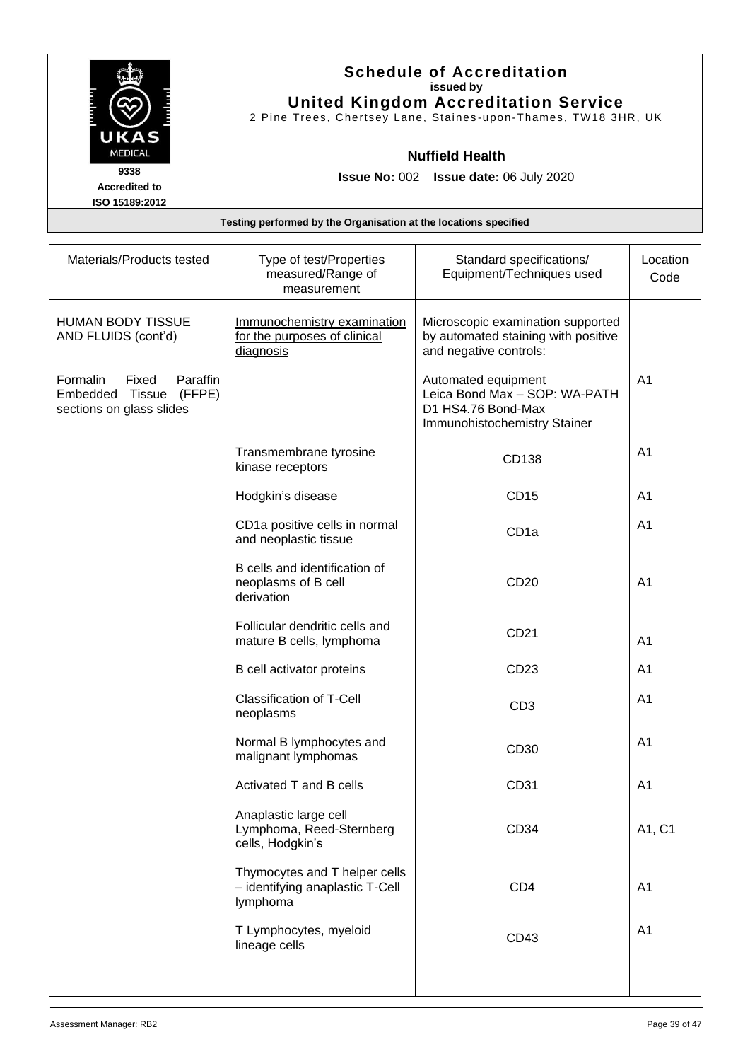## Schedule of Accreditation
issued by
**United Kingdom Accreditation Service**
2 Pine Trees, Chertsey Lane, Staines-upon-Thames, TW18 3HR, UK

UKAS MEDICAL
9338
Accredited to
ISO 15189:2012

**Nuffield Health**

**Issue No:** 002 **Issue date:** 06 July 2020

**Testing performed by the Organisation at the locations specified**

| Materials/Products tested | Type of test/Properties measured/Range of measurement | Standard specifications/ Equipment/Techniques used | Location Code |
|---|---|---|---|
| HUMAN BODY TISSUE AND FLUIDS (cont'd) | Immunochemistry examination for the purposes of clinical diagnosis | Microscopic examination supported by automated staining with positive and negative controls: | |
| Formalin Fixed Paraffin Embedded Tissue (FFPE) sections on glass slides | | Automated equipment Leica Bond Max – SOP: WA-PATH D1 HS4.76 Bond-Max Immunohistochemistry Stainer | A1 |
| | Transmembrane tyrosine kinase receptors | CD138 | A1 |
| | Hodgkin's disease | CD15 | A1 |
| | CD1a positive cells in normal and neoplastic tissue | CD1a | A1 |
| | B cells and identification of neoplasms of B cell derivation | CD20 | A1 |
| | Follicular dendritic cells and mature B cells, lymphoma | CD21 | A1 |
| | B cell activator proteins | CD23 | A1 |
| | Classification of T-Cell neoplasms | CD3 | A1 |
| | Normal B lymphocytes and malignant lymphomas | CD30 | A1 |
| | Activated T and B cells | CD31 | A1 |
| | Anaplastic large cell Lymphoma, Reed-Sternberg cells, Hodgkin's | CD34 | A1, C1 |
| | Thymocytes and T helper cells – identifying anaplastic T-Cell lymphoma | CD4 | A1 |
| | T Lymphocytes, myeloid lineage cells | CD43 | A1 |

Assessment Manager: RB2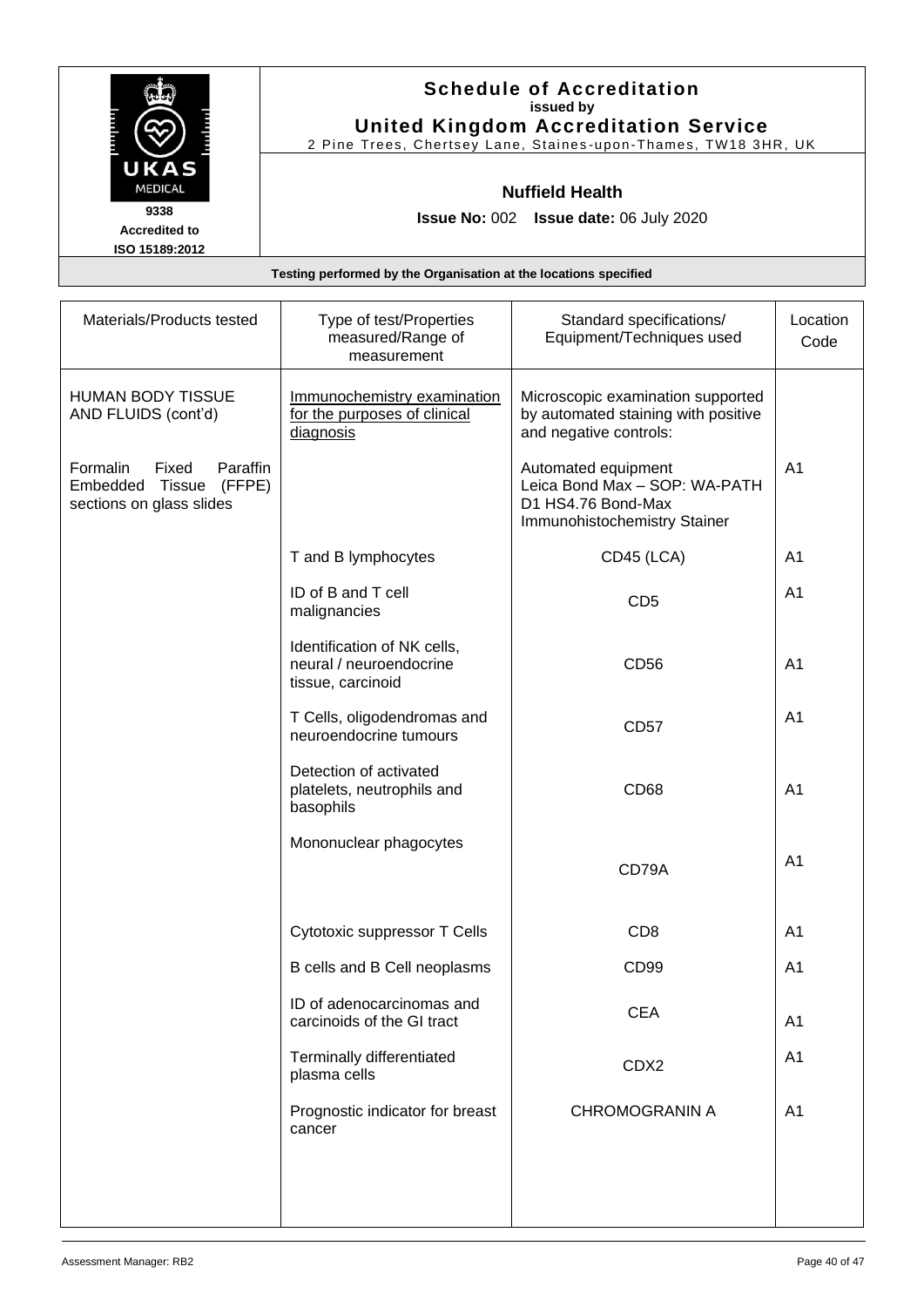# Schedule of Accreditation
issued by
**United Kingdom Accreditation Service**
2 Pine Trees, Chertsey Lane, Staines-upon-Thames, TW18 3HR, UK

9338
Accredited to
ISO 15189:2012

**Nuffield Health**

**Issue No:** 002 **Issue date:** 06 July 2020

**Testing performed by the Organisation at the locations specified**

| Materials/Products tested | Type of test/Properties measured/Range of measurement | Standard specifications/ Equipment/Techniques used | Location Code |
|---|---|---|---|
| HUMAN BODY TISSUE AND FLUIDS (cont'd) | Immunochemistry examination for the purposes of clinical diagnosis | Microscopic examination supported by automated staining with positive and negative controls: | |
| Formalin Fixed Paraffin Embedded Tissue (FFPE) sections on glass slides | | Automated equipment Leica Bond Max – SOP: WA-PATH D1 HS4.76 Bond-Max Immunohistochemistry Stainer | A1 |
| | T and B lymphocytes | CD45 (LCA) | A1 |
| | ID of B and T cell malignancies | CD5 | A1 |
| | Identification of NK cells, neural / neuroendocrine tissue, carcinoid | CD56 | A1 |
| | T Cells, oligodendromas and neuroendocrine tumours | CD57 | A1 |
| | Detection of activated platelets, neutrophils and basophils | CD68 | A1 |
| | Mononuclear phagocytes | CD79A | A1 |
| | Cytotoxic suppressor T Cells | CD8 | A1 |
| | B cells and B Cell neoplasms | CD99 | A1 |
| | ID of adenocarcinomas and carcinoids of the GI tract | CEA | A1 |
| | Terminally differentiated plasma cells | CDX2 | A1 |
| | Prognostic indicator for breast cancer | CHROMOGRANIN A | A1 |

Assessment Manager: RB2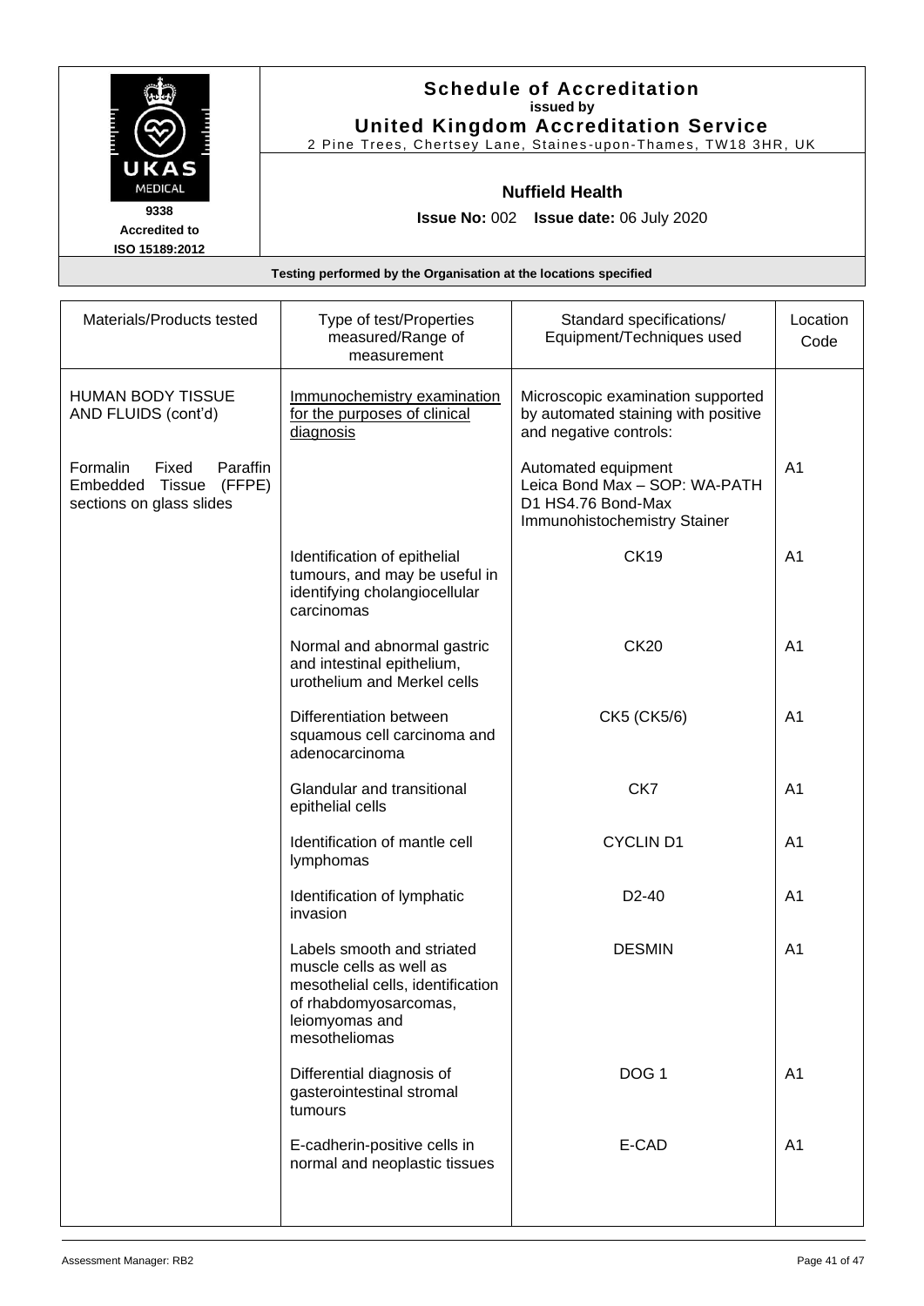**Schedule of Accreditation**
**issued by**
**United Kingdom Accreditation Service**
2 Pine Trees, Chertsey Lane, Staines-upon-Thames, TW18 3HR, UK

UKAS MEDICAL
**9338**
**Accredited to ISO 15189:2012**

**Nuffield Health**

**Issue No:** 002 **Issue date:** 06 July 2020

**Testing performed by the Organisation at the locations specified**

| Materials/Products tested | Type of test/Properties measured/Range of measurement | Standard specifications/ Equipment/Techniques used | Location Code |
|---|---|---|---|
| HUMAN BODY TISSUE AND FLUIDS (cont'd) | Immunochemistry examination for the purposes of clinical diagnosis | Microscopic examination supported by automated staining with positive and negative controls: | |
| Formalin Fixed Paraffin Embedded Tissue (FFPE) sections on glass slides | | Automated equipment Leica Bond Max – SOP: WA-PATH D1 HS4.76 Bond-Max Immunohistochemistry Stainer | A1 |
| | Identification of epithelial tumours, and may be useful in identifying cholangiocellular carcinomas | CK19 | A1 |
| | Normal and abnormal gastric and intestinal epithelium, urothelium and Merkel cells | CK20 | A1 |
| | Differentiation between squamous cell carcinoma and adenocarcinoma | CK5 (CK5/6) | A1 |
| | Glandular and transitional epithelial cells | CK7 | A1 |
| | Identification of mantle cell lymphomas | CYCLIN D1 | A1 |
| | Identification of lymphatic invasion | D2-40 | A1 |
| | Labels smooth and striated muscle cells as well as mesothelial cells, identification of rhabdomyosarcomas, leiomyomas and mesotheliomas | DESMIN | A1 |
| | Differential diagnosis of gasterointestinal stromal tumours | DOG 1 | A1 |
| | E-cadherin-positive cells in normal and neoplastic tissues | E-CAD | A1 |

Assessment Manager: RB2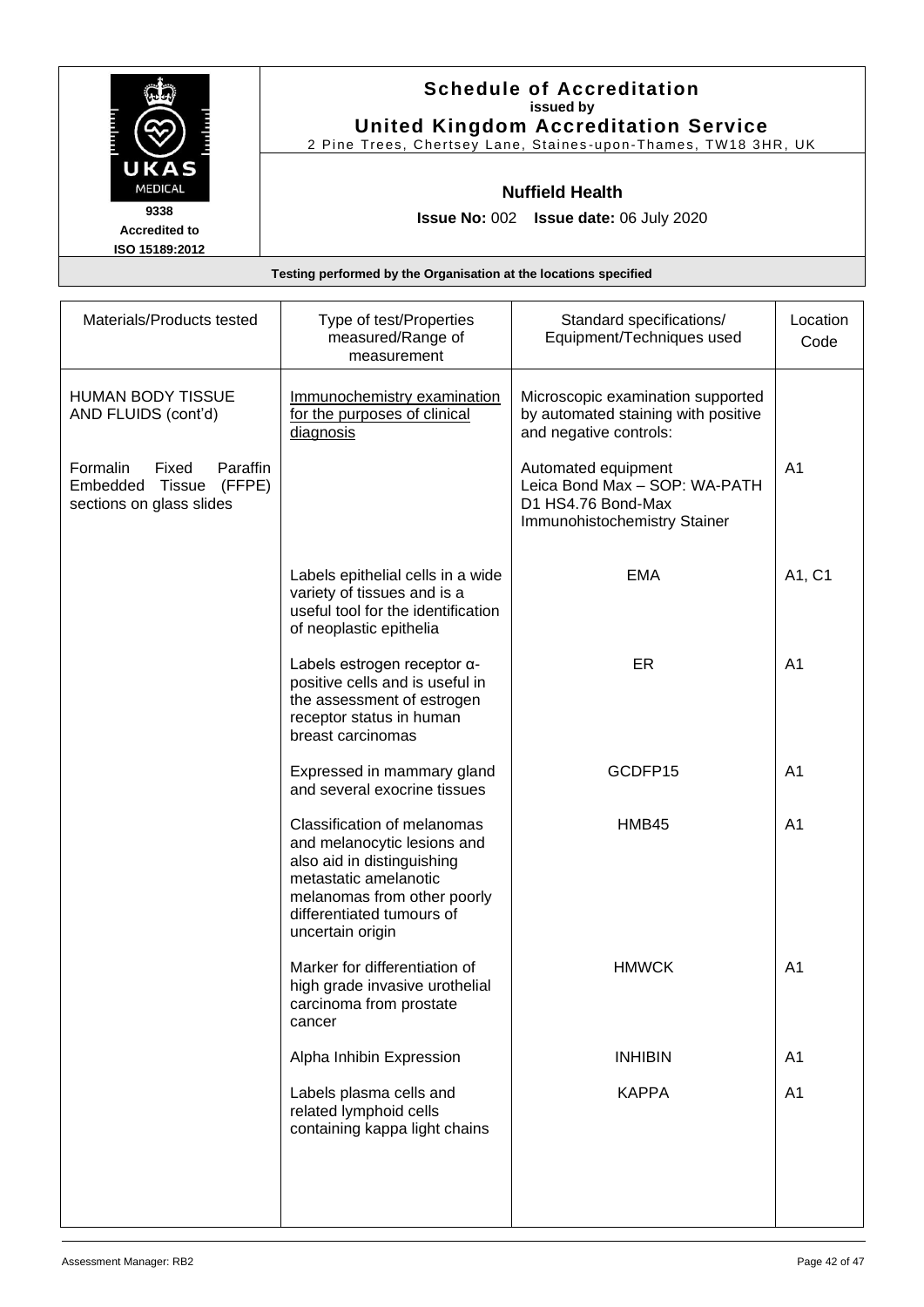# Schedule of Accreditation
**issued by**
**United Kingdom Accreditation Service**
2 Pine Trees, Chertsey Lane, Staines-upon-Thames, TW18 3HR, UK

UKAS MEDICAL
9338
Accredited to
ISO 15189:2012

**Nuffield Health**

**Issue No:** 002 **Issue date:** 06 July 2020

**Testing performed by the Organisation at the locations specified**

| Materials/Products tested | Type of test/Properties measured/Range of measurement | Standard specifications/ Equipment/Techniques used | Location Code |
|---|---|---|---|
| HUMAN BODY TISSUE AND FLUIDS (cont'd) | Immunochemistry examination for the purposes of clinical diagnosis | Microscopic examination supported by automated staining with positive and negative controls: | |
| Formalin Fixed Paraffin Embedded Tissue (FFPE) sections on glass slides | | Automated equipment Leica Bond Max – SOP: WA-PATH D1 HS4.76 Bond-Max Immunohistochemistry Stainer | A1 |
| | Labels epithelial cells in a wide variety of tissues and is a useful tool for the identification of neoplastic epithelia | EMA | A1, C1 |
| | Labels estrogen receptor α-positive cells and is useful in the assessment of estrogen receptor status in human breast carcinomas | ER | A1 |
| | Expressed in mammary gland and several exocrine tissues | GCDFP15 | A1 |
| | Classification of melanomas and melanocytic lesions and also aid in distinguishing metastatic amelanotic melanomas from other poorly differentiated tumours of uncertain origin | HMB45 | A1 |
| | Marker for differentiation of high grade invasive urothelial carcinoma from prostate cancer | HMWCK | A1 |
| | Alpha Inhibin Expression | INHIBIN | A1 |
| | Labels plasma cells and related lymphoid cells containing kappa light chains | KAPPA | A1 |

Assessment Manager: RB2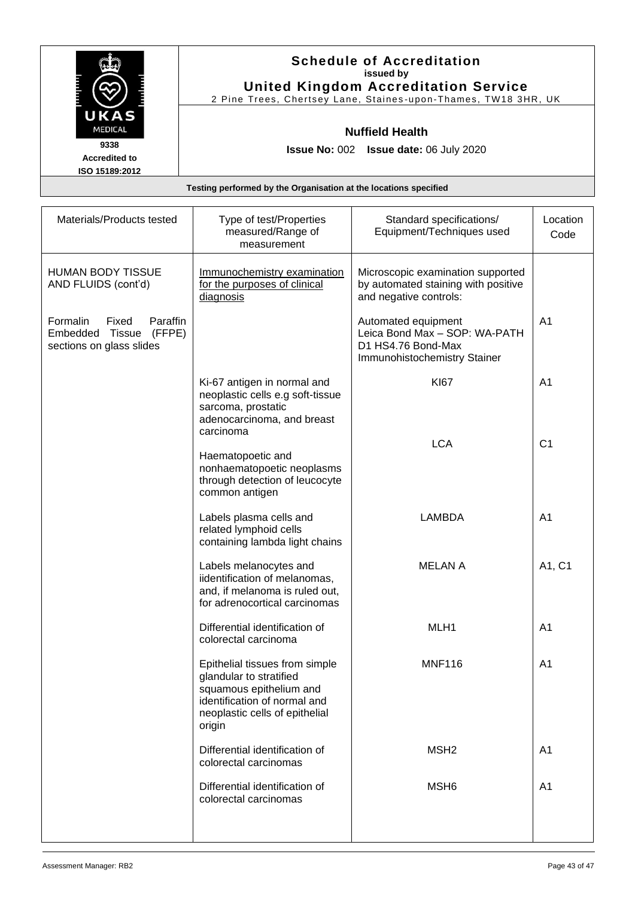**Schedule of Accreditation**
**issued by**
**United Kingdom Accreditation Service**
2 Pine Trees, Chertsey Lane, Staines-upon-Thames, TW18 3HR, UK

UKAS MEDICAL
**9338**
**Accredited to ISO 15189:2012**

**Nuffield Health**

**Issue No:** 002 **Issue date:** 06 July 2020

**Testing performed by the Organisation at the locations specified**

| Materials/Products tested | Type of test/Properties measured/Range of measurement | Standard specifications/ Equipment/Techniques used | Location Code |
|---|---|---|---|
| HUMAN BODY TISSUE AND FLUIDS (cont'd) | Immunochemistry examination for the purposes of clinical diagnosis | Microscopic examination supported by automated staining with positive and negative controls: | |
| Formalin Fixed Paraffin Embedded Tissue (FFPE) sections on glass slides | | Automated equipment Leica Bond Max – SOP: WA-PATH D1 HS4.76 Bond-Max Immunohistochemistry Stainer | A1 |
| | Ki-67 antigen in normal and neoplastic cells e.g soft-tissue sarcoma, prostatic adenocarcinoma, and breast carcinoma | KI67 | A1 |
| | Haematopoetic and nonhaematopoetic neoplasms through detection of leucocyte common antigen | LCA | C1 |
| | Labels plasma cells and related lymphoid cells containing lambda light chains | LAMBDA | A1 |
| | Labels melanocytes and iidentification of melanomas, and, if melanoma is ruled out, for adrenocortical carcinomas | MELAN A | A1, C1 |
| | Differential identification of colorectal carcinoma | MLH1 | A1 |
| | Epithelial tissues from simple glandular to stratified squamous epithelium and identification of normal and neoplastic cells of epithelial origin | MNF116 | A1 |
| | Differential identification of colorectal carcinomas | MSH2 | A1 |
| | Differential identification of colorectal carcinomas | MSH6 | A1 |

Assessment Manager: RB2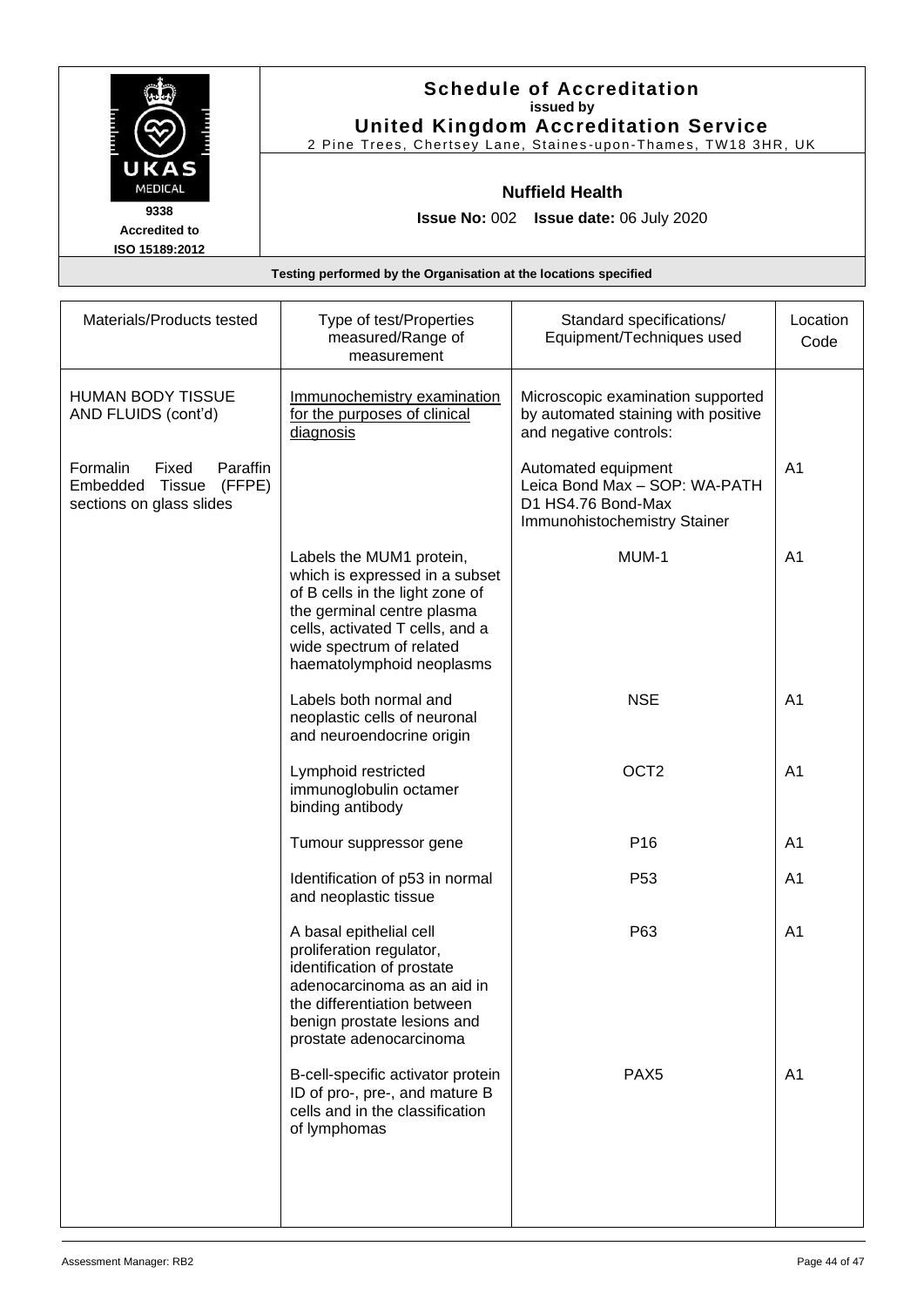**Schedule of Accreditation**
**issued by**
**United Kingdom Accreditation Service**
2 Pine Trees, Chertsey Lane, Staines-upon-Thames, TW18 3HR, UK

UKAS MEDICAL
**9338**
**Accredited to ISO 15189:2012**

**Nuffield Health**

**Issue No:** 002 **Issue date:** 06 July 2020

**Testing performed by the Organisation at the locations specified**

| Materials/Products tested | Type of test/Properties measured/Range of measurement | Standard specifications/ Equipment/Techniques used | Location Code |
|---|---|---|---|
| HUMAN BODY TISSUE AND FLUIDS (cont'd) | Immunochemistry examination for the purposes of clinical diagnosis | Microscopic examination supported by automated staining with positive and negative controls: | |
| Formalin Fixed Paraffin Embedded Tissue (FFPE) sections on glass slides | | Automated equipment Leica Bond Max – SOP: WA-PATH D1 HS4.76 Bond-Max Immunohistochemistry Stainer | A1 |
| | Labels the MUM1 protein, which is expressed in a subset of B cells in the light zone of the germinal centre plasma cells, activated T cells, and a wide spectrum of related haematolymphoid neoplasms | MUM-1 | A1 |
| | Labels both normal and neoplastic cells of neuronal and neuroendocrine origin | NSE | A1 |
| | Lymphoid restricted immunoglobulin octamer binding antibody | OCT2 | A1 |
| | Tumour suppressor gene | P16 | A1 |
| | Identification of p53 in normal and neoplastic tissue | P53 | A1 |
| | A basal epithelial cell proliferation regulator, identification of prostate adenocarcinoma as an aid in the differentiation between benign prostate lesions and prostate adenocarcinoma | P63 | A1 |
| | B-cell-specific activator protein ID of pro-, pre-, and mature B cells and in the classification of lymphomas | PAX5 | A1 |

Assessment Manager: RB2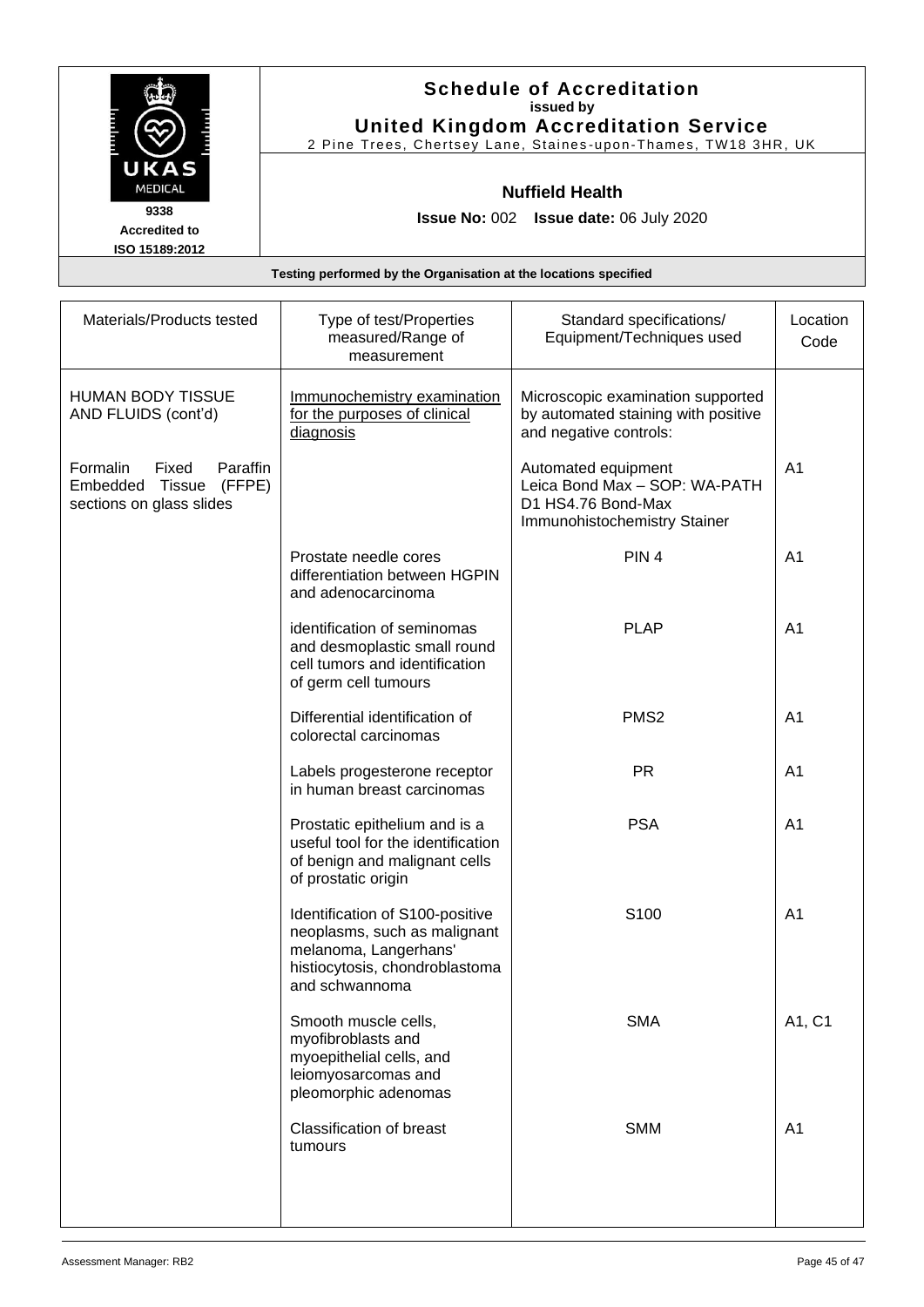# Schedule of Accreditation

issued by

**United Kingdom Accreditation Service**

2 Pine Trees, Chertsey Lane, Staines-upon-Thames, TW18 3HR, UK

UKAS MEDICAL

9338

Accredited to ISO 15189:2012

**Nuffield Health**

**Issue No:** 002 **Issue date:** 06 July 2020

**Testing performed by the Organisation at the locations specified**

| Materials/Products tested | Type of test/Properties measured/Range of measurement | Standard specifications/ Equipment/Techniques used | Location Code |
|---|---|---|---|
| HUMAN BODY TISSUE AND FLUIDS (cont'd) | Immunochemistry examination for the purposes of clinical diagnosis | Microscopic examination supported by automated staining with positive and negative controls: | |
| Formalin Fixed Paraffin Embedded Tissue (FFPE) sections on glass slides | | Automated equipment Leica Bond Max – SOP: WA-PATH D1 HS4.76 Bond-Max Immunohistochemistry Stainer | A1 |
| | Prostate needle cores differentiation between HGPIN and adenocarcinoma | PIN 4 | A1 |
| | identification of seminomas and desmoplastic small round cell tumors and identification of germ cell tumours | PLAP | A1 |
| | Differential identification of colorectal carcinomas | PMS2 | A1 |
| | Labels progesterone receptor in human breast carcinomas | PR | A1 |
| | Prostatic epithelium and is a useful tool for the identification of benign and malignant cells of prostatic origin | PSA | A1 |
| | Identification of S100-positive neoplasms, such as malignant melanoma, Langerhans' histiocytosis, chondroblastoma and schwannoma | S100 | A1 |
| | Smooth muscle cells, myofibroblasts and myoepithelial cells, and leiomyosarcomas and pleomorphic adenomas | SMA | A1, C1 |
| | Classification of breast tumours | SMM | A1 |

Assessment Manager: RB2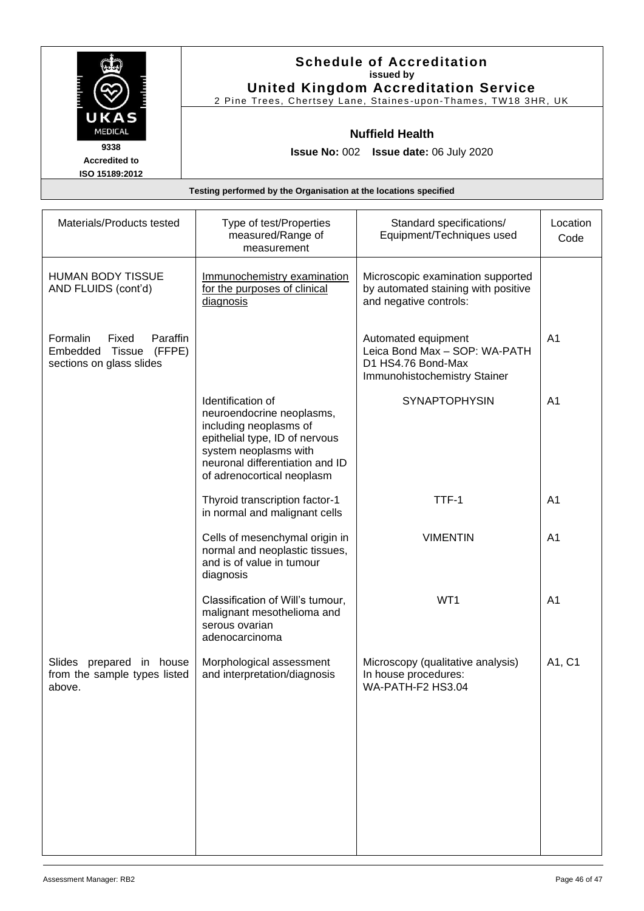**Schedule of Accreditation**
**issued by**
**United Kingdom Accreditation Service**
2 Pine Trees, Chertsey Lane, Staines-upon-Thames, TW18 3HR, UK

UKAS MEDICAL
9338
Accredited to
ISO 15189:2012

**Nuffield Health**

**Issue No:** 002 **Issue date:** 06 July 2020

**Testing performed by the Organisation at the locations specified**

| Materials/Products tested | Type of test/Properties measured/Range of measurement | Standard specifications/ Equipment/Techniques used | Location Code |
|---|---|---|---|
| HUMAN BODY TISSUE AND FLUIDS (cont'd) | Immunochemistry examination for the purposes of clinical diagnosis | Microscopic examination supported by automated staining with positive and negative controls: | |
| Formalin Fixed Paraffin Embedded Tissue (FFPE) sections on glass slides | | Automated equipment Leica Bond Max – SOP: WA-PATH D1 HS4.76 Bond-Max Immunohistochemistry Stainer | A1 |
| | Identification of neuroendocrine neoplasms, including neoplasms of epithelial type, ID of nervous system neoplasms with neuronal differentiation and ID of adrenocortical neoplasm | SYNAPTOPHYSIN | A1 |
| | Thyroid transcription factor-1 in normal and malignant cells | TTF-1 | A1 |
| | Cells of mesenchymal origin in normal and neoplastic tissues, and is of value in tumour diagnosis | VIMENTIN | A1 |
| | Classification of Will's tumour, malignant mesothelioma and serous ovarian adenocarcinoma | WT1 | A1 |
| Slides prepared in house from the sample types listed above. | Morphological assessment and interpretation/diagnosis | Microscopy (qualitative analysis) In house procedures: WA-PATH-F2 HS3.04 | A1, C1 |

Assessment Manager: RB2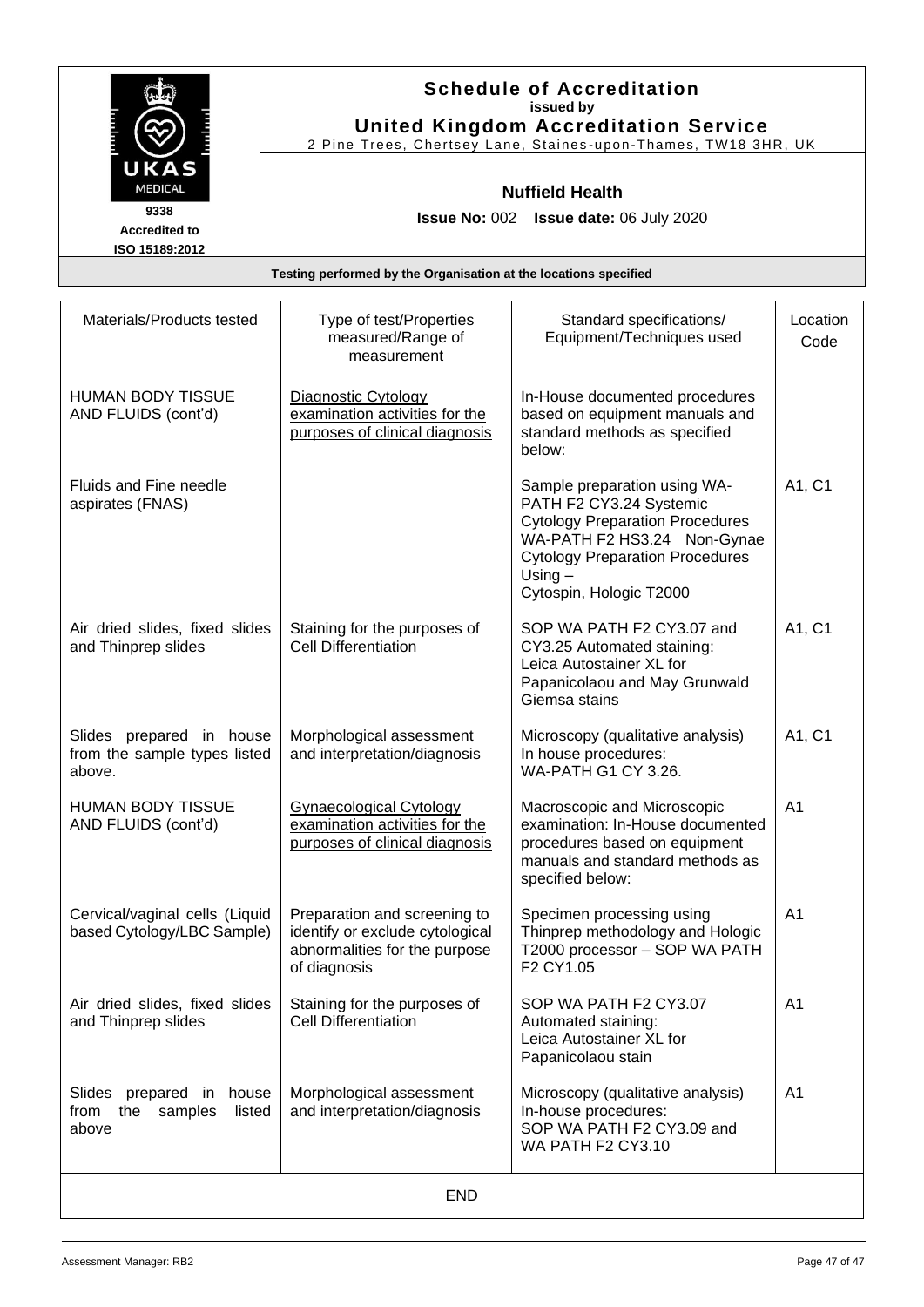# Schedule of Accreditation

**issued by**

**United Kingdom Accreditation Service**

2 Pine Trees, Chertsey Lane, Staines-upon-Thames, TW18 3HR, UK

UKAS MEDICAL

**9338**

**Accredited to ISO 15189:2012**

**Nuffield Health**

**Issue No:** 002 **Issue date:** 06 July 2020

**Testing performed by the Organisation at the locations specified**

| Materials/Products tested | Type of test/Properties measured/Range of measurement | Standard specifications/ Equipment/Techniques used | Location Code |
|---|---|---|---|
| HUMAN BODY TISSUE AND FLUIDS (cont'd) | Diagnostic Cytology examination activities for the purposes of clinical diagnosis | In-House documented procedures based on equipment manuals and standard methods as specified below: | |
| Fluids and Fine needle aspirates (FNAS) | | Sample preparation using WA-PATH F2 CY3.24 Systemic Cytology Preparation Procedures WA-PATH F2 HS3.24 Non-Gynae Cytology Preparation Procedures Using – Cytospin, Hologic T2000 | A1, C1 |
| Air dried slides, fixed slides and Thinprep slides | Staining for the purposes of Cell Differentiation | SOP WA PATH F2 CY3.07 and CY3.25 Automated staining: Leica Autostainer XL for Papanicolaou and May Grunwald Giemsa stains | A1, C1 |
| Slides prepared in house from the sample types listed above. | Morphological assessment and interpretation/diagnosis | Microscopy (qualitative analysis) In house procedures: WA-PATH G1 CY 3.26. | A1, C1 |
| HUMAN BODY TISSUE AND FLUIDS (cont'd) | Gynaecological Cytology examination activities for the purposes of clinical diagnosis | Macroscopic and Microscopic examination: In-House documented procedures based on equipment manuals and standard methods as specified below: | A1 |
| Cervical/vaginal cells (Liquid based Cytology/LBC Sample) | Preparation and screening to identify or exclude cytological abnormalities for the purpose of diagnosis | Specimen processing using Thinprep methodology and Hologic T2000 processor – SOP WA PATH F2 CY1.05 | A1 |
| Air dried slides, fixed slides and Thinprep slides | Staining for the purposes of Cell Differentiation | SOP WA PATH F2 CY3.07 Automated staining: Leica Autostainer XL for Papanicolaou stain | A1 |
| Slides prepared in house from the samples listed above | Morphological assessment and interpretation/diagnosis | Microscopy (qualitative analysis) In-house procedures: SOP WA PATH F2 CY3.09 and WA PATH F2 CY3.10 | A1 |

END

Assessment Manager: RB2